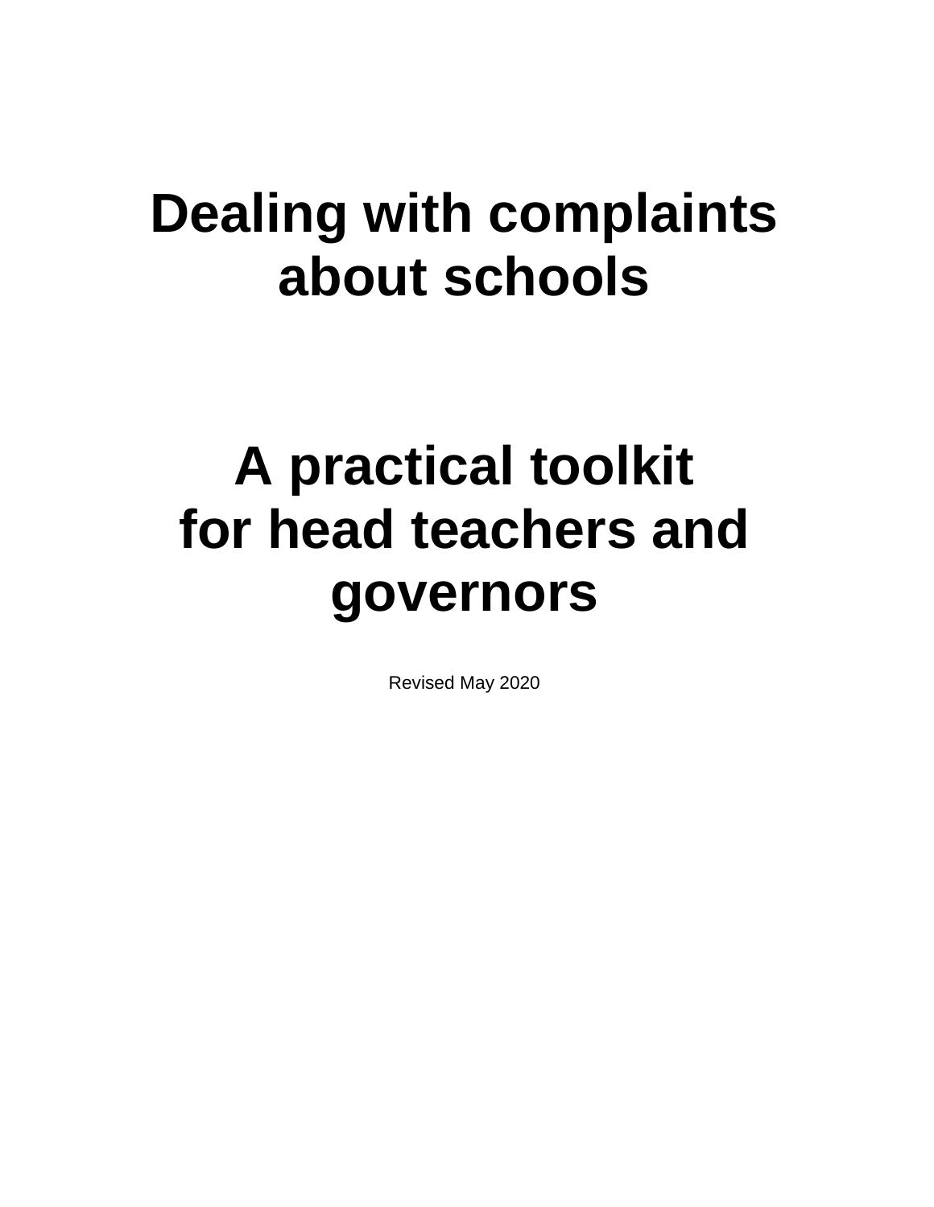# Dealing with complaints about schools

# A practical toolkit for head teachers and governors

Revised May 2020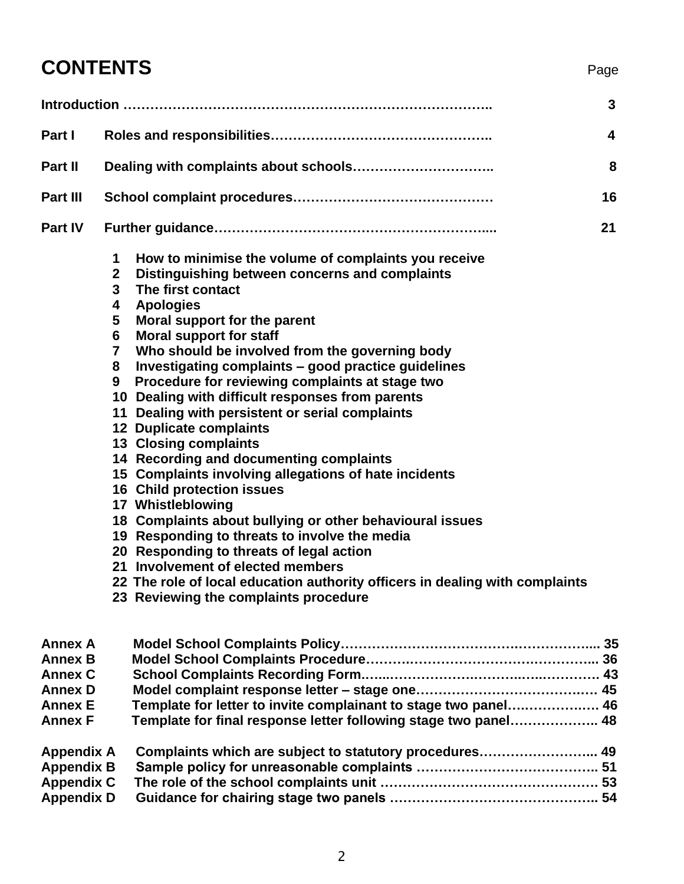# CONTENTS

| | | Page |
|---|---|---|
| **Introduction** | | **3** |
| **Part I** | **Roles and responsibilities** | **4** |
| **Part II** | **Dealing with complaints about schools** | **8** |
| **Part III** | **School complaint procedures** | **16** |
| **Part IV** | **Further guidance** | **21** |

1. **How to minimise the volume of complaints you receive**
2. **Distinguishing between concerns and complaints**
3. **The first contact**
4. **Apologies**
5. **Moral support for the parent**
6. **Moral support for staff**
7. **Who should be involved from the governing body**
8. **Investigating complaints – good practice guidelines**
9. **Procedure for reviewing complaints at stage two**
10. **Dealing with difficult responses from parents**
11. **Dealing with persistent or serial complaints**
12. **Duplicate complaints**
13. **Closing complaints**
14. **Recording and documenting complaints**
15. **Complaints involving allegations of hate incidents**
16. **Child protection issues**
17. **Whistleblowing**
18. **Complaints about bullying or other behavioural issues**
19. **Responding to threats to involve the media**
20. **Responding to threats of legal action**
21. **Involvement of elected members**
22. **The role of local education authority officers in dealing with complaints**
23. **Reviewing the complaints procedure**

| | | |
|---|---|---|
| **Annex A** | **Model School Complaints Policy** | **35** |
| **Annex B** | **Model School Complaints Procedure** | **36** |
| **Annex C** | **School Complaints Recording Form** | **43** |
| **Annex D** | **Model complaint response letter – stage one** | **45** |
| **Annex E** | **Template for letter to invite complainant to stage two panel** | **46** |
| **Annex F** | **Template for final response letter following stage two panel** | **48** |
| **Appendix A** | **Complaints which are subject to statutory procedures** | **49** |
| **Appendix B** | **Sample policy for unreasonable complaints** | **51** |
| **Appendix C** | **The role of the school complaints unit** | **53** |
| **Appendix D** | **Guidance for chairing stage two panels** | **54** |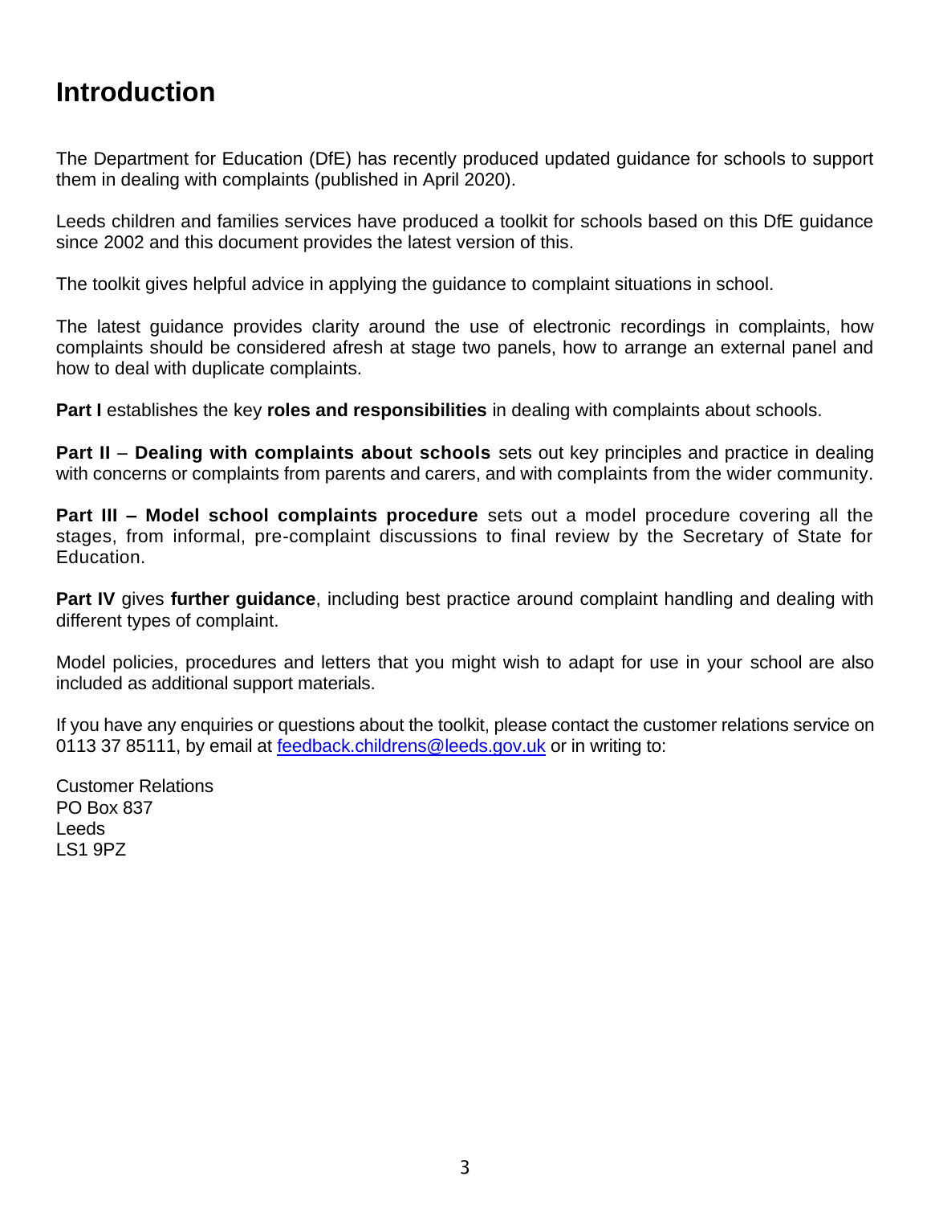# Introduction

The Department for Education (DfE) has recently produced updated guidance for schools to support them in dealing with complaints (published in April 2020).

Leeds children and families services have produced a toolkit for schools based on this DfE guidance since 2002 and this document provides the latest version of this.

The toolkit gives helpful advice in applying the guidance to complaint situations in school.

The latest guidance provides clarity around the use of electronic recordings in complaints, how complaints should be considered afresh at stage two panels, how to arrange an external panel and how to deal with duplicate complaints.

**Part I** establishes the key **roles and responsibilities** in dealing with complaints about schools.

**Part II** – **Dealing with complaints about schools** sets out key principles and practice in dealing with concerns or complaints from parents and carers, and with complaints from the wider community.

**Part III – Model school complaints procedure** sets out a model procedure covering all the stages, from informal, pre-complaint discussions to final review by the Secretary of State for Education.

**Part IV** gives **further guidance**, including best practice around complaint handling and dealing with different types of complaint.

Model policies, procedures and letters that you might wish to adapt for use in your school are also included as additional support materials.

If you have any enquiries or questions about the toolkit, please contact the customer relations service on 0113 37 85111, by email at feedback.childrens@leeds.gov.uk or in writing to:

Customer Relations
PO Box 837
Leeds
LS1 9PZ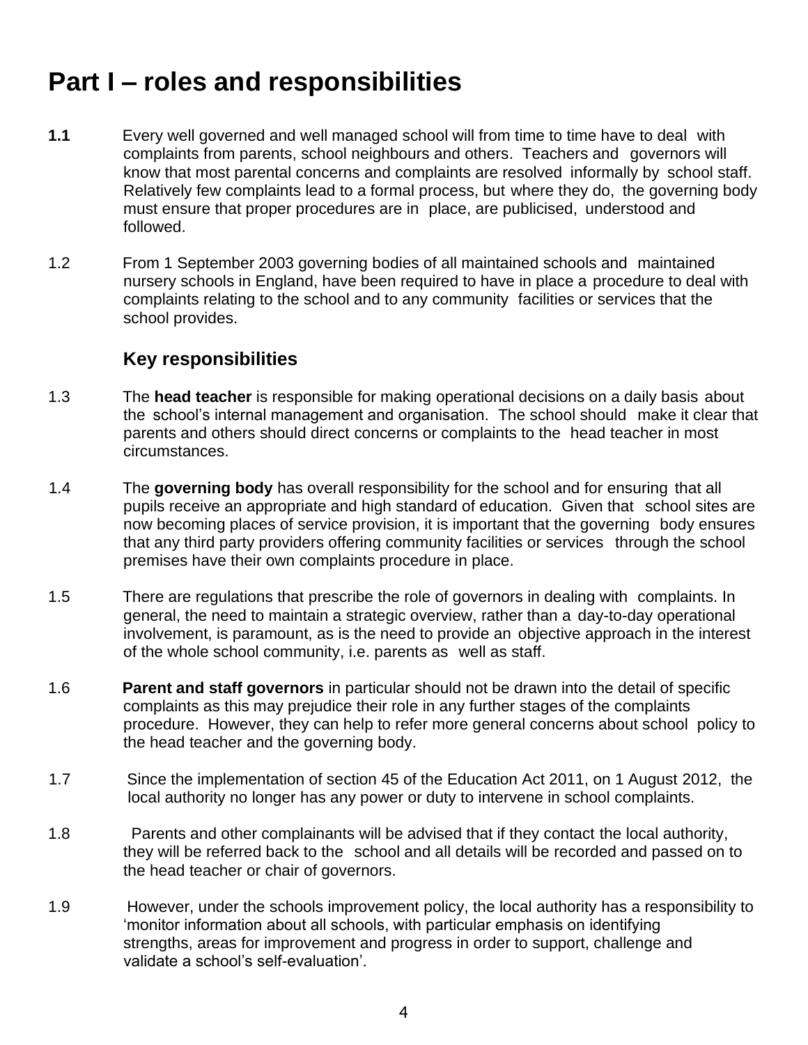# Part I – roles and responsibilities

**1.1** Every well governed and well managed school will from time to time have to deal with complaints from parents, school neighbours and others. Teachers and governors will know that most parental concerns and complaints are resolved informally by school staff. Relatively few complaints lead to a formal process, but where they do, the governing body must ensure that proper procedures are in place, are publicised, understood and followed.

1.2 From 1 September 2003 governing bodies of all maintained schools and maintained nursery schools in England, have been required to have in place a procedure to deal with complaints relating to the school and to any community facilities or services that the school provides.

## Key responsibilities

1.3 The **head teacher** is responsible for making operational decisions on a daily basis about the school's internal management and organisation. The school should make it clear that parents and others should direct concerns or complaints to the head teacher in most circumstances.

1.4 The **governing body** has overall responsibility for the school and for ensuring that all pupils receive an appropriate and high standard of education. Given that school sites are now becoming places of service provision, it is important that the governing body ensures that any third party providers offering community facilities or services through the school premises have their own complaints procedure in place.

1.5 There are regulations that prescribe the role of governors in dealing with complaints. In general, the need to maintain a strategic overview, rather than a day-to-day operational involvement, is paramount, as is the need to provide an objective approach in the interest of the whole school community, i.e. parents as well as staff.

1.6 **Parent and staff governors** in particular should not be drawn into the detail of specific complaints as this may prejudice their role in any further stages of the complaints procedure. However, they can help to refer more general concerns about school policy to the head teacher and the governing body.

1.7 Since the implementation of section 45 of the Education Act 2011, on 1 August 2012, the local authority no longer has any power or duty to intervene in school complaints.

1.8 Parents and other complainants will be advised that if they contact the local authority, they will be referred back to the school and all details will be recorded and passed on to the head teacher or chair of governors.

1.9 However, under the schools improvement policy, the local authority has a responsibility to 'monitor information about all schools, with particular emphasis on identifying strengths, areas for improvement and progress in order to support, challenge and validate a school's self-evaluation'.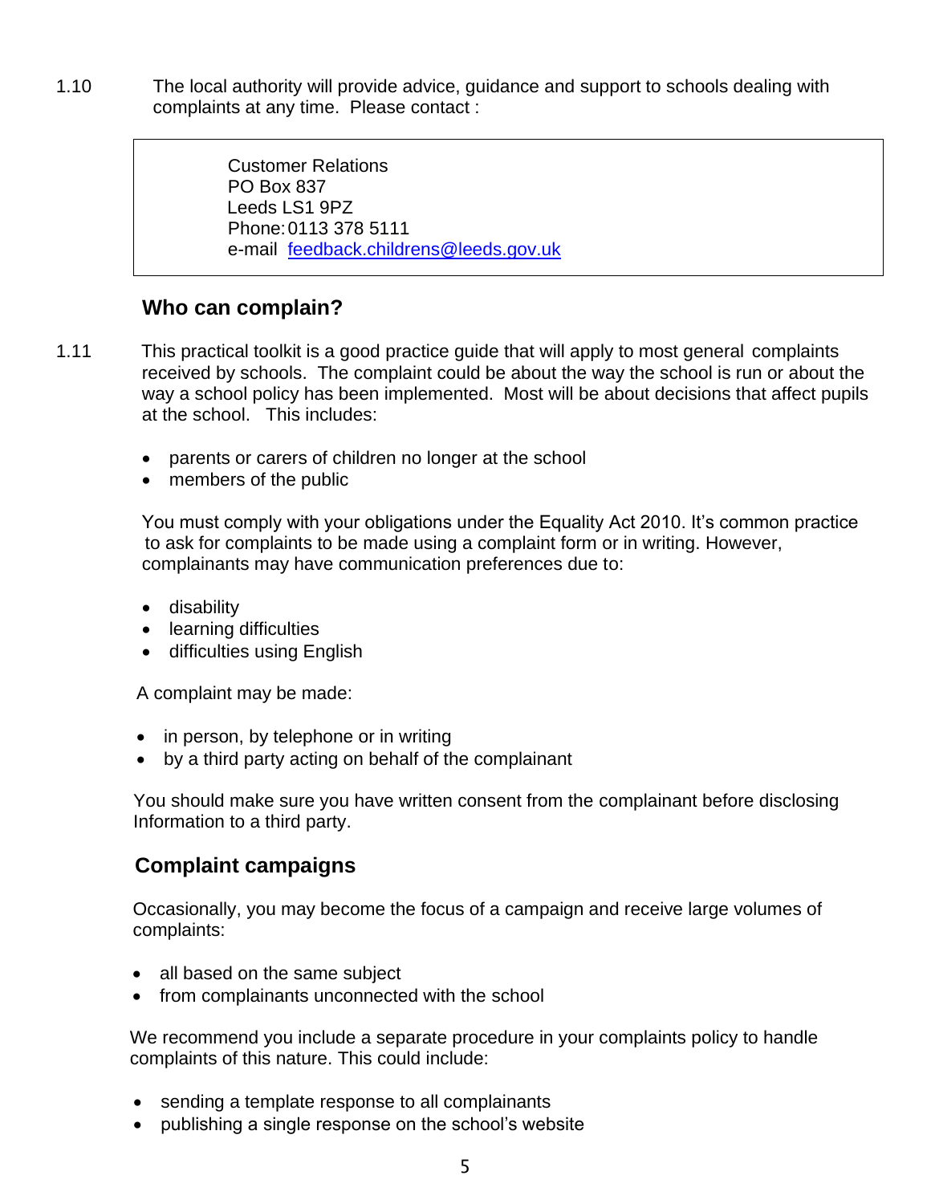1.10 The local authority will provide advice, guidance and support to schools dealing with complaints at any time. Please contact :

> Customer Relations
> PO Box 837
> Leeds LS1 9PZ
> Phone: 0113 378 5111
> e-mail [feedback.childrens@leeds.gov.uk](mailto:feedback.childrens@leeds.gov.uk)

## Who can complain?

1.11 This practical toolkit is a good practice guide that will apply to most general complaints received by schools. The complaint could be about the way the school is run or about the way a school policy has been implemented. Most will be about decisions that affect pupils at the school. This includes:

- parents or carers of children no longer at the school
- members of the public

You must comply with your obligations under the Equality Act 2010. It's common practice to ask for complaints to be made using a complaint form or in writing. However, complainants may have communication preferences due to:

- disability
- learning difficulties
- difficulties using English

A complaint may be made:

- in person, by telephone or in writing
- by a third party acting on behalf of the complainant

You should make sure you have written consent from the complainant before disclosing Information to a third party.

## Complaint campaigns

Occasionally, you may become the focus of a campaign and receive large volumes of complaints:

- all based on the same subject
- from complainants unconnected with the school

We recommend you include a separate procedure in your complaints policy to handle complaints of this nature. This could include:

- sending a template response to all complainants
- publishing a single response on the school's website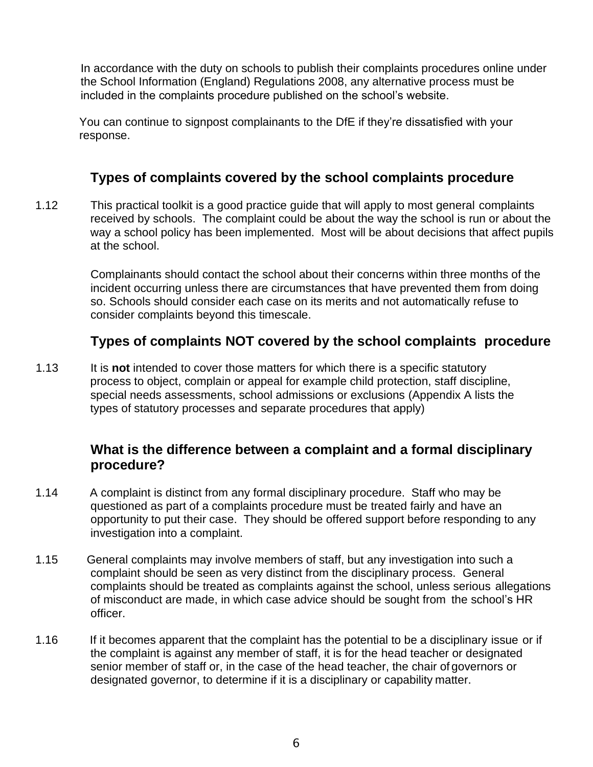In accordance with the duty on schools to publish their complaints procedures online under the School Information (England) Regulations 2008, any alternative process must be included in the complaints procedure published on the school's website.

You can continue to signpost complainants to the DfE if they're dissatisfied with your response.

## Types of complaints covered by the school complaints procedure

1.12 This practical toolkit is a good practice guide that will apply to most general complaints received by schools. The complaint could be about the way the school is run or about the way a school policy has been implemented. Most will be about decisions that affect pupils at the school.

Complainants should contact the school about their concerns within three months of the incident occurring unless there are circumstances that have prevented them from doing so. Schools should consider each case on its merits and not automatically refuse to consider complaints beyond this timescale.

## Types of complaints NOT covered by the school complaints procedure

1.13 It is **not** intended to cover those matters for which there is a specific statutory process to object, complain or appeal for example child protection, staff discipline, special needs assessments, school admissions or exclusions (Appendix A lists the types of statutory processes and separate procedures that apply)

## What is the difference between a complaint and a formal disciplinary procedure?

1.14 A complaint is distinct from any formal disciplinary procedure. Staff who may be questioned as part of a complaints procedure must be treated fairly and have an opportunity to put their case. They should be offered support before responding to any investigation into a complaint.

1.15 General complaints may involve members of staff, but any investigation into such a complaint should be seen as very distinct from the disciplinary process. General complaints should be treated as complaints against the school, unless serious allegations of misconduct are made, in which case advice should be sought from the school's HR officer.

1.16 If it becomes apparent that the complaint has the potential to be a disciplinary issue or if the complaint is against any member of staff, it is for the head teacher or designated senior member of staff or, in the case of the head teacher, the chair of governors or designated governor, to determine if it is a disciplinary or capability matter.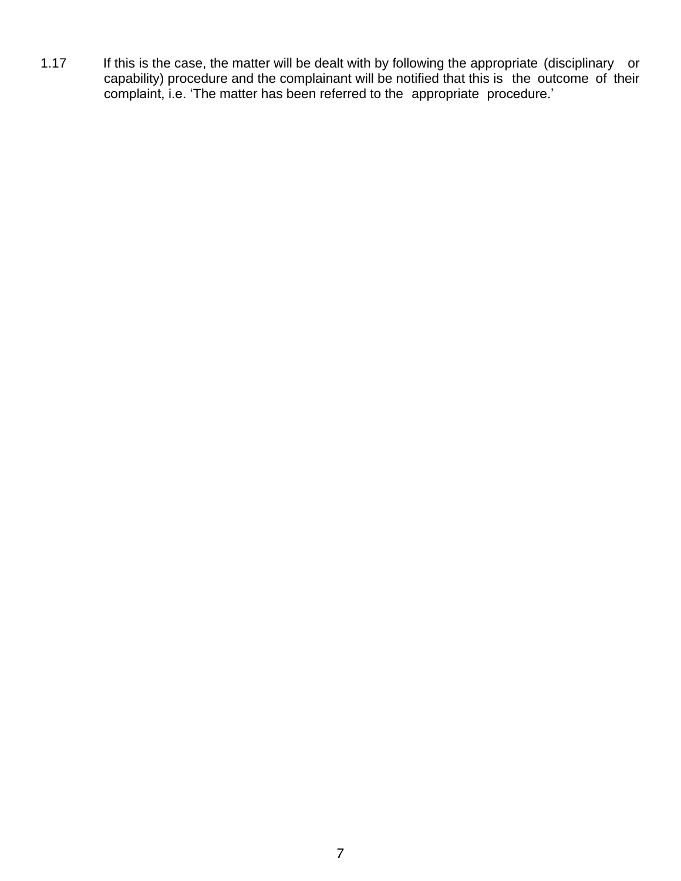1.17 If this is the case, the matter will be dealt with by following the appropriate (disciplinary or capability) procedure and the complainant will be notified that this is the outcome of their complaint, i.e. ‘The matter has been referred to the appropriate procedure.’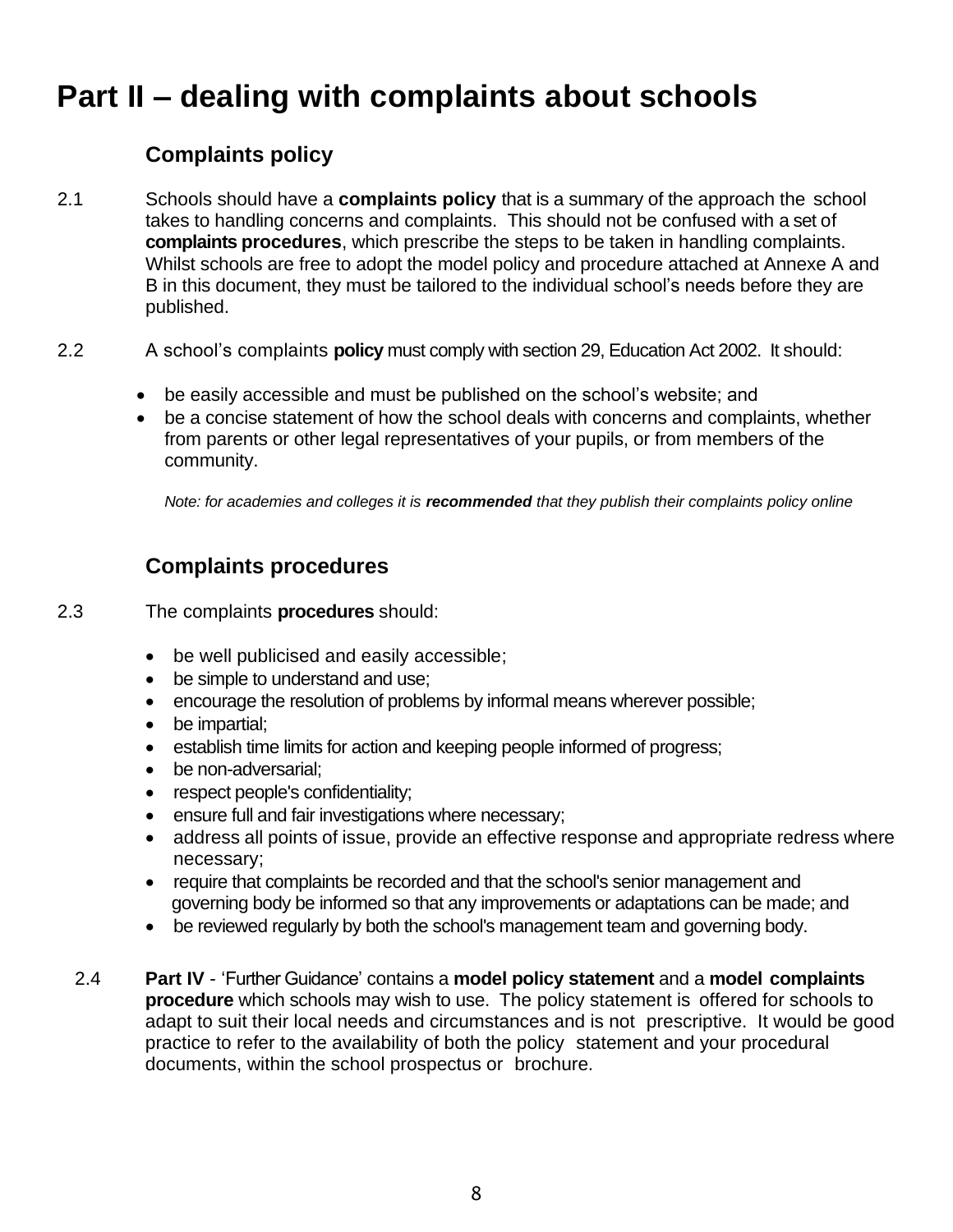# Part II – dealing with complaints about schools

## Complaints policy

2.1 Schools should have a **complaints policy** that is a summary of the approach the school takes to handling concerns and complaints. This should not be confused with a set of **complaints procedures**, which prescribe the steps to be taken in handling complaints. Whilst schools are free to adopt the model policy and procedure attached at Annexe A and B in this document, they must be tailored to the individual school's needs before they are published.

2.2 A school's complaints **policy** must comply with section 29, Education Act 2002. It should:

- be easily accessible and must be published on the school's website; and
- be a concise statement of how the school deals with concerns and complaints, whether from parents or other legal representatives of your pupils, or from members of the community.

*Note: for academies and colleges it is **recommended** that they publish their complaints policy online*

## Complaints procedures

2.3 The complaints **procedures** should:

- be well publicised and easily accessible;
- be simple to understand and use;
- encourage the resolution of problems by informal means wherever possible;
- be impartial;
- establish time limits for action and keeping people informed of progress;
- be non-adversarial;
- respect people's confidentiality;
- ensure full and fair investigations where necessary;
- address all points of issue, provide an effective response and appropriate redress where necessary;
- require that complaints be recorded and that the school's senior management and governing body be informed so that any improvements or adaptations can be made; and
- be reviewed regularly by both the school's management team and governing body.

2.4 **Part IV** - 'Further Guidance' contains a **model policy statement** and a **model complaints procedure** which schools may wish to use. The policy statement is offered for schools to adapt to suit their local needs and circumstances and is not prescriptive. It would be good practice to refer to the availability of both the policy statement and your procedural documents, within the school prospectus or brochure.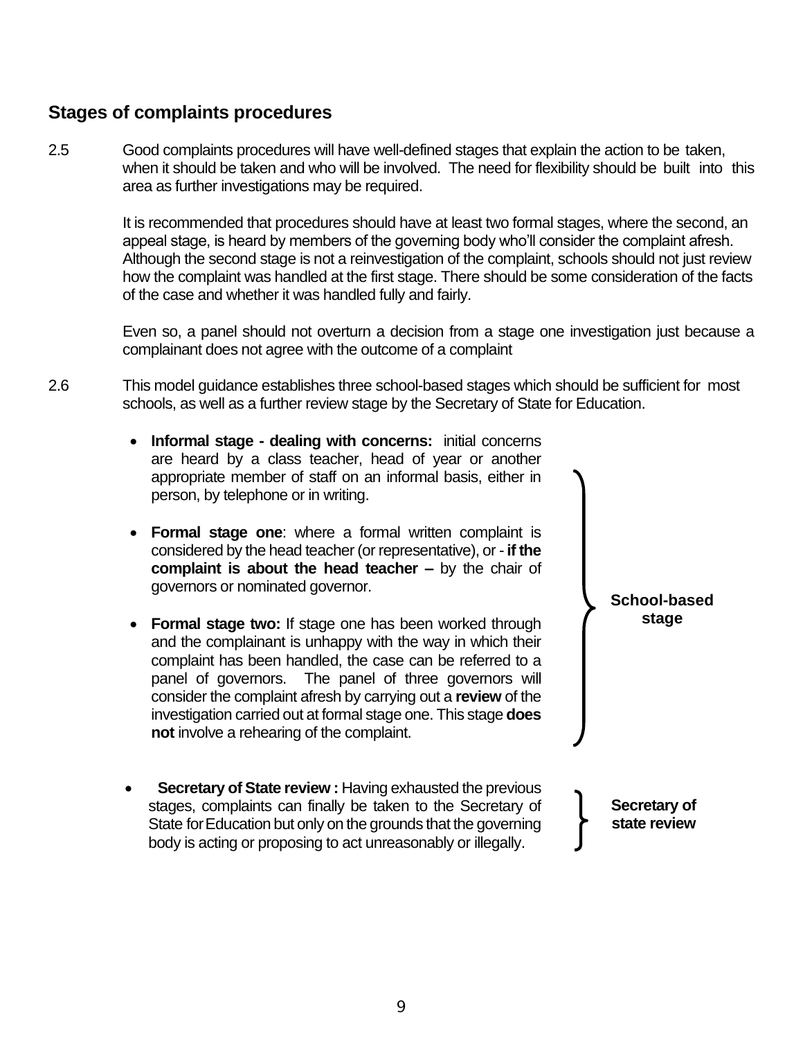## Stages of complaints procedures

2.5 Good complaints procedures will have well-defined stages that explain the action to be taken, when it should be taken and who will be involved. The need for flexibility should be built into this area as further investigations may be required.

It is recommended that procedures should have at least two formal stages, where the second, an appeal stage, is heard by members of the governing body who'll consider the complaint afresh. Although the second stage is not a reinvestigation of the complaint, schools should not just review how the complaint was handled at the first stage. There should be some consideration of the facts of the case and whether it was handled fully and fairly.

Even so, a panel should not overturn a decision from a stage one investigation just because a complainant does not agree with the outcome of a complaint

2.6 This model guidance establishes three school-based stages which should be sufficient for most schools, as well as a further review stage by the Secretary of State for Education.

**School-based stage**

- **Informal stage - dealing with concerns:** initial concerns are heard by a class teacher, head of year or another appropriate member of staff on an informal basis, either in person, by telephone or in writing.
- **Formal stage one**: where a formal written complaint is considered by the head teacher (or representative), or - **if the complaint is about the head teacher –** by the chair of governors or nominated governor.
- **Formal stage two:** If stage one has been worked through and the complainant is unhappy with the way in which their complaint has been handled, the case can be referred to a panel of governors. The panel of three governors will consider the complaint afresh by carrying out a **review** of the investigation carried out at formal stage one. This stage **does not** involve a rehearing of the complaint.

**Secretary of state review**

- **Secretary of State review :** Having exhausted the previous stages, complaints can finally be taken to the Secretary of State for Education but only on the grounds that the governing body is acting or proposing to act unreasonably or illegally.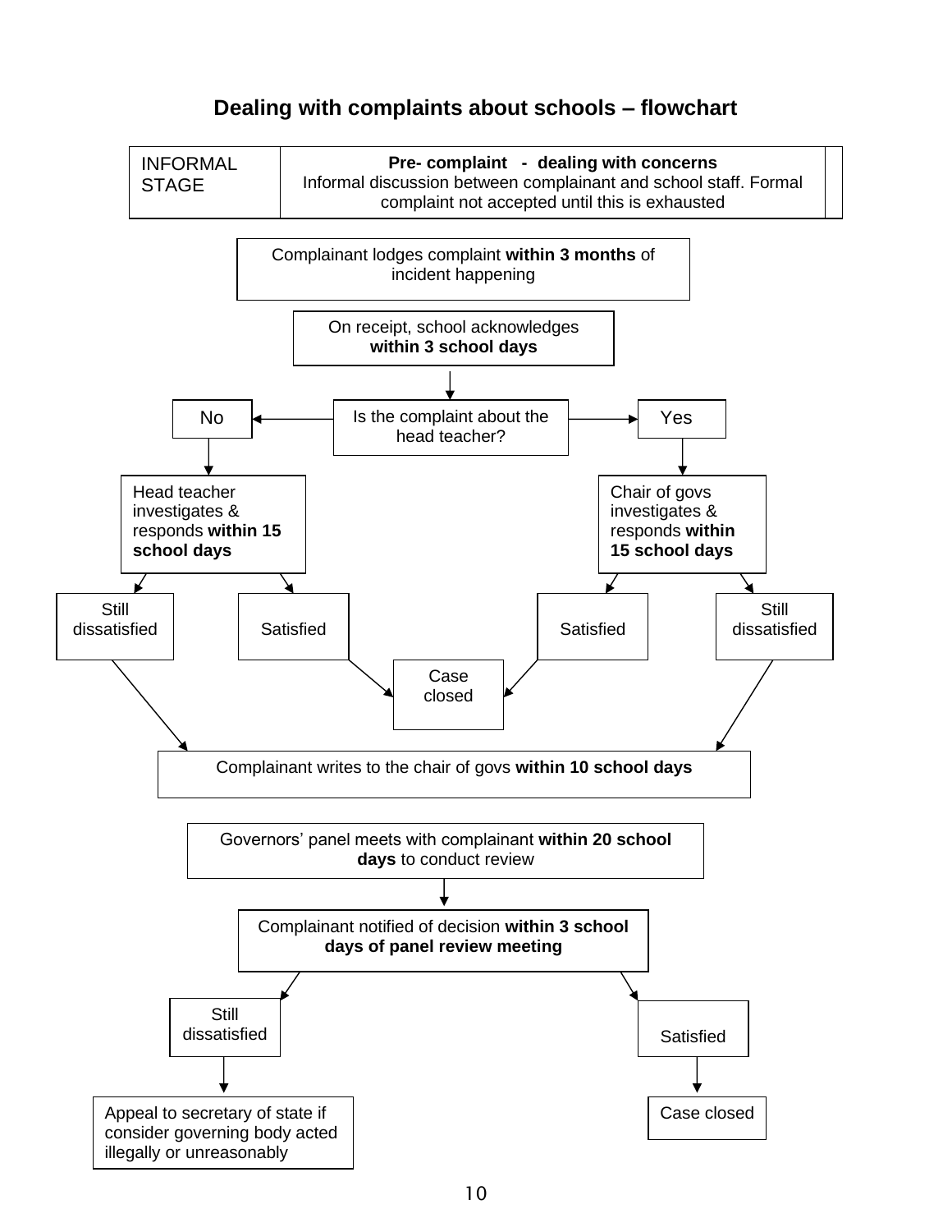## Dealing with complaints about schools – flowchart

| INFORMAL STAGE | **Pre- complaint - dealing with concerns** Informal discussion between complainant and school staff. Formal complaint not accepted until this is exhausted |
|---|---|

Complainant lodges complaint **within 3 months** of incident happening

On receipt, school acknowledges **within 3 school days**

Is the complaint about the head teacher?

- **No** → Head teacher investigates & responds **within 15 school days**
  - Still dissatisfied → Complainant writes to the chair of govs **within 10 school days**
  - Satisfied → Case closed
- **Yes** → Chair of govs investigates & responds **within 15 school days**
  - Satisfied → Case closed
  - Still dissatisfied → Complainant writes to the chair of govs **within 10 school days**

Complainant writes to the chair of govs **within 10 school days**

Governors' panel meets with complainant **within 20 school days** to conduct review

Complainant notified of decision **within 3 school days of panel review meeting**

- Still dissatisfied → Appeal to secretary of state if consider governing body acted illegally or unreasonably
- Satisfied → Case closed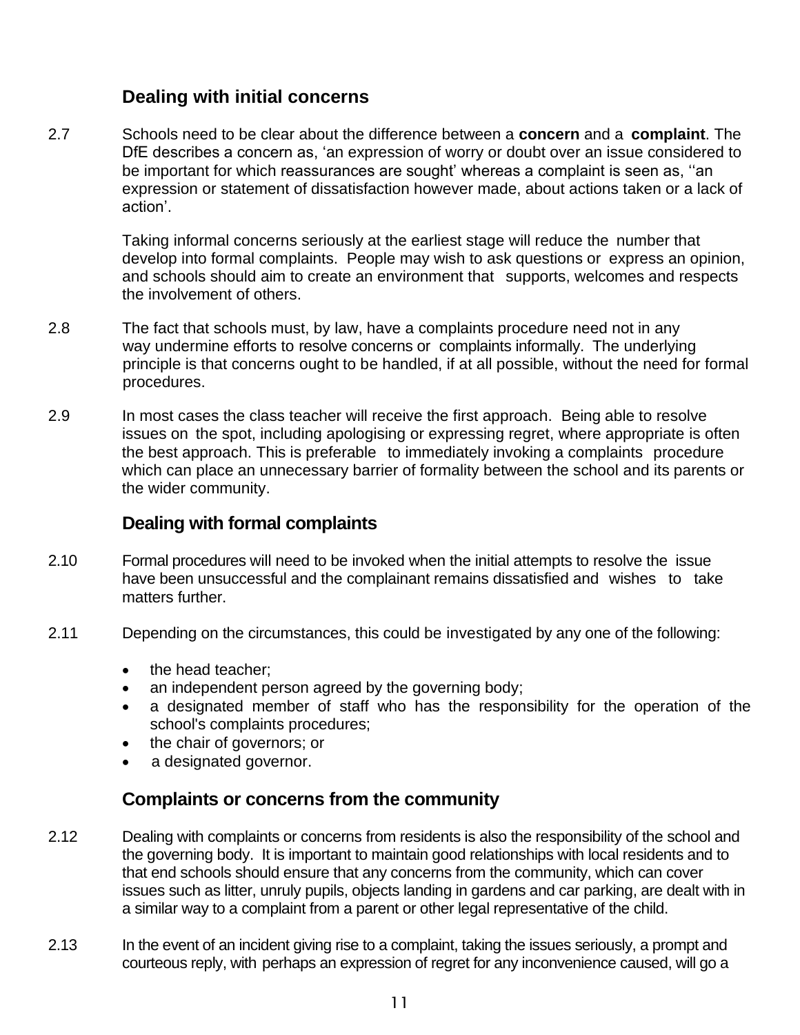## Dealing with initial concerns

2.7 Schools need to be clear about the difference between a **concern** and a **complaint**. The DfE describes a concern as, 'an expression of worry or doubt over an issue considered to be important for which reassurances are sought' whereas a complaint is seen as, ''an expression or statement of dissatisfaction however made, about actions taken or a lack of action'.

Taking informal concerns seriously at the earliest stage will reduce the number that develop into formal complaints. People may wish to ask questions or express an opinion, and schools should aim to create an environment that supports, welcomes and respects the involvement of others.

2.8 The fact that schools must, by law, have a complaints procedure need not in any way undermine efforts to resolve concerns or complaints informally. The underlying principle is that concerns ought to be handled, if at all possible, without the need for formal procedures.

2.9 In most cases the class teacher will receive the first approach. Being able to resolve issues on the spot, including apologising or expressing regret, where appropriate is often the best approach. This is preferable to immediately invoking a complaints procedure which can place an unnecessary barrier of formality between the school and its parents or the wider community.

## Dealing with formal complaints

2.10 Formal procedures will need to be invoked when the initial attempts to resolve the issue have been unsuccessful and the complainant remains dissatisfied and wishes to take matters further.

2.11 Depending on the circumstances, this could be investigated by any one of the following:

- the head teacher;
- an independent person agreed by the governing body;
- a designated member of staff who has the responsibility for the operation of the school's complaints procedures;
- the chair of governors; or
- a designated governor.

## Complaints or concerns from the community

2.12 Dealing with complaints or concerns from residents is also the responsibility of the school and the governing body. It is important to maintain good relationships with local residents and to that end schools should ensure that any concerns from the community, which can cover issues such as litter, unruly pupils, objects landing in gardens and car parking, are dealt with in a similar way to a complaint from a parent or other legal representative of the child.

2.13 In the event of an incident giving rise to a complaint, taking the issues seriously, a prompt and courteous reply, with perhaps an expression of regret for any inconvenience caused, will go a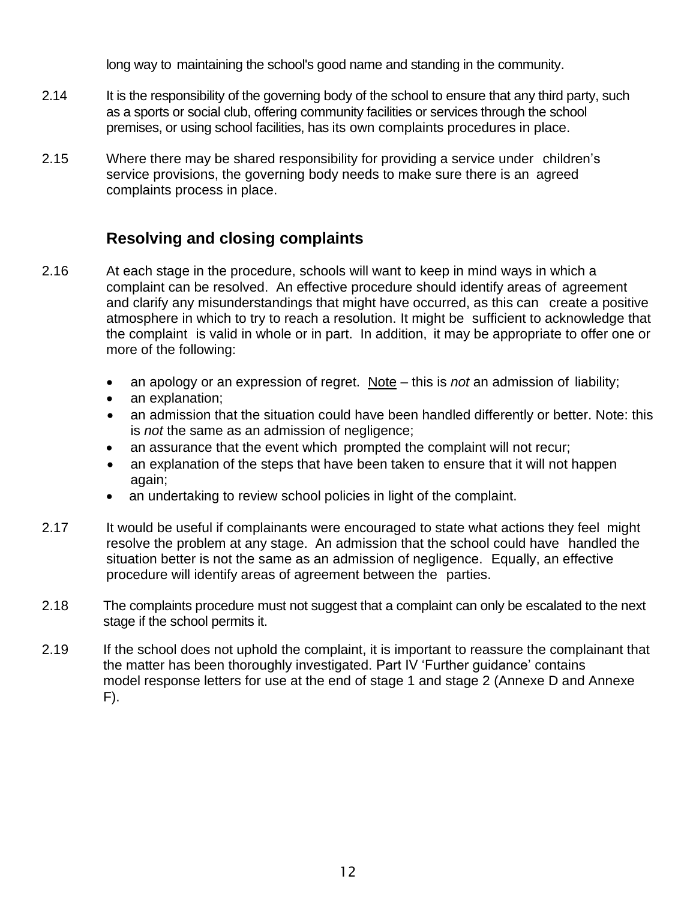long way to maintaining the school's good name and standing in the community.

2.14 It is the responsibility of the governing body of the school to ensure that any third party, such as a sports or social club, offering community facilities or services through the school premises, or using school facilities, has its own complaints procedures in place.

2.15 Where there may be shared responsibility for providing a service under children's service provisions, the governing body needs to make sure there is an agreed complaints process in place.

## Resolving and closing complaints

2.16 At each stage in the procedure, schools will want to keep in mind ways in which a complaint can be resolved. An effective procedure should identify areas of agreement and clarify any misunderstandings that might have occurred, as this can create a positive atmosphere in which to try to reach a resolution. It might be sufficient to acknowledge that the complaint is valid in whole or in part. In addition, it may be appropriate to offer one or more of the following:

- an apology or an expression of regret. Note – this is *not* an admission of liability;
- an explanation;
- an admission that the situation could have been handled differently or better. Note: this is *not* the same as an admission of negligence;
- an assurance that the event which prompted the complaint will not recur;
- an explanation of the steps that have been taken to ensure that it will not happen again;
- an undertaking to review school policies in light of the complaint.

2.17 It would be useful if complainants were encouraged to state what actions they feel might resolve the problem at any stage. An admission that the school could have handled the situation better is not the same as an admission of negligence. Equally, an effective procedure will identify areas of agreement between the parties.

2.18 The complaints procedure must not suggest that a complaint can only be escalated to the next stage if the school permits it.

2.19 If the school does not uphold the complaint, it is important to reassure the complainant that the matter has been thoroughly investigated. Part IV 'Further guidance' contains model response letters for use at the end of stage 1 and stage 2 (Annexe D and Annexe F).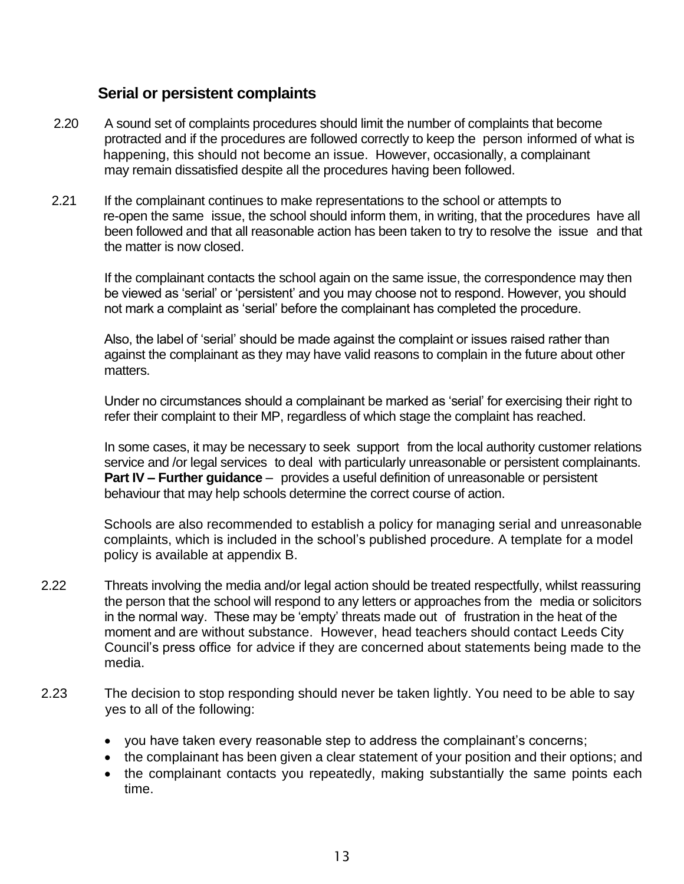## Serial or persistent complaints

2.20 A sound set of complaints procedures should limit the number of complaints that become protracted and if the procedures are followed correctly to keep the person informed of what is happening, this should not become an issue. However, occasionally, a complainant may remain dissatisfied despite all the procedures having been followed.

2.21 If the complainant continues to make representations to the school or attempts to re-open the same issue, the school should inform them, in writing, that the procedures have all been followed and that all reasonable action has been taken to try to resolve the issue and that the matter is now closed.

If the complainant contacts the school again on the same issue, the correspondence may then be viewed as 'serial' or 'persistent' and you may choose not to respond. However, you should not mark a complaint as 'serial' before the complainant has completed the procedure.

Also, the label of 'serial' should be made against the complaint or issues raised rather than against the complainant as they may have valid reasons to complain in the future about other matters.

Under no circumstances should a complainant be marked as 'serial' for exercising their right to refer their complaint to their MP, regardless of which stage the complaint has reached.

In some cases, it may be necessary to seek support from the local authority customer relations service and /or legal services to deal with particularly unreasonable or persistent complainants. **Part IV – Further guidance** – provides a useful definition of unreasonable or persistent behaviour that may help schools determine the correct course of action.

Schools are also recommended to establish a policy for managing serial and unreasonable complaints, which is included in the school's published procedure. A template for a model policy is available at appendix B.

2.22 Threats involving the media and/or legal action should be treated respectfully, whilst reassuring the person that the school will respond to any letters or approaches from the media or solicitors in the normal way. These may be 'empty' threats made out of frustration in the heat of the moment and are without substance. However, head teachers should contact Leeds City Council's press office for advice if they are concerned about statements being made to the media.

2.23 The decision to stop responding should never be taken lightly. You need to be able to say yes to all of the following:

- you have taken every reasonable step to address the complainant's concerns;
- the complainant has been given a clear statement of your position and their options; and
- the complainant contacts you repeatedly, making substantially the same points each time.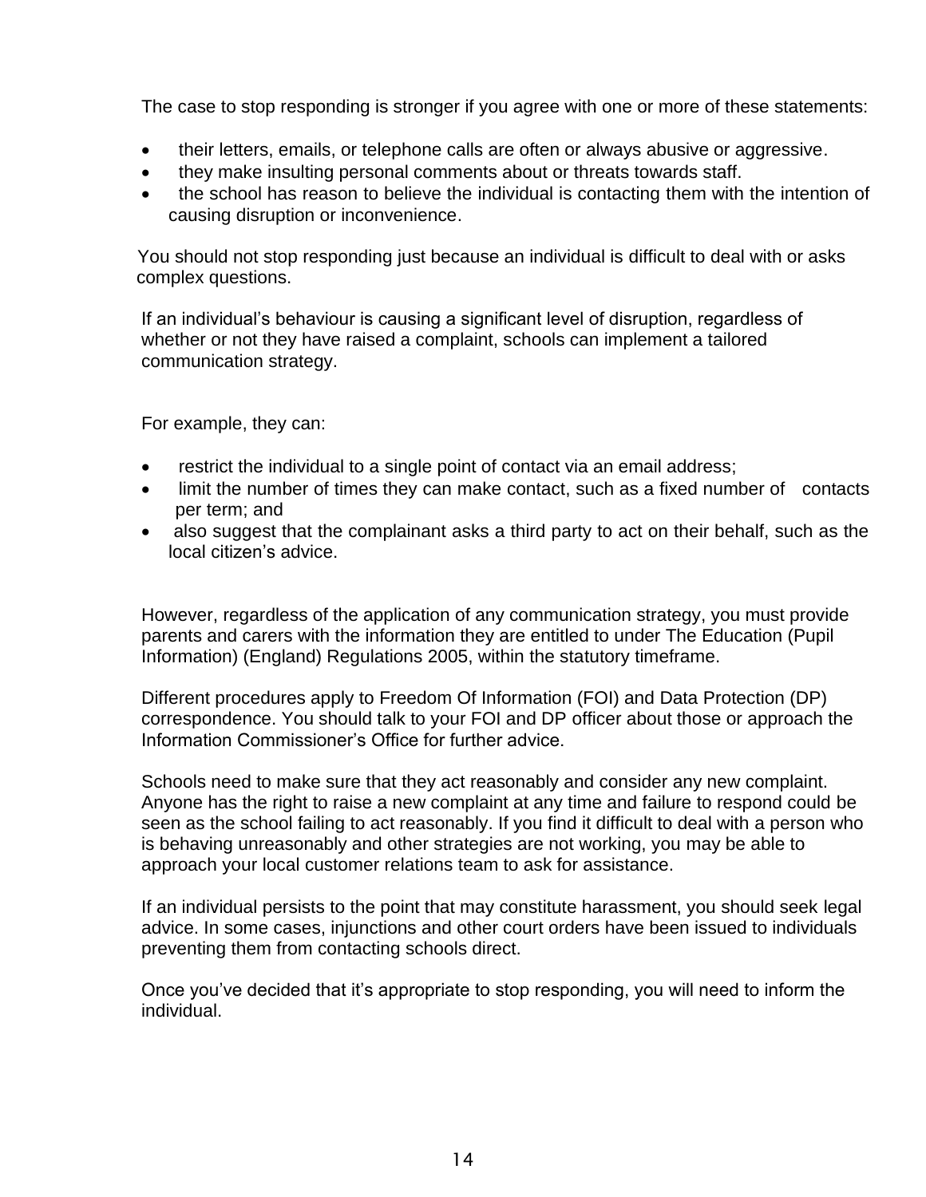The case to stop responding is stronger if you agree with one or more of these statements:

- their letters, emails, or telephone calls are often or always abusive or aggressive.
- they make insulting personal comments about or threats towards staff.
- the school has reason to believe the individual is contacting them with the intention of causing disruption or inconvenience.

You should not stop responding just because an individual is difficult to deal with or asks complex questions.

If an individual's behaviour is causing a significant level of disruption, regardless of whether or not they have raised a complaint, schools can implement a tailored communication strategy.

For example, they can:

- restrict the individual to a single point of contact via an email address;
- limit the number of times they can make contact, such as a fixed number of contacts per term; and
- also suggest that the complainant asks a third party to act on their behalf, such as the local citizen's advice.

However, regardless of the application of any communication strategy, you must provide parents and carers with the information they are entitled to under The Education (Pupil Information) (England) Regulations 2005, within the statutory timeframe.

Different procedures apply to Freedom Of Information (FOI) and Data Protection (DP) correspondence. You should talk to your FOI and DP officer about those or approach the Information Commissioner's Office for further advice.

Schools need to make sure that they act reasonably and consider any new complaint. Anyone has the right to raise a new complaint at any time and failure to respond could be seen as the school failing to act reasonably. If you find it difficult to deal with a person who is behaving unreasonably and other strategies are not working, you may be able to approach your local customer relations team to ask for assistance.

If an individual persists to the point that may constitute harassment, you should seek legal advice. In some cases, injunctions and other court orders have been issued to individuals preventing them from contacting schools direct.

Once you've decided that it's appropriate to stop responding, you will need to inform the individual.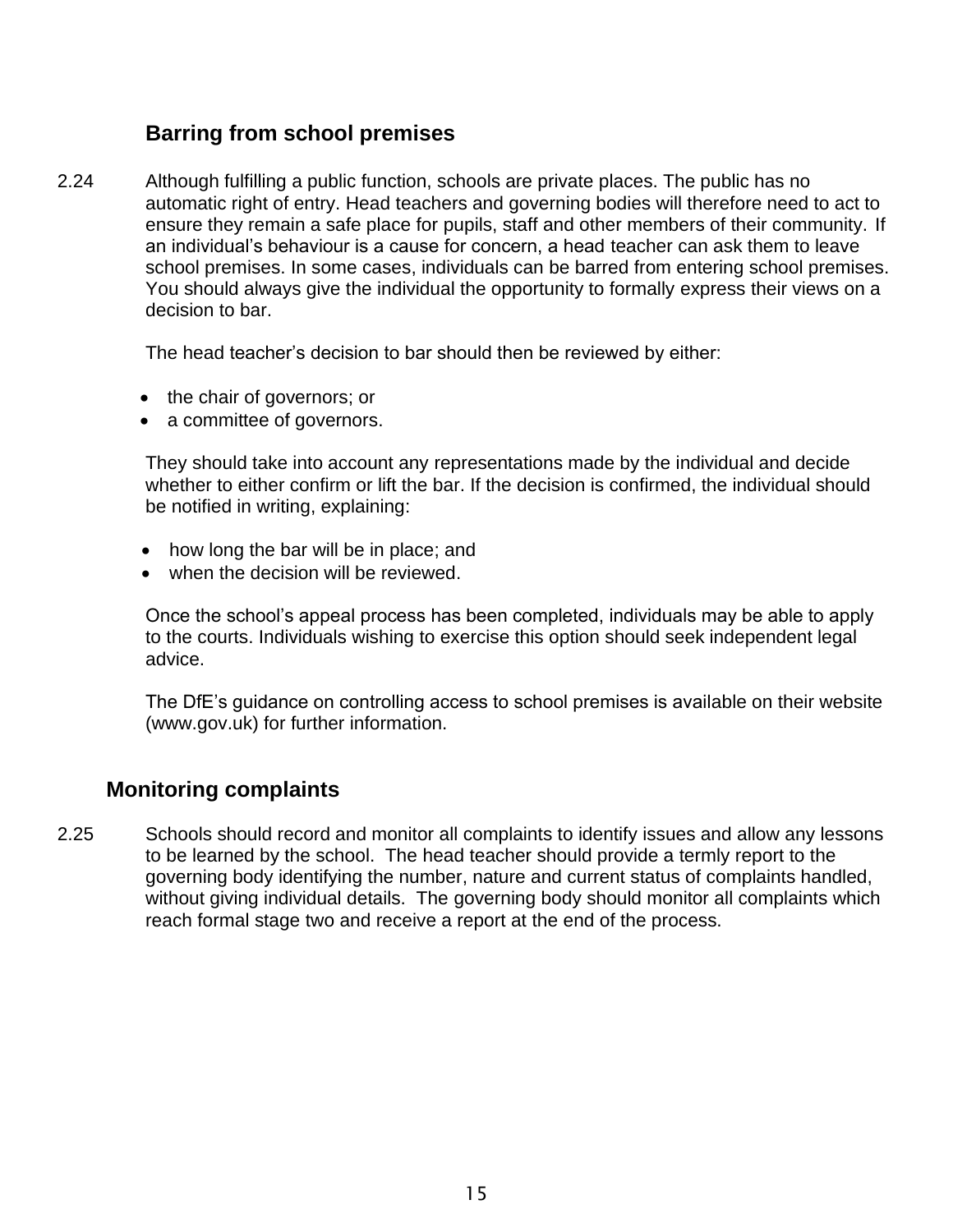## Barring from school premises

2.24 Although fulfilling a public function, schools are private places. The public has no automatic right of entry. Head teachers and governing bodies will therefore need to act to ensure they remain a safe place for pupils, staff and other members of their community. If an individual's behaviour is a cause for concern, a head teacher can ask them to leave school premises. In some cases, individuals can be barred from entering school premises. You should always give the individual the opportunity to formally express their views on a decision to bar.

The head teacher's decision to bar should then be reviewed by either:

- the chair of governors; or
- a committee of governors.

They should take into account any representations made by the individual and decide whether to either confirm or lift the bar. If the decision is confirmed, the individual should be notified in writing, explaining:

- how long the bar will be in place; and
- when the decision will be reviewed.

Once the school's appeal process has been completed, individuals may be able to apply to the courts. Individuals wishing to exercise this option should seek independent legal advice.

The DfE's guidance on controlling access to school premises is available on their website (www.gov.uk) for further information.

## Monitoring complaints

2.25 Schools should record and monitor all complaints to identify issues and allow any lessons to be learned by the school. The head teacher should provide a termly report to the governing body identifying the number, nature and current status of complaints handled, without giving individual details. The governing body should monitor all complaints which reach formal stage two and receive a report at the end of the process.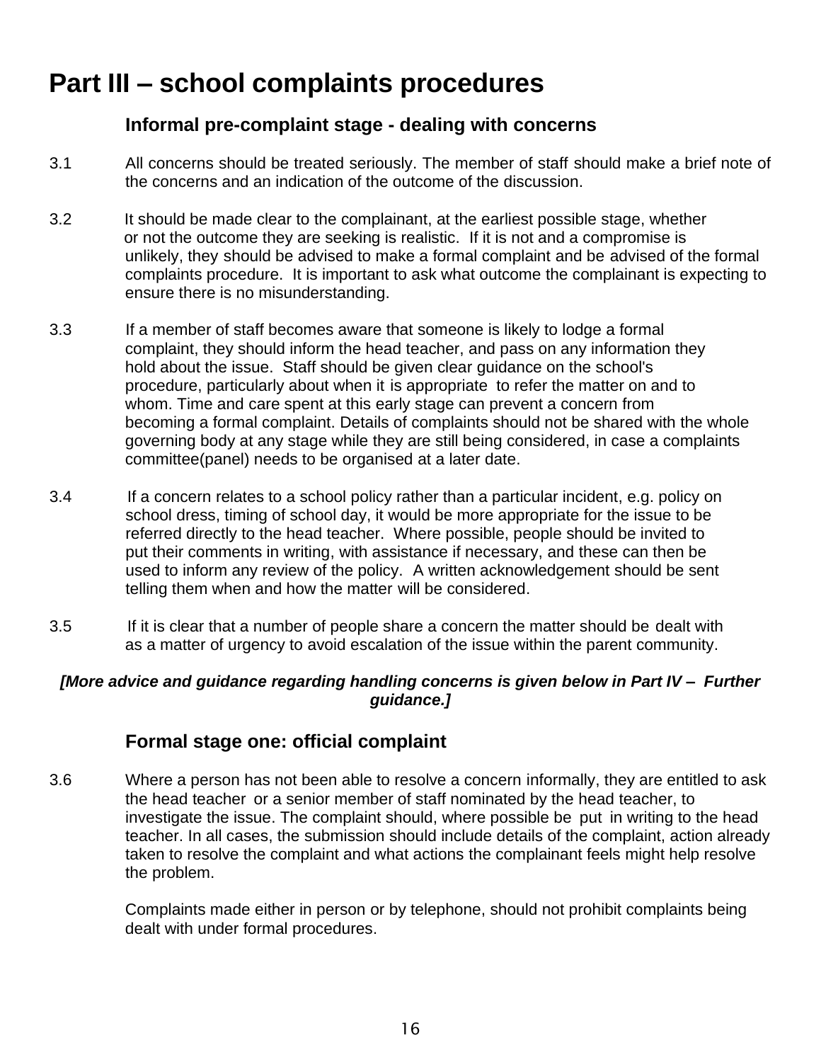# Part III – school complaints procedures

### Informal pre-complaint stage - dealing with concerns

3.1 All concerns should be treated seriously. The member of staff should make a brief note of the concerns and an indication of the outcome of the discussion.

3.2 It should be made clear to the complainant, at the earliest possible stage, whether or not the outcome they are seeking is realistic. If it is not and a compromise is unlikely, they should be advised to make a formal complaint and be advised of the formal complaints procedure. It is important to ask what outcome the complainant is expecting to ensure there is no misunderstanding.

3.3 If a member of staff becomes aware that someone is likely to lodge a formal complaint, they should inform the head teacher, and pass on any information they hold about the issue. Staff should be given clear guidance on the school's procedure, particularly about when it is appropriate to refer the matter on and to whom. Time and care spent at this early stage can prevent a concern from becoming a formal complaint. Details of complaints should not be shared with the whole governing body at any stage while they are still being considered, in case a complaints committee(panel) needs to be organised at a later date.

3.4 If a concern relates to a school policy rather than a particular incident, e.g. policy on school dress, timing of school day, it would be more appropriate for the issue to be referred directly to the head teacher. Where possible, people should be invited to put their comments in writing, with assistance if necessary, and these can then be used to inform any review of the policy. A written acknowledgement should be sent telling them when and how the matter will be considered.

3.5 If it is clear that a number of people share a concern the matter should be dealt with as a matter of urgency to avoid escalation of the issue within the parent community.

***[More advice and guidance regarding handling concerns is given below in Part IV – Further guidance.]***

### Formal stage one: official complaint

3.6 Where a person has not been able to resolve a concern informally, they are entitled to ask the head teacher or a senior member of staff nominated by the head teacher, to investigate the issue. The complaint should, where possible be put in writing to the head teacher. In all cases, the submission should include details of the complaint, action already taken to resolve the complaint and what actions the complainant feels might help resolve the problem.

Complaints made either in person or by telephone, should not prohibit complaints being dealt with under formal procedures.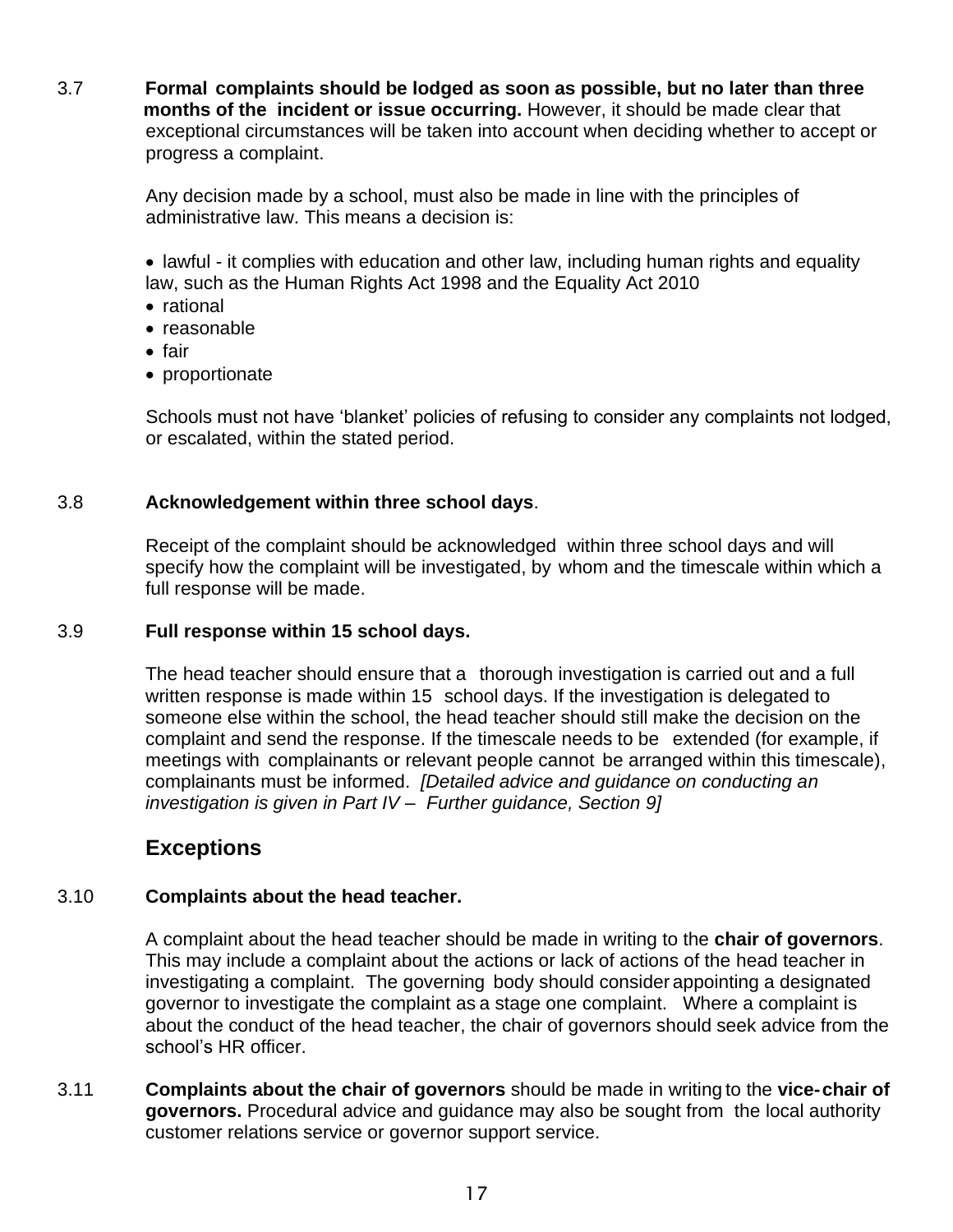3.7 **Formal complaints should be lodged as soon as possible, but no later than three months of the incident or issue occurring.** However, it should be made clear that exceptional circumstances will be taken into account when deciding whether to accept or progress a complaint.

Any decision made by a school, must also be made in line with the principles of administrative law. This means a decision is:

- lawful - it complies with education and other law, including human rights and equality law, such as the Human Rights Act 1998 and the Equality Act 2010
- rational
- reasonable
- fair
- proportionate

Schools must not have 'blanket' policies of refusing to consider any complaints not lodged, or escalated, within the stated period.

3.8 **Acknowledgement within three school days**.

Receipt of the complaint should be acknowledged within three school days and will specify how the complaint will be investigated, by whom and the timescale within which a full response will be made.

3.9 **Full response within 15 school days.**

The head teacher should ensure that a thorough investigation is carried out and a full written response is made within 15 school days. If the investigation is delegated to someone else within the school, the head teacher should still make the decision on the complaint and send the response. If the timescale needs to be extended (for example, if meetings with complainants or relevant people cannot be arranged within this timescale), complainants must be informed. *[Detailed advice and guidance on conducting an investigation is given in Part IV – Further guidance, Section 9]*

## Exceptions

3.10 **Complaints about the head teacher.**

A complaint about the head teacher should be made in writing to the **chair of governors**. This may include a complaint about the actions or lack of actions of the head teacher in investigating a complaint. The governing body should consider appointing a designated governor to investigate the complaint as a stage one complaint. Where a complaint is about the conduct of the head teacher, the chair of governors should seek advice from the school's HR officer.

3.11 **Complaints about the chair of governors** should be made in writing to the **vice-chair of governors.** Procedural advice and guidance may also be sought from the local authority customer relations service or governor support service.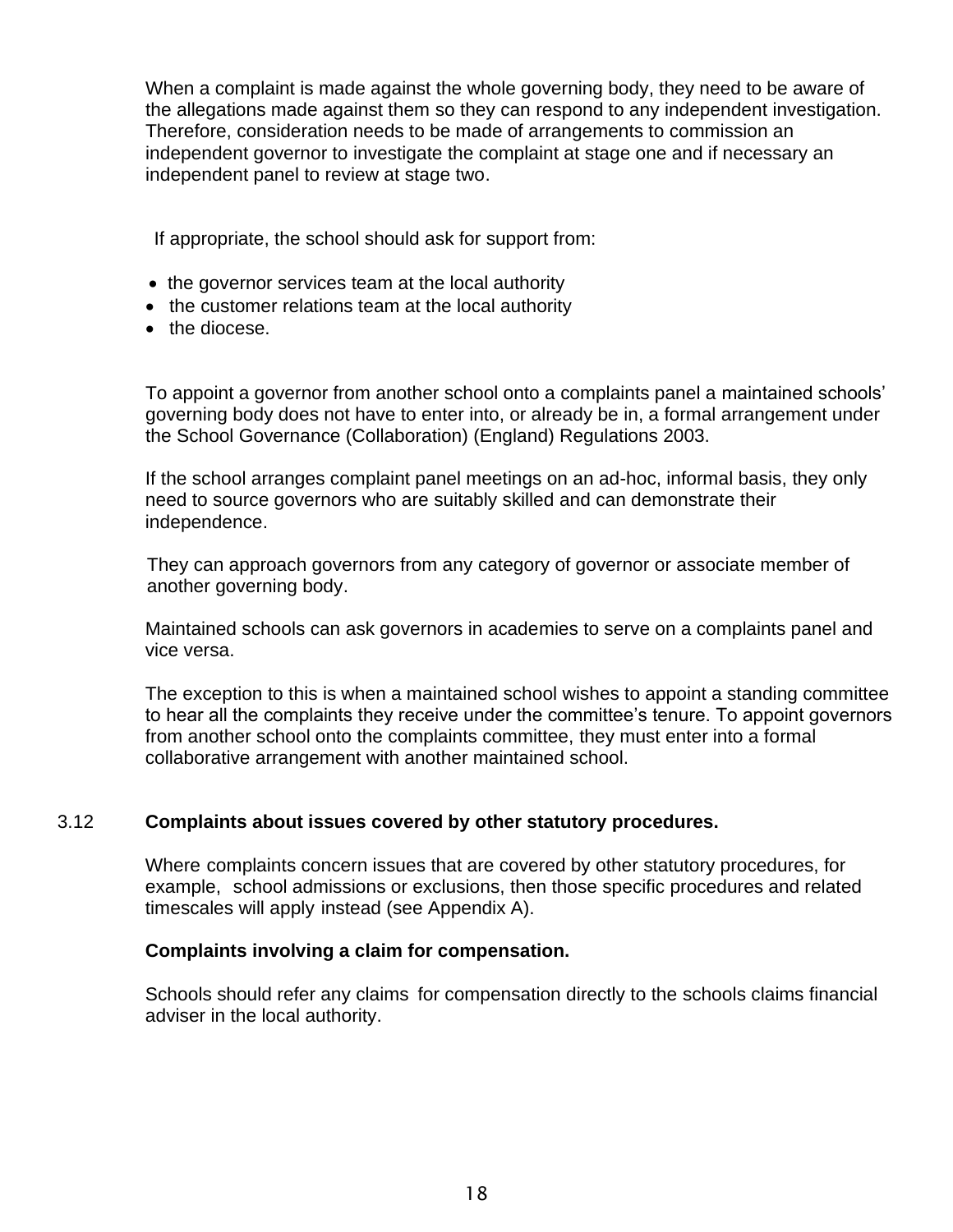When a complaint is made against the whole governing body, they need to be aware of the allegations made against them so they can respond to any independent investigation. Therefore, consideration needs to be made of arrangements to commission an independent governor to investigate the complaint at stage one and if necessary an independent panel to review at stage two.

If appropriate, the school should ask for support from:

- the governor services team at the local authority
- the customer relations team at the local authority
- the diocese.

To appoint a governor from another school onto a complaints panel a maintained schools' governing body does not have to enter into, or already be in, a formal arrangement under the School Governance (Collaboration) (England) Regulations 2003.

If the school arranges complaint panel meetings on an ad-hoc, informal basis, they only need to source governors who are suitably skilled and can demonstrate their independence.

They can approach governors from any category of governor or associate member of another governing body.

Maintained schools can ask governors in academies to serve on a complaints panel and vice versa.

The exception to this is when a maintained school wishes to appoint a standing committee to hear all the complaints they receive under the committee's tenure. To appoint governors from another school onto the complaints committee, they must enter into a formal collaborative arrangement with another maintained school.

### 3.12 Complaints about issues covered by other statutory procedures.

Where complaints concern issues that are covered by other statutory procedures, for example, school admissions or exclusions, then those specific procedures and related timescales will apply instead (see Appendix A).

**Complaints involving a claim for compensation.**

Schools should refer any claims for compensation directly to the schools claims financial adviser in the local authority.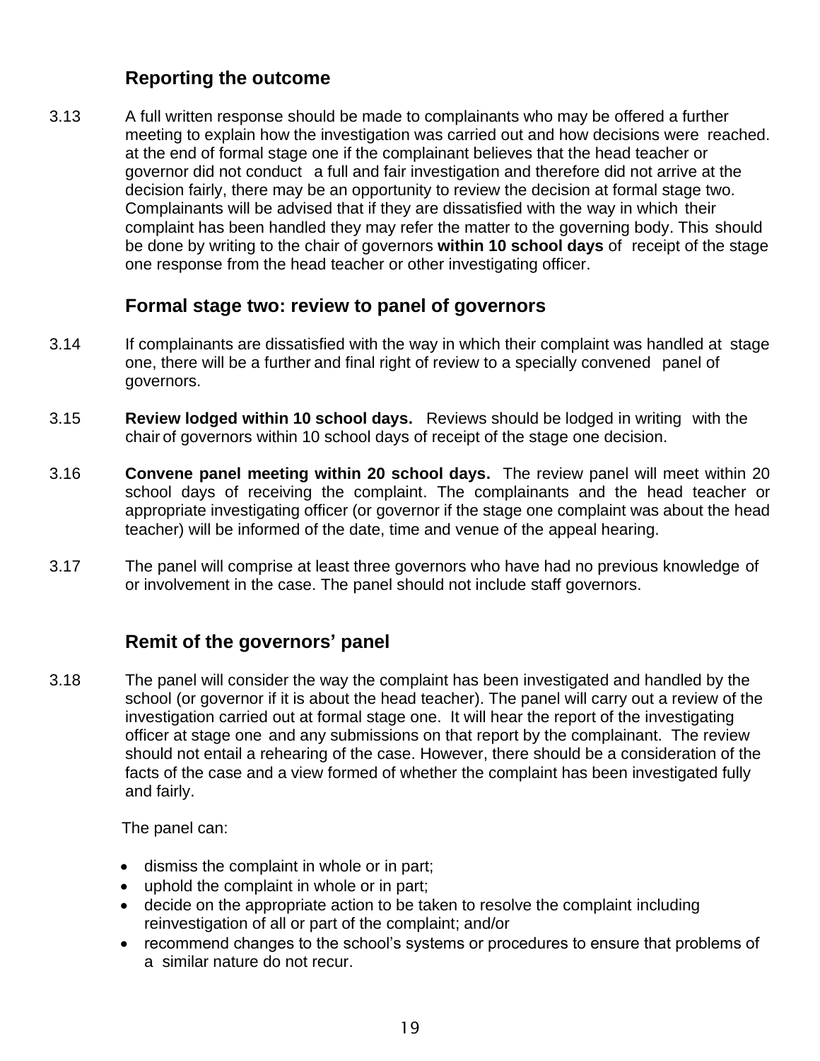## Reporting the outcome

3.13 A full written response should be made to complainants who may be offered a further meeting to explain how the investigation was carried out and how decisions were reached. at the end of formal stage one if the complainant believes that the head teacher or governor did not conduct a full and fair investigation and therefore did not arrive at the decision fairly, there may be an opportunity to review the decision at formal stage two. Complainants will be advised that if they are dissatisfied with the way in which their complaint has been handled they may refer the matter to the governing body. This should be done by writing to the chair of governors **within 10 school days** of receipt of the stage one response from the head teacher or other investigating officer.

## Formal stage two: review to panel of governors

3.14 If complainants are dissatisfied with the way in which their complaint was handled at stage one, there will be a further and final right of review to a specially convened panel of governors.

3.15 **Review lodged within 10 school days.** Reviews should be lodged in writing with the chair of governors within 10 school days of receipt of the stage one decision.

3.16 **Convene panel meeting within 20 school days.** The review panel will meet within 20 school days of receiving the complaint. The complainants and the head teacher or appropriate investigating officer (or governor if the stage one complaint was about the head teacher) will be informed of the date, time and venue of the appeal hearing.

3.17 The panel will comprise at least three governors who have had no previous knowledge of or involvement in the case. The panel should not include staff governors.

## Remit of the governors' panel

3.18 The panel will consider the way the complaint has been investigated and handled by the school (or governor if it is about the head teacher). The panel will carry out a review of the investigation carried out at formal stage one. It will hear the report of the investigating officer at stage one and any submissions on that report by the complainant. The review should not entail a rehearing of the case. However, there should be a consideration of the facts of the case and a view formed of whether the complaint has been investigated fully and fairly.

The panel can:

- dismiss the complaint in whole or in part;
- uphold the complaint in whole or in part;
- decide on the appropriate action to be taken to resolve the complaint including reinvestigation of all or part of the complaint; and/or
- recommend changes to the school's systems or procedures to ensure that problems of a similar nature do not recur.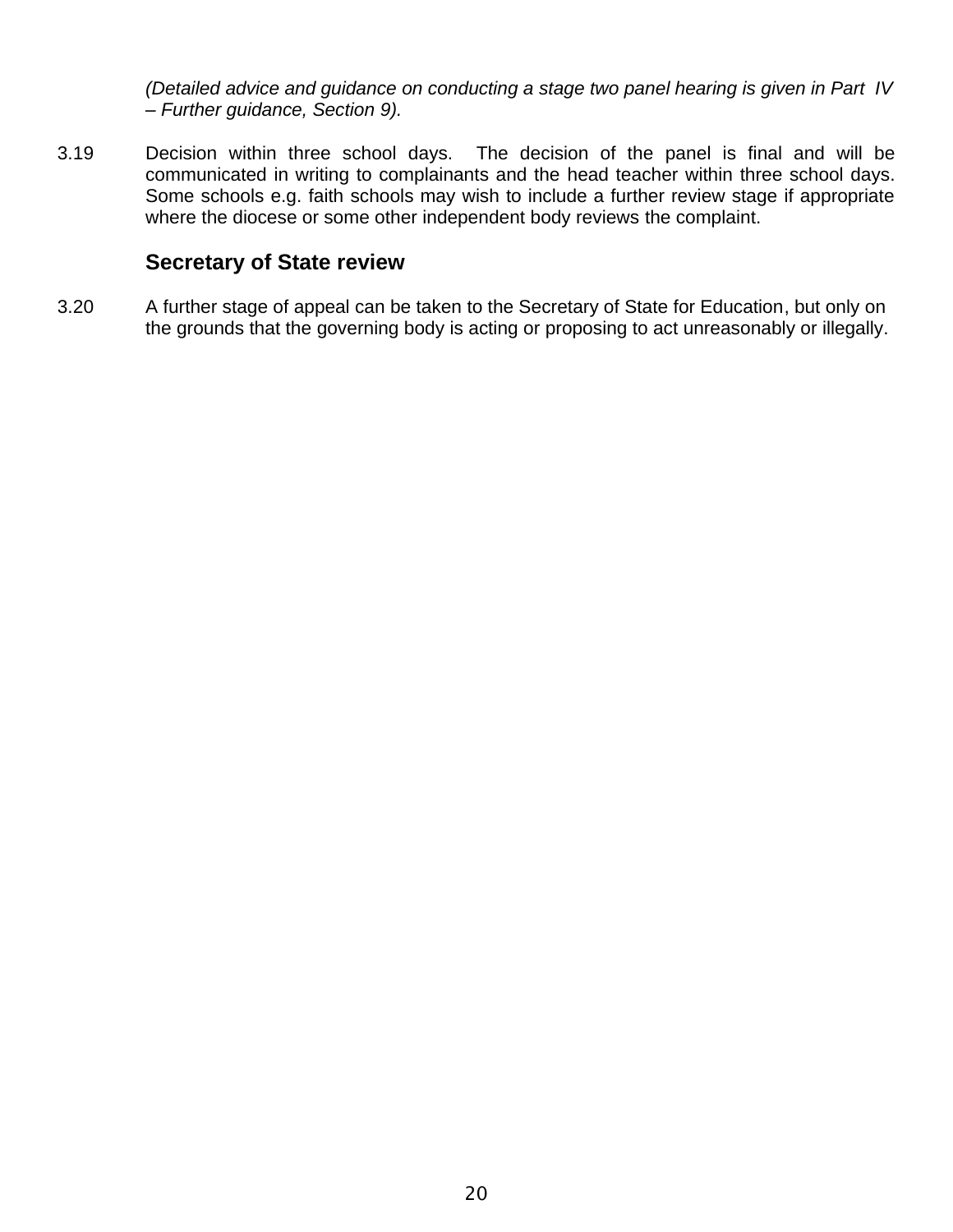*(Detailed advice and guidance on conducting a stage two panel hearing is given in Part IV – Further guidance, Section 9).*

3.19 Decision within three school days. The decision of the panel is final and will be communicated in writing to complainants and the head teacher within three school days. Some schools e.g. faith schools may wish to include a further review stage if appropriate where the diocese or some other independent body reviews the complaint.

### Secretary of State review

3.20 A further stage of appeal can be taken to the Secretary of State for Education, but only on the grounds that the governing body is acting or proposing to act unreasonably or illegally.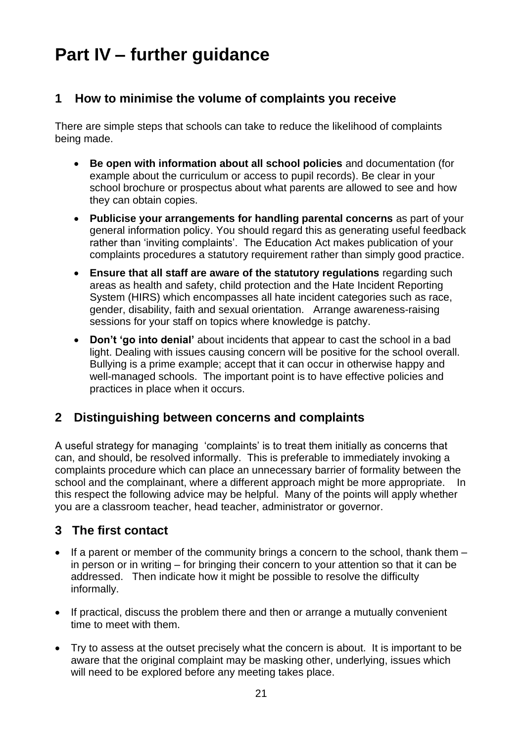# Part IV – further guidance

## 1 How to minimise the volume of complaints you receive

There are simple steps that schools can take to reduce the likelihood of complaints being made.

- **Be open with information about all school policies** and documentation (for example about the curriculum or access to pupil records). Be clear in your school brochure or prospectus about what parents are allowed to see and how they can obtain copies.
- **Publicise your arrangements for handling parental concerns** as part of your general information policy. You should regard this as generating useful feedback rather than 'inviting complaints'. The Education Act makes publication of your complaints procedures a statutory requirement rather than simply good practice.
- **Ensure that all staff are aware of the statutory regulations** regarding such areas as health and safety, child protection and the Hate Incident Reporting System (HIRS) which encompasses all hate incident categories such as race, gender, disability, faith and sexual orientation. Arrange awareness-raising sessions for your staff on topics where knowledge is patchy.
- **Don't 'go into denial'** about incidents that appear to cast the school in a bad light. Dealing with issues causing concern will be positive for the school overall. Bullying is a prime example; accept that it can occur in otherwise happy and well-managed schools. The important point is to have effective policies and practices in place when it occurs.

## 2 Distinguishing between concerns and complaints

A useful strategy for managing 'complaints' is to treat them initially as concerns that can, and should, be resolved informally. This is preferable to immediately invoking a complaints procedure which can place an unnecessary barrier of formality between the school and the complainant, where a different approach might be more appropriate. In this respect the following advice may be helpful. Many of the points will apply whether you are a classroom teacher, head teacher, administrator or governor.

## 3 The first contact

- If a parent or member of the community brings a concern to the school, thank them – in person or in writing – for bringing their concern to your attention so that it can be addressed. Then indicate how it might be possible to resolve the difficulty informally.
- If practical, discuss the problem there and then or arrange a mutually convenient time to meet with them.
- Try to assess at the outset precisely what the concern is about. It is important to be aware that the original complaint may be masking other, underlying, issues which will need to be explored before any meeting takes place.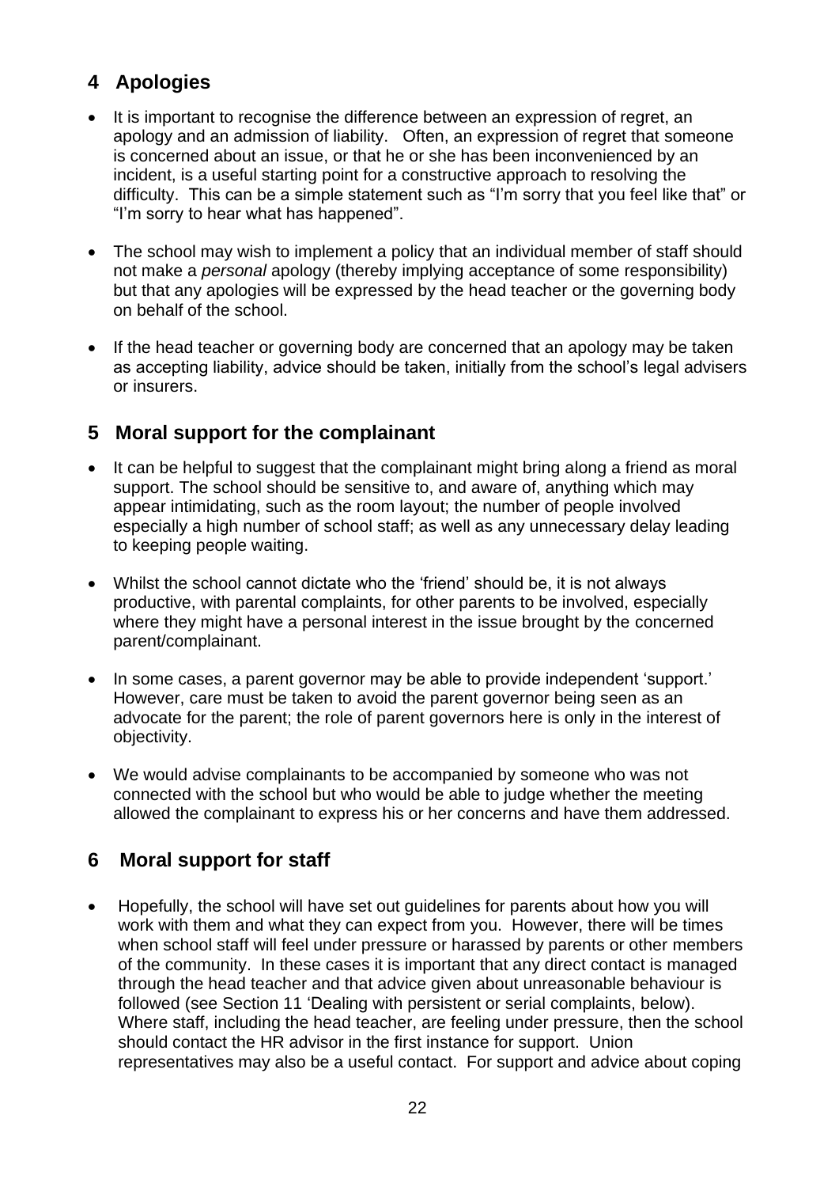## 4 Apologies

- It is important to recognise the difference between an expression of regret, an apology and an admission of liability. Often, an expression of regret that someone is concerned about an issue, or that he or she has been inconvenienced by an incident, is a useful starting point for a constructive approach to resolving the difficulty. This can be a simple statement such as "I'm sorry that you feel like that" or "I'm sorry to hear what has happened".
- The school may wish to implement a policy that an individual member of staff should not make a *personal* apology (thereby implying acceptance of some responsibility) but that any apologies will be expressed by the head teacher or the governing body on behalf of the school.
- If the head teacher or governing body are concerned that an apology may be taken as accepting liability, advice should be taken, initially from the school's legal advisers or insurers.

## 5 Moral support for the complainant

- It can be helpful to suggest that the complainant might bring along a friend as moral support. The school should be sensitive to, and aware of, anything which may appear intimidating, such as the room layout; the number of people involved especially a high number of school staff; as well as any unnecessary delay leading to keeping people waiting.
- Whilst the school cannot dictate who the 'friend' should be, it is not always productive, with parental complaints, for other parents to be involved, especially where they might have a personal interest in the issue brought by the concerned parent/complainant.
- In some cases, a parent governor may be able to provide independent 'support.' However, care must be taken to avoid the parent governor being seen as an advocate for the parent; the role of parent governors here is only in the interest of objectivity.
- We would advise complainants to be accompanied by someone who was not connected with the school but who would be able to judge whether the meeting allowed the complainant to express his or her concerns and have them addressed.

## 6 Moral support for staff

- Hopefully, the school will have set out guidelines for parents about how you will work with them and what they can expect from you. However, there will be times when school staff will feel under pressure or harassed by parents or other members of the community. In these cases it is important that any direct contact is managed through the head teacher and that advice given about unreasonable behaviour is followed (see Section 11 'Dealing with persistent or serial complaints, below). Where staff, including the head teacher, are feeling under pressure, then the school should contact the HR advisor in the first instance for support. Union representatives may also be a useful contact. For support and advice about coping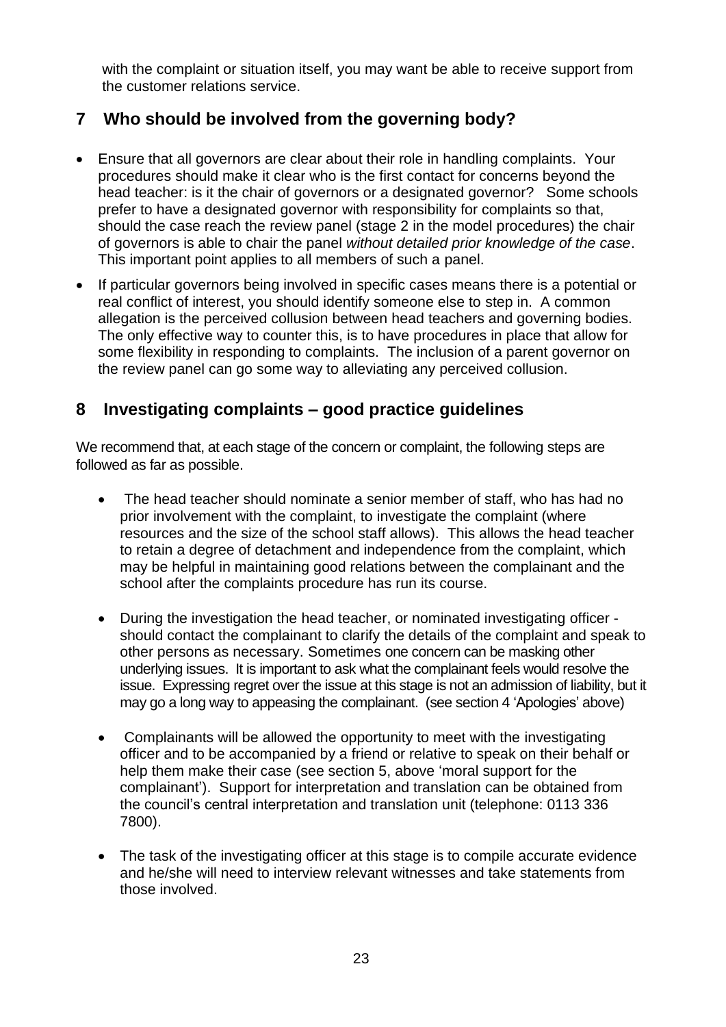with the complaint or situation itself, you may want be able to receive support from the customer relations service.

## 7 Who should be involved from the governing body?

- Ensure that all governors are clear about their role in handling complaints. Your procedures should make it clear who is the first contact for concerns beyond the head teacher: is it the chair of governors or a designated governor? Some schools prefer to have a designated governor with responsibility for complaints so that, should the case reach the review panel (stage 2 in the model procedures) the chair of governors is able to chair the panel *without detailed prior knowledge of the case*. This important point applies to all members of such a panel.
- If particular governors being involved in specific cases means there is a potential or real conflict of interest, you should identify someone else to step in. A common allegation is the perceived collusion between head teachers and governing bodies. The only effective way to counter this, is to have procedures in place that allow for some flexibility in responding to complaints. The inclusion of a parent governor on the review panel can go some way to alleviating any perceived collusion.

## 8 Investigating complaints – good practice guidelines

We recommend that, at each stage of the concern or complaint, the following steps are followed as far as possible.

- The head teacher should nominate a senior member of staff, who has had no prior involvement with the complaint, to investigate the complaint (where resources and the size of the school staff allows). This allows the head teacher to retain a degree of detachment and independence from the complaint, which may be helpful in maintaining good relations between the complainant and the school after the complaints procedure has run its course.

- During the investigation the head teacher, or nominated investigating officer - should contact the complainant to clarify the details of the complaint and speak to other persons as necessary. Sometimes one concern can be masking other underlying issues. It is important to ask what the complainant feels would resolve the issue. Expressing regret over the issue at this stage is not an admission of liability, but it may go a long way to appeasing the complainant. (see section 4 'Apologies' above)

- Complainants will be allowed the opportunity to meet with the investigating officer and to be accompanied by a friend or relative to speak on their behalf or help them make their case (see section 5, above 'moral support for the complainant'). Support for interpretation and translation can be obtained from the council's central interpretation and translation unit (telephone: 0113 336 7800).

- The task of the investigating officer at this stage is to compile accurate evidence and he/she will need to interview relevant witnesses and take statements from those involved.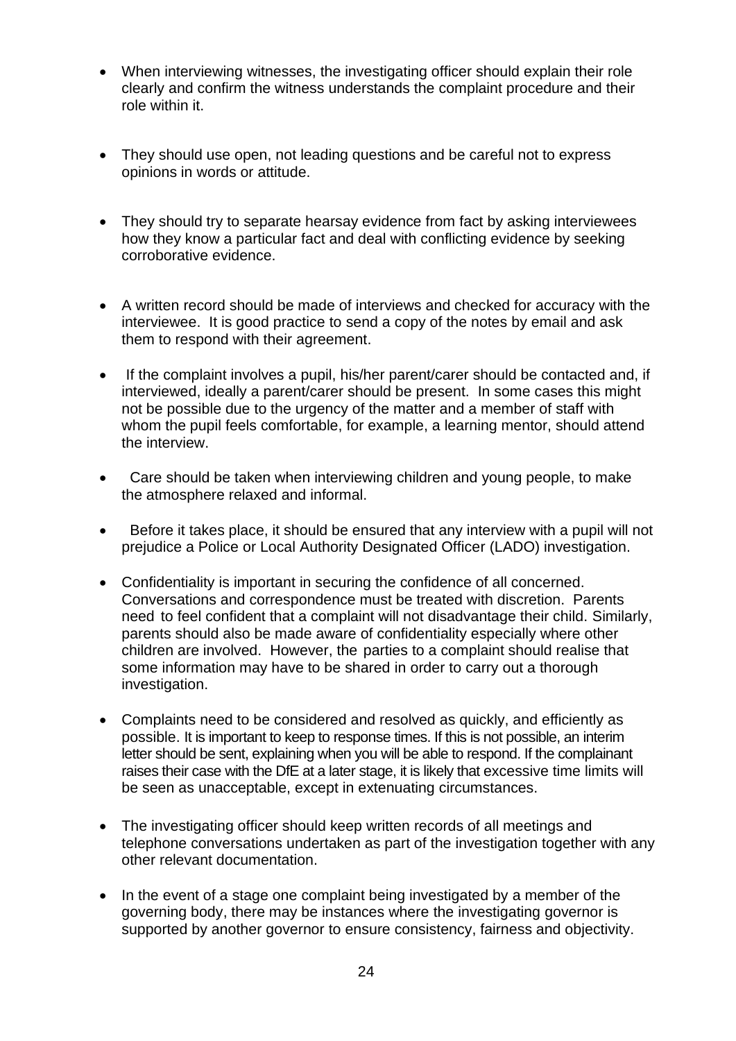- When interviewing witnesses, the investigating officer should explain their role clearly and confirm the witness understands the complaint procedure and their role within it.

- They should use open, not leading questions and be careful not to express opinions in words or attitude.

- They should try to separate hearsay evidence from fact by asking interviewees how they know a particular fact and deal with conflicting evidence by seeking corroborative evidence.

- A written record should be made of interviews and checked for accuracy with the interviewee. It is good practice to send a copy of the notes by email and ask them to respond with their agreement.

- If the complaint involves a pupil, his/her parent/carer should be contacted and, if interviewed, ideally a parent/carer should be present. In some cases this might not be possible due to the urgency of the matter and a member of staff with whom the pupil feels comfortable, for example, a learning mentor, should attend the interview.

- Care should be taken when interviewing children and young people, to make the atmosphere relaxed and informal.

- Before it takes place, it should be ensured that any interview with a pupil will not prejudice a Police or Local Authority Designated Officer (LADO) investigation.

- Confidentiality is important in securing the confidence of all concerned. Conversations and correspondence must be treated with discretion. Parents need to feel confident that a complaint will not disadvantage their child. Similarly, parents should also be made aware of confidentiality especially where other children are involved. However, the parties to a complaint should realise that some information may have to be shared in order to carry out a thorough investigation.

- Complaints need to be considered and resolved as quickly, and efficiently as possible. It is important to keep to response times. If this is not possible, an interim letter should be sent, explaining when you will be able to respond. If the complainant raises their case with the DfE at a later stage, it is likely that excessive time limits will be seen as unacceptable, except in extenuating circumstances.

- The investigating officer should keep written records of all meetings and telephone conversations undertaken as part of the investigation together with any other relevant documentation.

- In the event of a stage one complaint being investigated by a member of the governing body, there may be instances where the investigating governor is supported by another governor to ensure consistency, fairness and objectivity.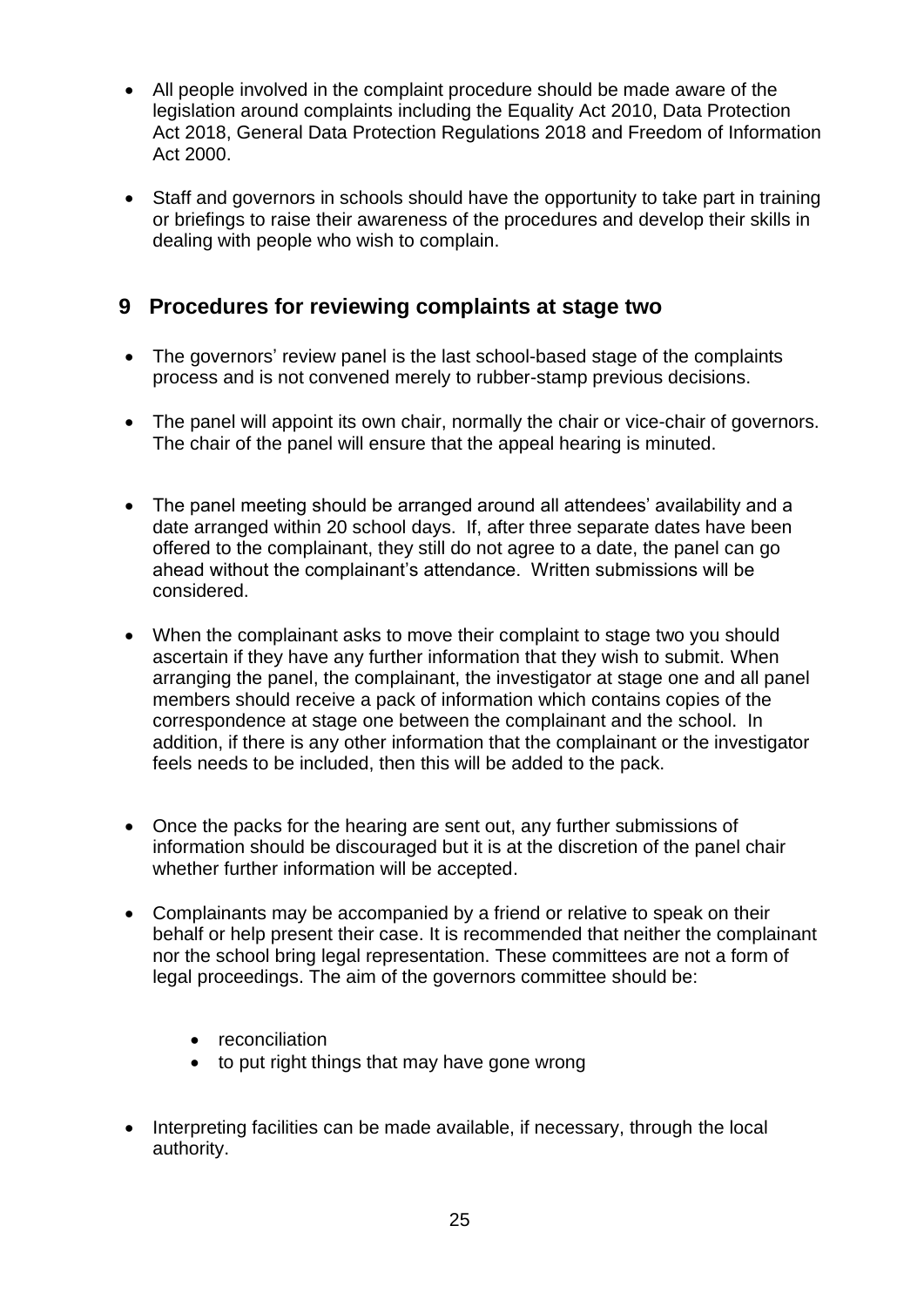- All people involved in the complaint procedure should be made aware of the legislation around complaints including the Equality Act 2010, Data Protection Act 2018, General Data Protection Regulations 2018 and Freedom of Information Act 2000.

- Staff and governors in schools should have the opportunity to take part in training or briefings to raise their awareness of the procedures and develop their skills in dealing with people who wish to complain.

## 9 Procedures for reviewing complaints at stage two

- The governors' review panel is the last school-based stage of the complaints process and is not convened merely to rubber-stamp previous decisions.

- The panel will appoint its own chair, normally the chair or vice-chair of governors. The chair of the panel will ensure that the appeal hearing is minuted.

- The panel meeting should be arranged around all attendees' availability and a date arranged within 20 school days. If, after three separate dates have been offered to the complainant, they still do not agree to a date, the panel can go ahead without the complainant's attendance. Written submissions will be considered.

- When the complainant asks to move their complaint to stage two you should ascertain if they have any further information that they wish to submit. When arranging the panel, the complainant, the investigator at stage one and all panel members should receive a pack of information which contains copies of the correspondence at stage one between the complainant and the school. In addition, if there is any other information that the complainant or the investigator feels needs to be included, then this will be added to the pack.

- Once the packs for the hearing are sent out, any further submissions of information should be discouraged but it is at the discretion of the panel chair whether further information will be accepted.

- Complainants may be accompanied by a friend or relative to speak on their behalf or help present their case. It is recommended that neither the complainant nor the school bring legal representation. These committees are not a form of legal proceedings. The aim of the governors committee should be:

    - reconciliation
    - to put right things that may have gone wrong

- Interpreting facilities can be made available, if necessary, through the local authority.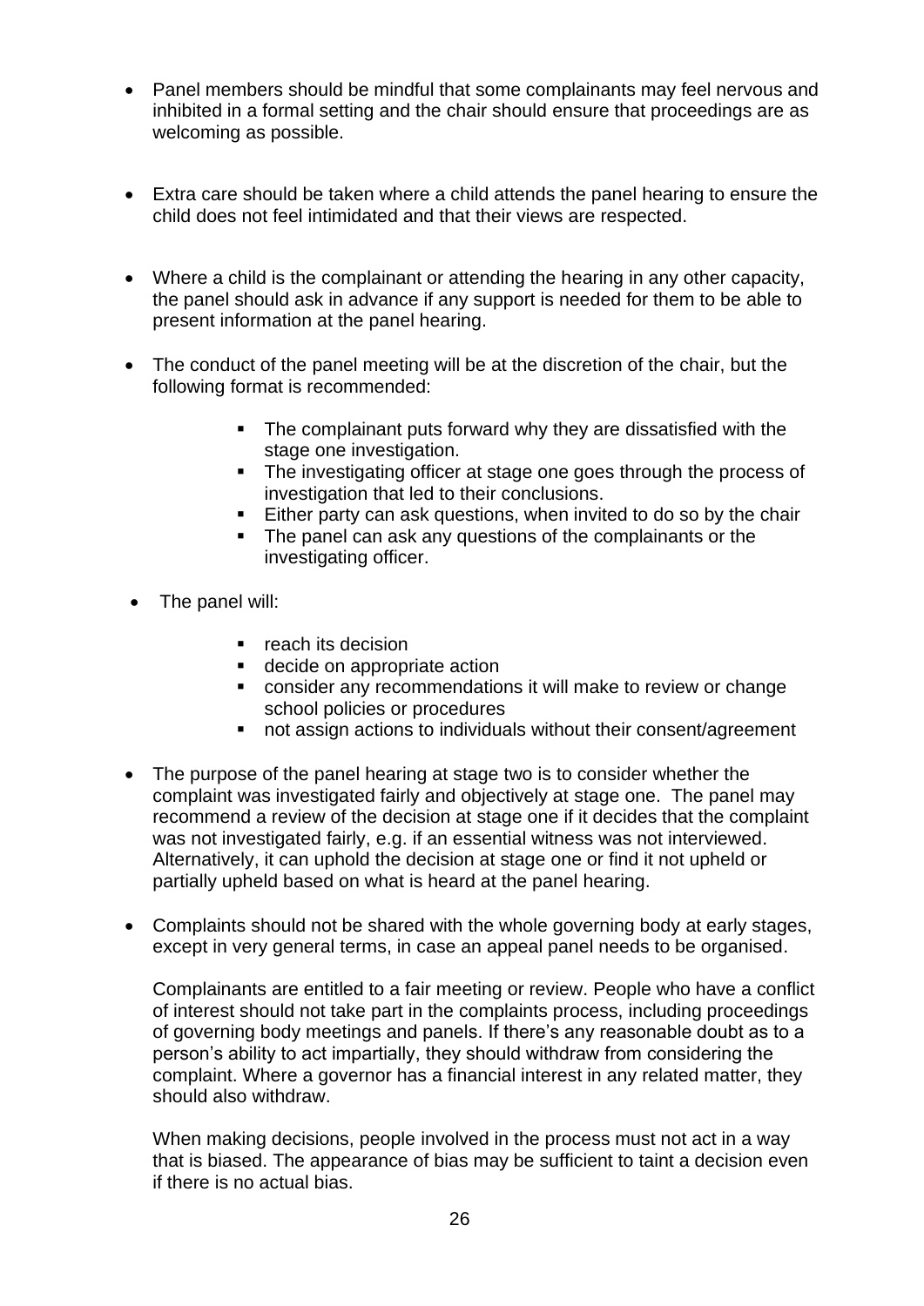- Panel members should be mindful that some complainants may feel nervous and inhibited in a formal setting and the chair should ensure that proceedings are as welcoming as possible.

- Extra care should be taken where a child attends the panel hearing to ensure the child does not feel intimidated and that their views are respected.

- Where a child is the complainant or attending the hearing in any other capacity, the panel should ask in advance if any support is needed for them to be able to present information at the panel hearing.

- The conduct of the panel meeting will be at the discretion of the chair, but the following format is recommended:
  - The complainant puts forward why they are dissatisfied with the stage one investigation.
  - The investigating officer at stage one goes through the process of investigation that led to their conclusions.
  - Either party can ask questions, when invited to do so by the chair
  - The panel can ask any questions of the complainants or the investigating officer.

- The panel will:
  - reach its decision
  - decide on appropriate action
  - consider any recommendations it will make to review or change school policies or procedures
  - not assign actions to individuals without their consent/agreement

- The purpose of the panel hearing at stage two is to consider whether the complaint was investigated fairly and objectively at stage one. The panel may recommend a review of the decision at stage one if it decides that the complaint was not investigated fairly, e.g. if an essential witness was not interviewed. Alternatively, it can uphold the decision at stage one or find it not upheld or partially upheld based on what is heard at the panel hearing.

- Complaints should not be shared with the whole governing body at early stages, except in very general terms, in case an appeal panel needs to be organised.

  Complainants are entitled to a fair meeting or review. People who have a conflict of interest should not take part in the complaints process, including proceedings of governing body meetings and panels. If there's any reasonable doubt as to a person's ability to act impartially, they should withdraw from considering the complaint. Where a governor has a financial interest in any related matter, they should also withdraw.

  When making decisions, people involved in the process must not act in a way that is biased. The appearance of bias may be sufficient to taint a decision even if there is no actual bias.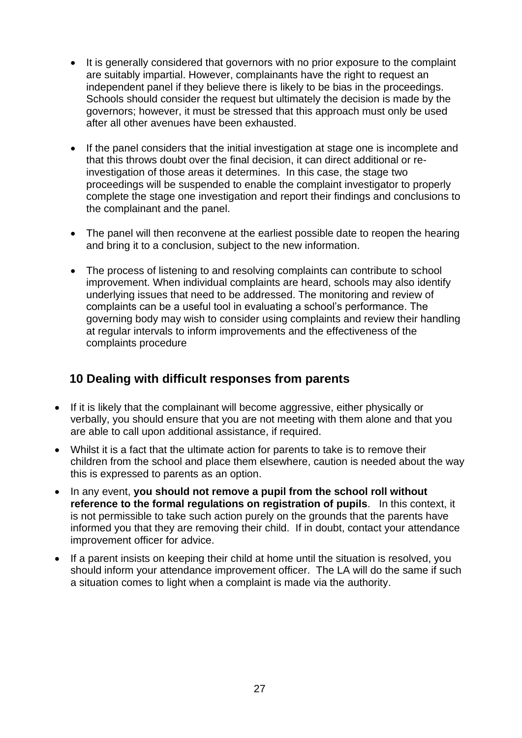- It is generally considered that governors with no prior exposure to the complaint are suitably impartial. However, complainants have the right to request an independent panel if they believe there is likely to be bias in the proceedings. Schools should consider the request but ultimately the decision is made by the governors; however, it must be stressed that this approach must only be used after all other avenues have been exhausted.

- If the panel considers that the initial investigation at stage one is incomplete and that this throws doubt over the final decision, it can direct additional or re-investigation of those areas it determines. In this case, the stage two proceedings will be suspended to enable the complaint investigator to properly complete the stage one investigation and report their findings and conclusions to the complainant and the panel.

- The panel will then reconvene at the earliest possible date to reopen the hearing and bring it to a conclusion, subject to the new information.

- The process of listening to and resolving complaints can contribute to school improvement. When individual complaints are heard, schools may also identify underlying issues that need to be addressed. The monitoring and review of complaints can be a useful tool in evaluating a school's performance. The governing body may wish to consider using complaints and review their handling at regular intervals to inform improvements and the effectiveness of the complaints procedure

## 10 Dealing with difficult responses from parents

- If it is likely that the complainant will become aggressive, either physically or verbally, you should ensure that you are not meeting with them alone and that you are able to call upon additional assistance, if required.
- Whilst it is a fact that the ultimate action for parents to take is to remove their children from the school and place them elsewhere, caution is needed about the way this is expressed to parents as an option.
- In any event, **you should not remove a pupil from the school roll without reference to the formal regulations on registration of pupils**. In this context, it is not permissible to take such action purely on the grounds that the parents have informed you that they are removing their child. If in doubt, contact your attendance improvement officer for advice.
- If a parent insists on keeping their child at home until the situation is resolved, you should inform your attendance improvement officer. The LA will do the same if such a situation comes to light when a complaint is made via the authority.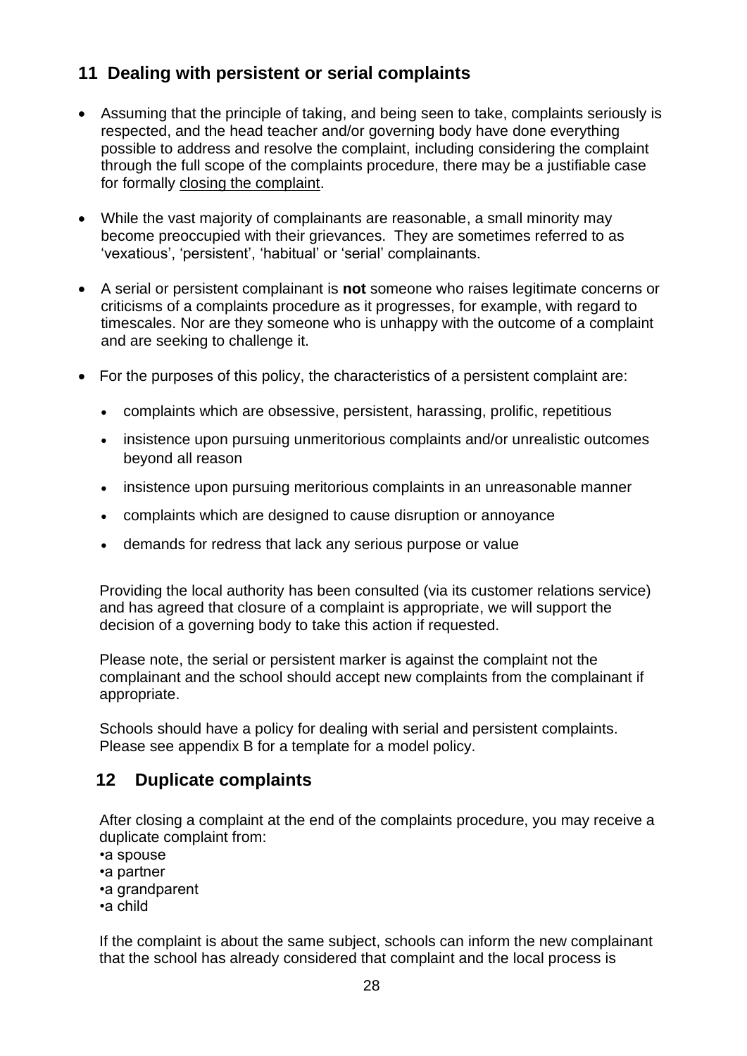## 11 Dealing with persistent or serial complaints

- Assuming that the principle of taking, and being seen to take, complaints seriously is respected, and the head teacher and/or governing body have done everything possible to address and resolve the complaint, including considering the complaint through the full scope of the complaints procedure, there may be a justifiable case for formally closing the complaint.
- While the vast majority of complainants are reasonable, a small minority may become preoccupied with their grievances. They are sometimes referred to as 'vexatious', 'persistent', 'habitual' or 'serial' complainants.
- A serial or persistent complainant is **not** someone who raises legitimate concerns or criticisms of a complaints procedure as it progresses, for example, with regard to timescales. Nor are they someone who is unhappy with the outcome of a complaint and are seeking to challenge it.
- For the purposes of this policy, the characteristics of a persistent complaint are:
  - complaints which are obsessive, persistent, harassing, prolific, repetitious
  - insistence upon pursuing unmeritorious complaints and/or unrealistic outcomes beyond all reason
  - insistence upon pursuing meritorious complaints in an unreasonable manner
  - complaints which are designed to cause disruption or annoyance
  - demands for redress that lack any serious purpose or value

  Providing the local authority has been consulted (via its customer relations service) and has agreed that closure of a complaint is appropriate, we will support the decision of a governing body to take this action if requested.

  Please note, the serial or persistent marker is against the complaint not the complainant and the school should accept new complaints from the complainant if appropriate.

  Schools should have a policy for dealing with serial and persistent complaints. Please see appendix B for a template for a model policy.

## 12 Duplicate complaints

After closing a complaint at the end of the complaints procedure, you may receive a duplicate complaint from:

- a spouse
- a partner
- a grandparent
- a child

If the complaint is about the same subject, schools can inform the new complainant that the school has already considered that complaint and the local process is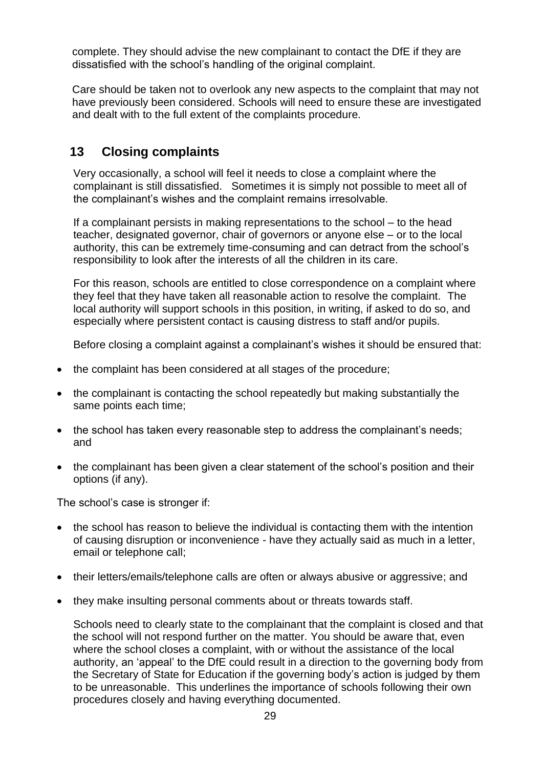complete. They should advise the new complainant to contact the DfE if they are dissatisfied with the school's handling of the original complaint.

Care should be taken not to overlook any new aspects to the complaint that may not have previously been considered. Schools will need to ensure these are investigated and dealt with to the full extent of the complaints procedure.

## 13 Closing complaints

Very occasionally, a school will feel it needs to close a complaint where the complainant is still dissatisfied. Sometimes it is simply not possible to meet all of the complainant's wishes and the complaint remains irresolvable.

If a complainant persists in making representations to the school – to the head teacher, designated governor, chair of governors or anyone else – or to the local authority, this can be extremely time-consuming and can detract from the school's responsibility to look after the interests of all the children in its care.

For this reason, schools are entitled to close correspondence on a complaint where they feel that they have taken all reasonable action to resolve the complaint. The local authority will support schools in this position, in writing, if asked to do so, and especially where persistent contact is causing distress to staff and/or pupils.

Before closing a complaint against a complainant's wishes it should be ensured that:

- the complaint has been considered at all stages of the procedure;
- the complainant is contacting the school repeatedly but making substantially the same points each time;
- the school has taken every reasonable step to address the complainant's needs; and
- the complainant has been given a clear statement of the school's position and their options (if any).

The school's case is stronger if:

- the school has reason to believe the individual is contacting them with the intention of causing disruption or inconvenience - have they actually said as much in a letter, email or telephone call;
- their letters/emails/telephone calls are often or always abusive or aggressive; and
- they make insulting personal comments about or threats towards staff.

Schools need to clearly state to the complainant that the complaint is closed and that the school will not respond further on the matter. You should be aware that, even where the school closes a complaint, with or without the assistance of the local authority, an 'appeal' to the DfE could result in a direction to the governing body from the Secretary of State for Education if the governing body's action is judged by them to be unreasonable. This underlines the importance of schools following their own procedures closely and having everything documented.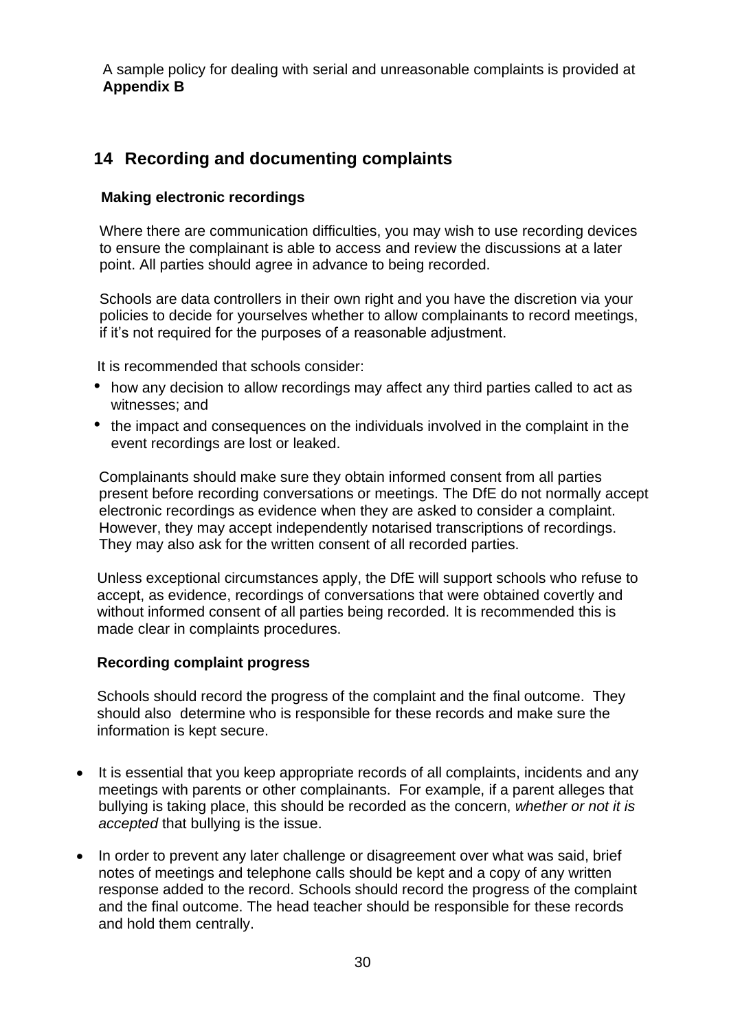A sample policy for dealing with serial and unreasonable complaints is provided at **Appendix B**

## 14 Recording and documenting complaints

### Making electronic recordings

Where there are communication difficulties, you may wish to use recording devices to ensure the complainant is able to access and review the discussions at a later point. All parties should agree in advance to being recorded.

Schools are data controllers in their own right and you have the discretion via your policies to decide for yourselves whether to allow complainants to record meetings, if it's not required for the purposes of a reasonable adjustment.

It is recommended that schools consider:

- how any decision to allow recordings may affect any third parties called to act as witnesses; and
- the impact and consequences on the individuals involved in the complaint in the event recordings are lost or leaked.

Complainants should make sure they obtain informed consent from all parties present before recording conversations or meetings. The DfE do not normally accept electronic recordings as evidence when they are asked to consider a complaint. However, they may accept independently notarised transcriptions of recordings. They may also ask for the written consent of all recorded parties.

Unless exceptional circumstances apply, the DfE will support schools who refuse to accept, as evidence, recordings of conversations that were obtained covertly and without informed consent of all parties being recorded. It is recommended this is made clear in complaints procedures.

### Recording complaint progress

Schools should record the progress of the complaint and the final outcome. They should also determine who is responsible for these records and make sure the information is kept secure.

- It is essential that you keep appropriate records of all complaints, incidents and any meetings with parents or other complainants. For example, if a parent alleges that bullying is taking place, this should be recorded as the concern, *whether or not it is accepted* that bullying is the issue.
- In order to prevent any later challenge or disagreement over what was said, brief notes of meetings and telephone calls should be kept and a copy of any written response added to the record. Schools should record the progress of the complaint and the final outcome. The head teacher should be responsible for these records and hold them centrally.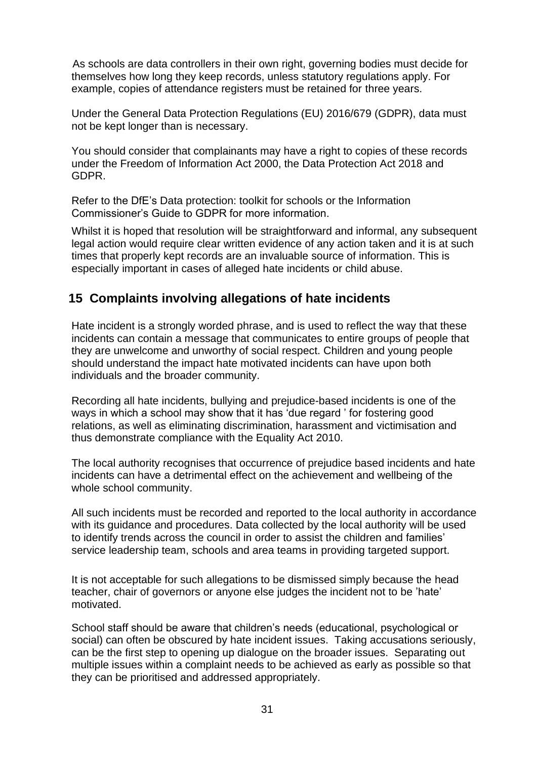As schools are data controllers in their own right, governing bodies must decide for themselves how long they keep records, unless statutory regulations apply. For example, copies of attendance registers must be retained for three years.

Under the General Data Protection Regulations (EU) 2016/679 (GDPR), data must not be kept longer than is necessary.

You should consider that complainants may have a right to copies of these records under the Freedom of Information Act 2000, the Data Protection Act 2018 and GDPR.

Refer to the DfE's Data protection: toolkit for schools or the Information Commissioner's Guide to GDPR for more information.

Whilst it is hoped that resolution will be straightforward and informal, any subsequent legal action would require clear written evidence of any action taken and it is at such times that properly kept records are an invaluable source of information. This is especially important in cases of alleged hate incidents or child abuse.

## 15 Complaints involving allegations of hate incidents

Hate incident is a strongly worded phrase, and is used to reflect the way that these incidents can contain a message that communicates to entire groups of people that they are unwelcome and unworthy of social respect. Children and young people should understand the impact hate motivated incidents can have upon both individuals and the broader community.

Recording all hate incidents, bullying and prejudice-based incidents is one of the ways in which a school may show that it has 'due regard ' for fostering good relations, as well as eliminating discrimination, harassment and victimisation and thus demonstrate compliance with the Equality Act 2010.

The local authority recognises that occurrence of prejudice based incidents and hate incidents can have a detrimental effect on the achievement and wellbeing of the whole school community.

All such incidents must be recorded and reported to the local authority in accordance with its guidance and procedures. Data collected by the local authority will be used to identify trends across the council in order to assist the children and families' service leadership team, schools and area teams in providing targeted support.

It is not acceptable for such allegations to be dismissed simply because the head teacher, chair of governors or anyone else judges the incident not to be 'hate' motivated.

School staff should be aware that children's needs (educational, psychological or social) can often be obscured by hate incident issues. Taking accusations seriously, can be the first step to opening up dialogue on the broader issues. Separating out multiple issues within a complaint needs to be achieved as early as possible so that they can be prioritised and addressed appropriately.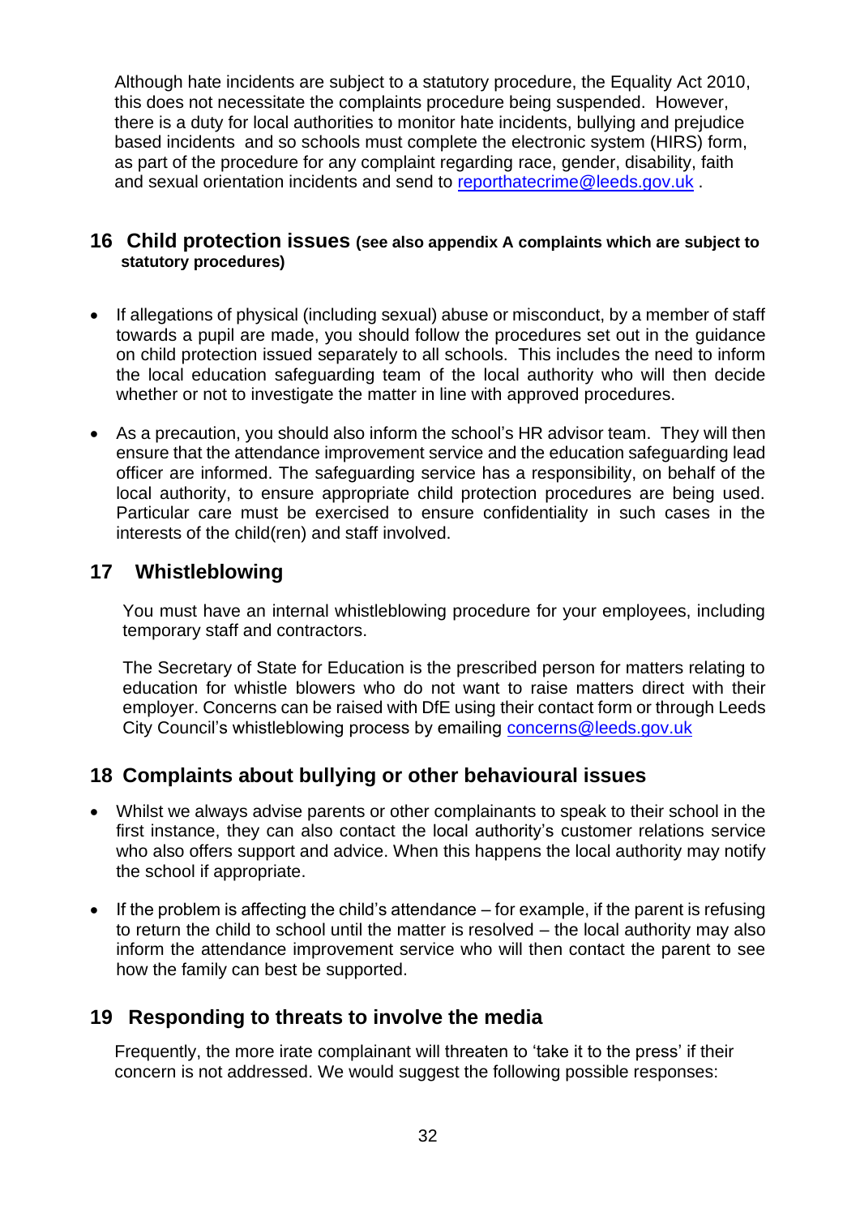Although hate incidents are subject to a statutory procedure, the Equality Act 2010, this does not necessitate the complaints procedure being suspended. However, there is a duty for local authorities to monitor hate incidents, bullying and prejudice based incidents and so schools must complete the electronic system (HIRS) form, as part of the procedure for any complaint regarding race, gender, disability, faith and sexual orientation incidents and send to reporthatecrime@leeds.gov.uk .

## 16 Child protection issues (see also appendix A complaints which are subject to statutory procedures)

- If allegations of physical (including sexual) abuse or misconduct, by a member of staff towards a pupil are made, you should follow the procedures set out in the guidance on child protection issued separately to all schools. This includes the need to inform the local education safeguarding team of the local authority who will then decide whether or not to investigate the matter in line with approved procedures.
- As a precaution, you should also inform the school's HR advisor team. They will then ensure that the attendance improvement service and the education safeguarding lead officer are informed. The safeguarding service has a responsibility, on behalf of the local authority, to ensure appropriate child protection procedures are being used. Particular care must be exercised to ensure confidentiality in such cases in the interests of the child(ren) and staff involved.

## 17 Whistleblowing

You must have an internal whistleblowing procedure for your employees, including temporary staff and contractors.

The Secretary of State for Education is the prescribed person for matters relating to education for whistle blowers who do not want to raise matters direct with their employer. Concerns can be raised with DfE using their contact form or through Leeds City Council's whistleblowing process by emailing concerns@leeds.gov.uk

## 18 Complaints about bullying or other behavioural issues

- Whilst we always advise parents or other complainants to speak to their school in the first instance, they can also contact the local authority's customer relations service who also offers support and advice. When this happens the local authority may notify the school if appropriate.
- If the problem is affecting the child's attendance – for example, if the parent is refusing to return the child to school until the matter is resolved – the local authority may also inform the attendance improvement service who will then contact the parent to see how the family can best be supported.

## 19 Responding to threats to involve the media

Frequently, the more irate complainant will threaten to 'take it to the press' if their concern is not addressed. We would suggest the following possible responses: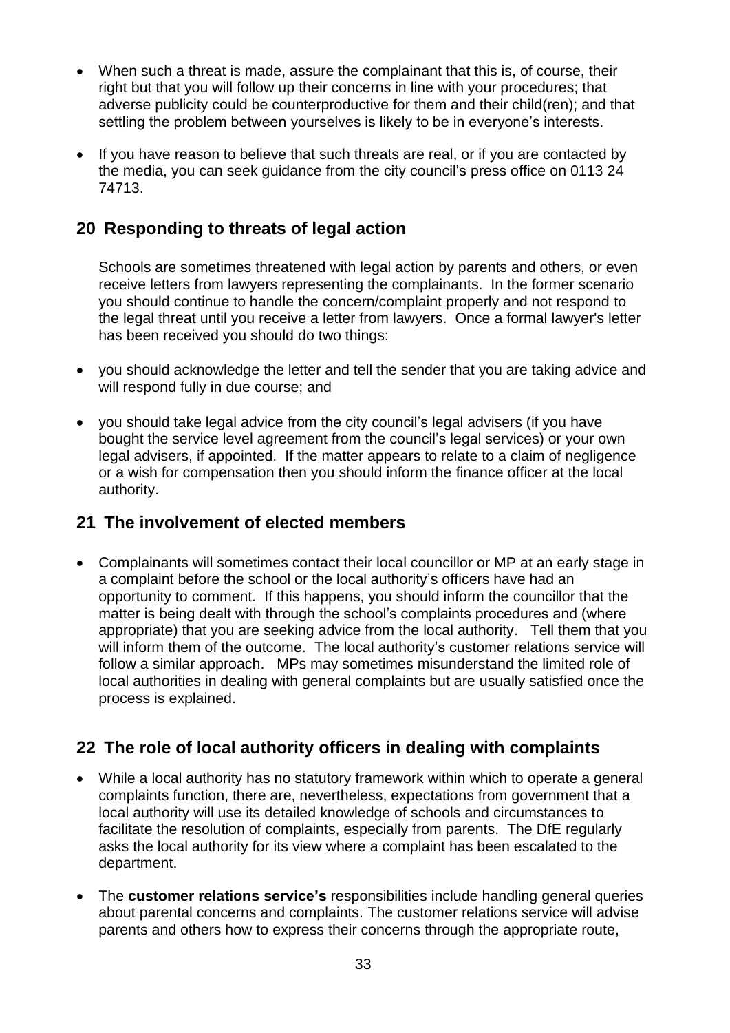- When such a threat is made, assure the complainant that this is, of course, their right but that you will follow up their concerns in line with your procedures; that adverse publicity could be counterproductive for them and their child(ren); and that settling the problem between yourselves is likely to be in everyone's interests.
- If you have reason to believe that such threats are real, or if you are contacted by the media, you can seek guidance from the city council's press office on 0113 24 74713.

## 20 Responding to threats of legal action

Schools are sometimes threatened with legal action by parents and others, or even receive letters from lawyers representing the complainants. In the former scenario you should continue to handle the concern/complaint properly and not respond to the legal threat until you receive a letter from lawyers. Once a formal lawyer's letter has been received you should do two things:

- you should acknowledge the letter and tell the sender that you are taking advice and will respond fully in due course; and
- you should take legal advice from the city council's legal advisers (if you have bought the service level agreement from the council's legal services) or your own legal advisers, if appointed. If the matter appears to relate to a claim of negligence or a wish for compensation then you should inform the finance officer at the local authority.

## 21 The involvement of elected members

- Complainants will sometimes contact their local councillor or MP at an early stage in a complaint before the school or the local authority's officers have had an opportunity to comment. If this happens, you should inform the councillor that the matter is being dealt with through the school's complaints procedures and (where appropriate) that you are seeking advice from the local authority. Tell them that you will inform them of the outcome. The local authority's customer relations service will follow a similar approach. MPs may sometimes misunderstand the limited role of local authorities in dealing with general complaints but are usually satisfied once the process is explained.

## 22 The role of local authority officers in dealing with complaints

- While a local authority has no statutory framework within which to operate a general complaints function, there are, nevertheless, expectations from government that a local authority will use its detailed knowledge of schools and circumstances to facilitate the resolution of complaints, especially from parents. The DfE regularly asks the local authority for its view where a complaint has been escalated to the department.
- The **customer relations service's** responsibilities include handling general queries about parental concerns and complaints. The customer relations service will advise parents and others how to express their concerns through the appropriate route,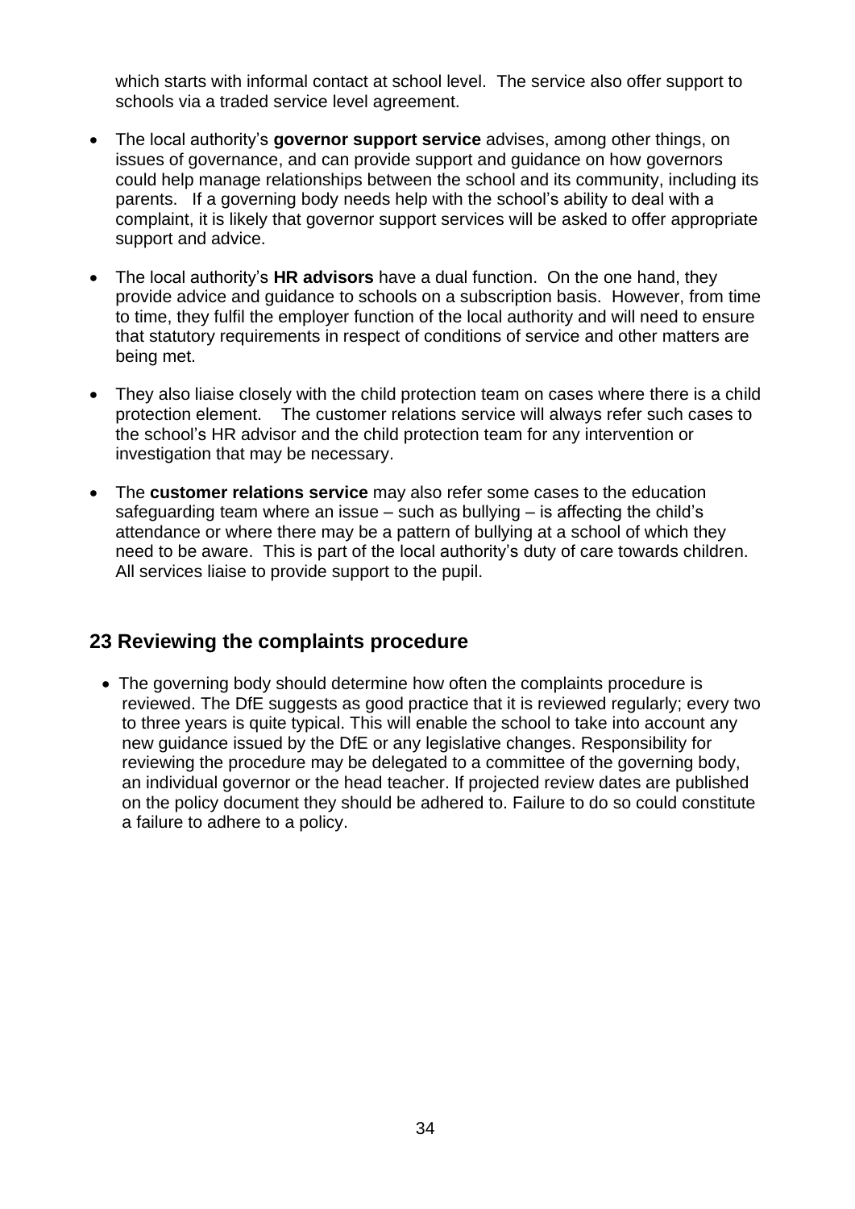which starts with informal contact at school level. The service also offer support to schools via a traded service level agreement.

- The local authority's **governor support service** advises, among other things, on issues of governance, and can provide support and guidance on how governors could help manage relationships between the school and its community, including its parents. If a governing body needs help with the school's ability to deal with a complaint, it is likely that governor support services will be asked to offer appropriate support and advice.

- The local authority's **HR advisors** have a dual function. On the one hand, they provide advice and guidance to schools on a subscription basis. However, from time to time, they fulfil the employer function of the local authority and will need to ensure that statutory requirements in respect of conditions of service and other matters are being met.

- They also liaise closely with the child protection team on cases where there is a child protection element. The customer relations service will always refer such cases to the school's HR advisor and the child protection team for any intervention or investigation that may be necessary.

- The **customer relations service** may also refer some cases to the education safeguarding team where an issue – such as bullying – is affecting the child's attendance or where there may be a pattern of bullying at a school of which they need to be aware. This is part of the local authority's duty of care towards children. All services liaise to provide support to the pupil.

## 23 Reviewing the complaints procedure

- The governing body should determine how often the complaints procedure is reviewed. The DfE suggests as good practice that it is reviewed regularly; every two to three years is quite typical. This will enable the school to take into account any new guidance issued by the DfE or any legislative changes. Responsibility for reviewing the procedure may be delegated to a committee of the governing body, an individual governor or the head teacher. If projected review dates are published on the policy document they should be adhered to. Failure to do so could constitute a failure to adhere to a policy.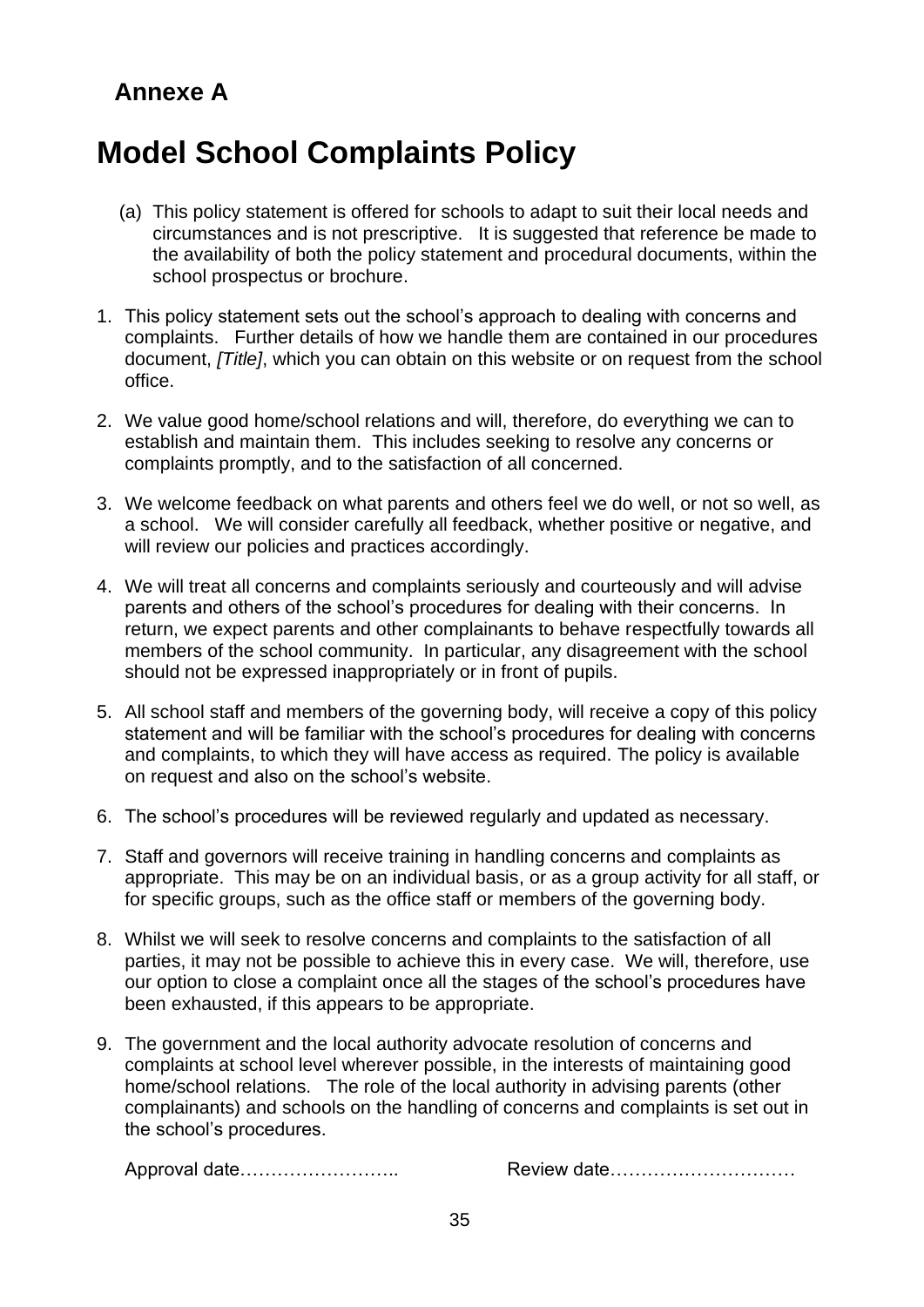## Annexe A

# Model School Complaints Policy

(a) This policy statement is offered for schools to adapt to suit their local needs and circumstances and is not prescriptive. It is suggested that reference be made to the availability of both the policy statement and procedural documents, within the school prospectus or brochure.

1. This policy statement sets out the school's approach to dealing with concerns and complaints. Further details of how we handle them are contained in our procedures document, *[Title]*, which you can obtain on this website or on request from the school office.

2. We value good home/school relations and will, therefore, do everything we can to establish and maintain them. This includes seeking to resolve any concerns or complaints promptly, and to the satisfaction of all concerned.

3. We welcome feedback on what parents and others feel we do well, or not so well, as a school. We will consider carefully all feedback, whether positive or negative, and will review our policies and practices accordingly.

4. We will treat all concerns and complaints seriously and courteously and will advise parents and others of the school's procedures for dealing with their concerns. In return, we expect parents and other complainants to behave respectfully towards all members of the school community. In particular, any disagreement with the school should not be expressed inappropriately or in front of pupils.

5. All school staff and members of the governing body, will receive a copy of this policy statement and will be familiar with the school's procedures for dealing with concerns and complaints, to which they will have access as required. The policy is available on request and also on the school's website.

6. The school's procedures will be reviewed regularly and updated as necessary.

7. Staff and governors will receive training in handling concerns and complaints as appropriate. This may be on an individual basis, or as a group activity for all staff, or for specific groups, such as the office staff or members of the governing body.

8. Whilst we will seek to resolve concerns and complaints to the satisfaction of all parties, it may not be possible to achieve this in every case. We will, therefore, use our option to close a complaint once all the stages of the school's procedures have been exhausted, if this appears to be appropriate.

9. The government and the local authority advocate resolution of concerns and complaints at school level wherever possible, in the interests of maintaining good home/school relations. The role of the local authority in advising parents (other complainants) and schools on the handling of concerns and complaints is set out in the school's procedures.

Approval date…………………….. Review date…………………………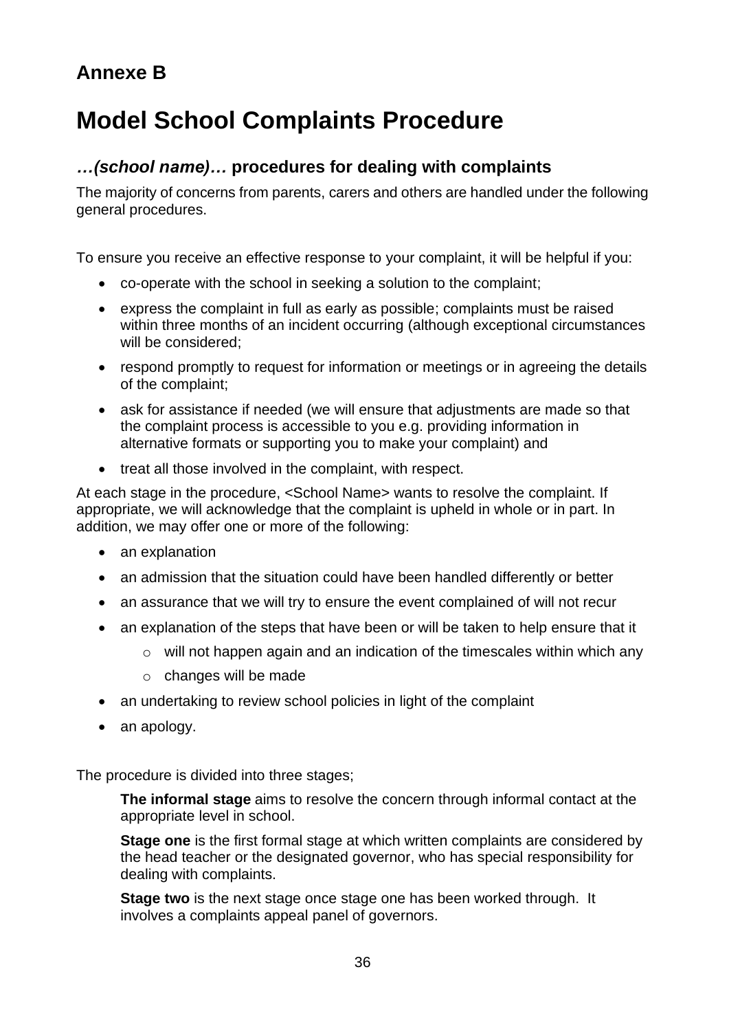## Annexe B

# Model School Complaints Procedure

### *…(school name)…* procedures for dealing with complaints

The majority of concerns from parents, carers and others are handled under the following general procedures.

To ensure you receive an effective response to your complaint, it will be helpful if you:

- co-operate with the school in seeking a solution to the complaint;
- express the complaint in full as early as possible; complaints must be raised within three months of an incident occurring (although exceptional circumstances will be considered;
- respond promptly to request for information or meetings or in agreeing the details of the complaint;
- ask for assistance if needed (we will ensure that adjustments are made so that the complaint process is accessible to you e.g. providing information in alternative formats or supporting you to make your complaint) and
- treat all those involved in the complaint, with respect.

At each stage in the procedure, <School Name> wants to resolve the complaint. If appropriate, we will acknowledge that the complaint is upheld in whole or in part. In addition, we may offer one or more of the following:

- an explanation
- an admission that the situation could have been handled differently or better
- an assurance that we will try to ensure the event complained of will not recur
- an explanation of the steps that have been or will be taken to help ensure that it
  - will not happen again and an indication of the timescales within which any
  - changes will be made
- an undertaking to review school policies in light of the complaint
- an apology.

The procedure is divided into three stages;

**The informal stage** aims to resolve the concern through informal contact at the appropriate level in school.

**Stage one** is the first formal stage at which written complaints are considered by the head teacher or the designated governor, who has special responsibility for dealing with complaints.

**Stage two** is the next stage once stage one has been worked through. It involves a complaints appeal panel of governors.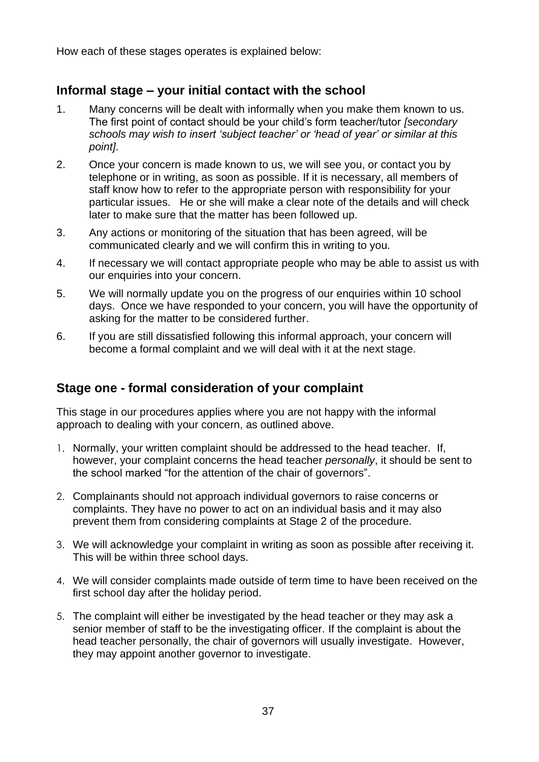How each of these stages operates is explained below:

## Informal stage – your initial contact with the school

1. Many concerns will be dealt with informally when you make them known to us. The first point of contact should be your child's form teacher/tutor *[secondary schools may wish to insert 'subject teacher' or 'head of year' or similar at this point]*.
2. Once your concern is made known to us, we will see you, or contact you by telephone or in writing, as soon as possible. If it is necessary, all members of staff know how to refer to the appropriate person with responsibility for your particular issues. He or she will make a clear note of the details and will check later to make sure that the matter has been followed up.
3. Any actions or monitoring of the situation that has been agreed, will be communicated clearly and we will confirm this in writing to you.
4. If necessary we will contact appropriate people who may be able to assist us with our enquiries into your concern.
5. We will normally update you on the progress of our enquiries within 10 school days. Once we have responded to your concern, you will have the opportunity of asking for the matter to be considered further.
6. If you are still dissatisfied following this informal approach, your concern will become a formal complaint and we will deal with it at the next stage.

## Stage one - formal consideration of your complaint

This stage in our procedures applies where you are not happy with the informal approach to dealing with your concern, as outlined above.

1. Normally, your written complaint should be addressed to the head teacher. If, however, your complaint concerns the head teacher *personally*, it should be sent to the school marked "for the attention of the chair of governors".
2. Complainants should not approach individual governors to raise concerns or complaints. They have no power to act on an individual basis and it may also prevent them from considering complaints at Stage 2 of the procedure.
3. We will acknowledge your complaint in writing as soon as possible after receiving it. This will be within three school days.
4. We will consider complaints made outside of term time to have been received on the first school day after the holiday period.
5. The complaint will either be investigated by the head teacher or they may ask a senior member of staff to be the investigating officer. If the complaint is about the head teacher personally, the chair of governors will usually investigate. However, they may appoint another governor to investigate.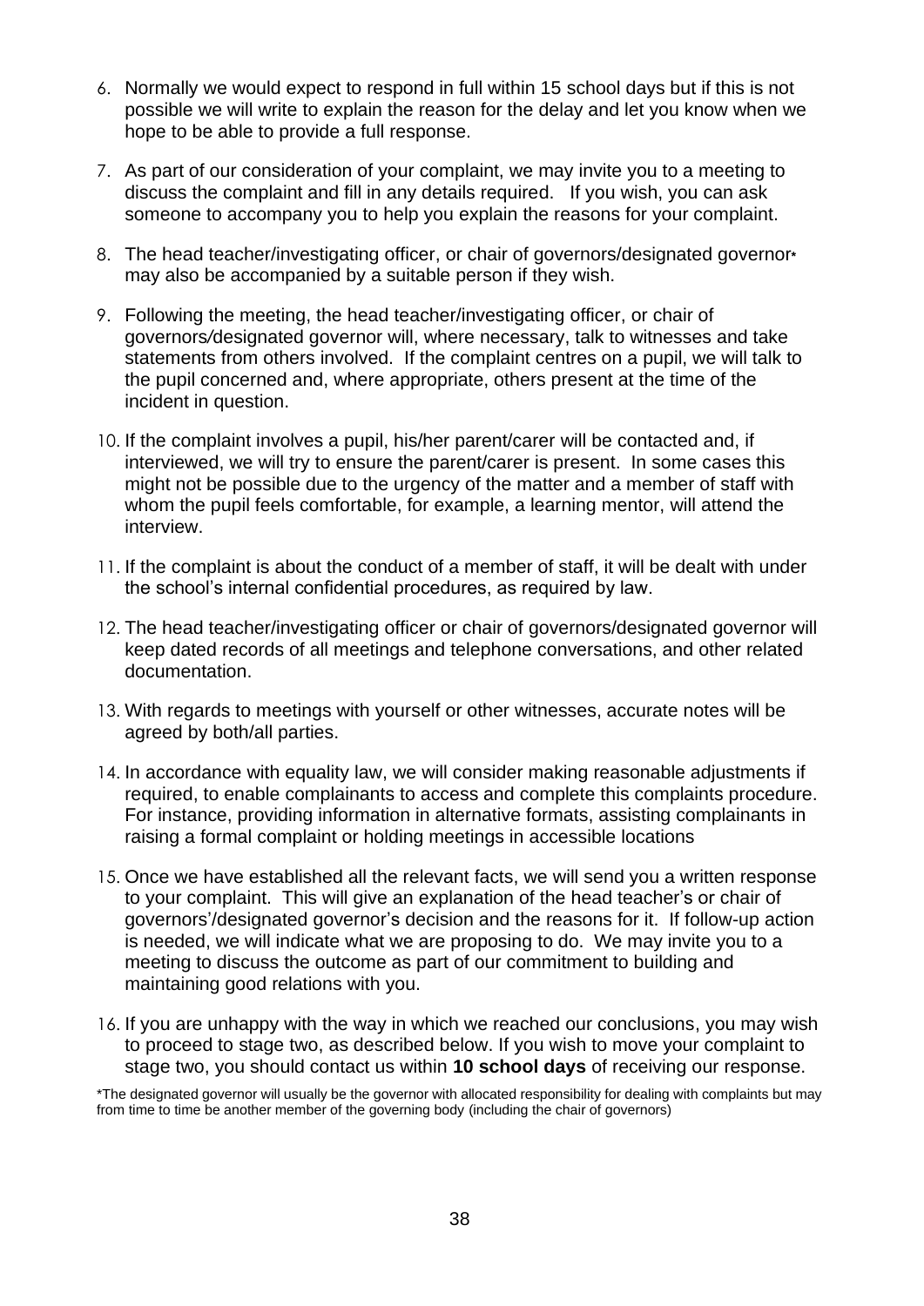6. Normally we would expect to respond in full within 15 school days but if this is not possible we will write to explain the reason for the delay and let you know when we hope to be able to provide a full response.

7. As part of our consideration of your complaint, we may invite you to a meeting to discuss the complaint and fill in any details required. If you wish, you can ask someone to accompany you to help you explain the reasons for your complaint.

8. The head teacher/investigating officer, or chair of governors/designated governor* may also be accompanied by a suitable person if they wish.

9. Following the meeting, the head teacher/investigating officer, or chair of governors/designated governor will, where necessary, talk to witnesses and take statements from others involved. If the complaint centres on a pupil, we will talk to the pupil concerned and, where appropriate, others present at the time of the incident in question.

10. If the complaint involves a pupil, his/her parent/carer will be contacted and, if interviewed, we will try to ensure the parent/carer is present. In some cases this might not be possible due to the urgency of the matter and a member of staff with whom the pupil feels comfortable, for example, a learning mentor, will attend the interview.

11. If the complaint is about the conduct of a member of staff, it will be dealt with under the school's internal confidential procedures, as required by law.

12. The head teacher/investigating officer or chair of governors/designated governor will keep dated records of all meetings and telephone conversations, and other related documentation.

13. With regards to meetings with yourself or other witnesses, accurate notes will be agreed by both/all parties.

14. In accordance with equality law, we will consider making reasonable adjustments if required, to enable complainants to access and complete this complaints procedure. For instance, providing information in alternative formats, assisting complainants in raising a formal complaint or holding meetings in accessible locations

15. Once we have established all the relevant facts, we will send you a written response to your complaint. This will give an explanation of the head teacher's or chair of governors'/designated governor's decision and the reasons for it. If follow-up action is needed, we will indicate what we are proposing to do. We may invite you to a meeting to discuss the outcome as part of our commitment to building and maintaining good relations with you.

16. If you are unhappy with the way in which we reached our conclusions, you may wish to proceed to stage two, as described below. If you wish to move your complaint to stage two, you should contact us within **10 school days** of receiving our response.

*The designated governor will usually be the governor with allocated responsibility for dealing with complaints but may from time to time be another member of the governing body (including the chair of governors)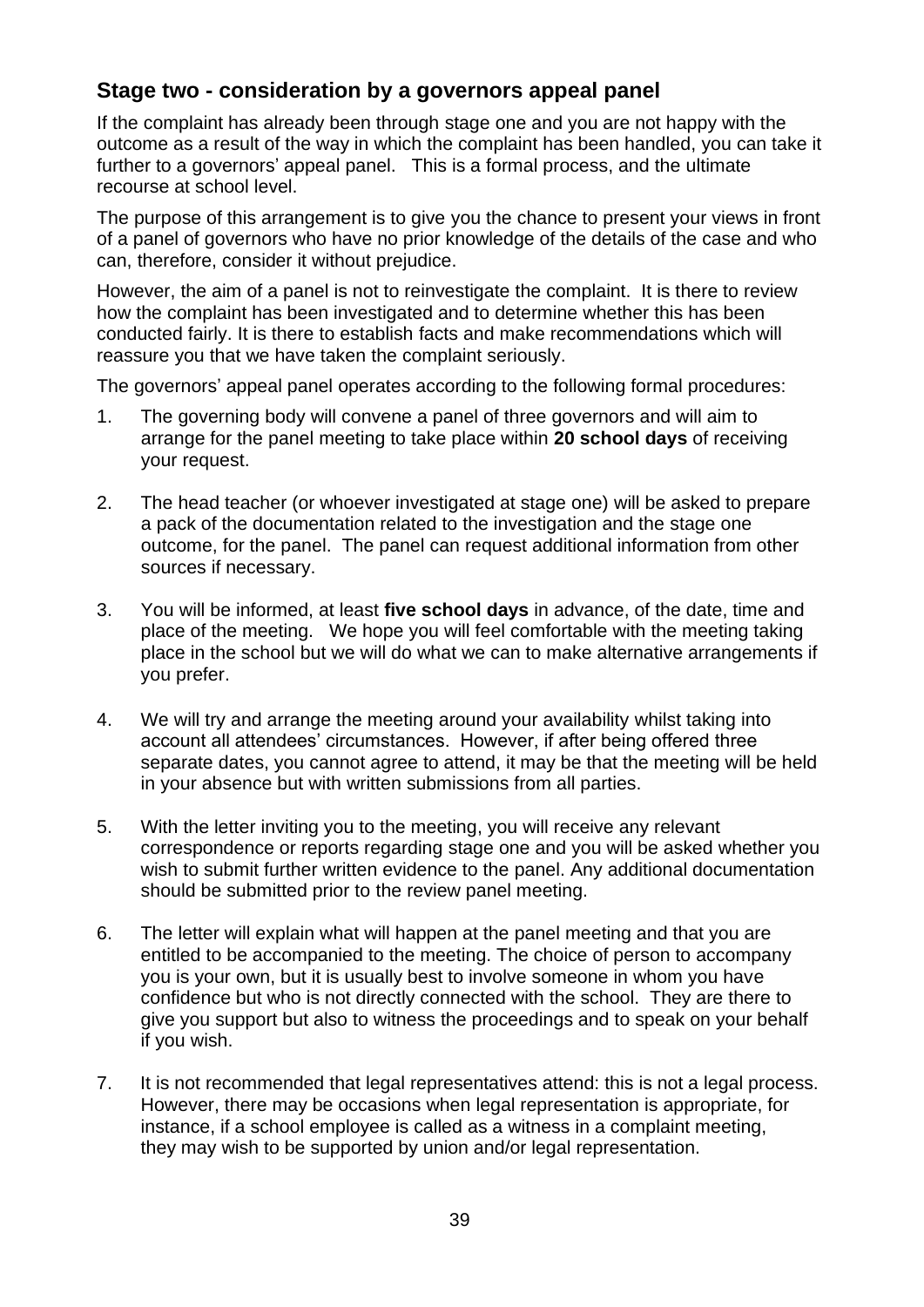## Stage two - consideration by a governors appeal panel

If the complaint has already been through stage one and you are not happy with the outcome as a result of the way in which the complaint has been handled, you can take it further to a governors' appeal panel. This is a formal process, and the ultimate recourse at school level.

The purpose of this arrangement is to give you the chance to present your views in front of a panel of governors who have no prior knowledge of the details of the case and who can, therefore, consider it without prejudice.

However, the aim of a panel is not to reinvestigate the complaint. It is there to review how the complaint has been investigated and to determine whether this has been conducted fairly. It is there to establish facts and make recommendations which will reassure you that we have taken the complaint seriously.

The governors' appeal panel operates according to the following formal procedures:

1. The governing body will convene a panel of three governors and will aim to arrange for the panel meeting to take place within **20 school days** of receiving your request.

2. The head teacher (or whoever investigated at stage one) will be asked to prepare a pack of the documentation related to the investigation and the stage one outcome, for the panel. The panel can request additional information from other sources if necessary.

3. You will be informed, at least **five school days** in advance, of the date, time and place of the meeting. We hope you will feel comfortable with the meeting taking place in the school but we will do what we can to make alternative arrangements if you prefer.

4. We will try and arrange the meeting around your availability whilst taking into account all attendees' circumstances. However, if after being offered three separate dates, you cannot agree to attend, it may be that the meeting will be held in your absence but with written submissions from all parties.

5. With the letter inviting you to the meeting, you will receive any relevant correspondence or reports regarding stage one and you will be asked whether you wish to submit further written evidence to the panel. Any additional documentation should be submitted prior to the review panel meeting.

6. The letter will explain what will happen at the panel meeting and that you are entitled to be accompanied to the meeting. The choice of person to accompany you is your own, but it is usually best to involve someone in whom you have confidence but who is not directly connected with the school. They are there to give you support but also to witness the proceedings and to speak on your behalf if you wish.

7. It is not recommended that legal representatives attend: this is not a legal process. However, there may be occasions when legal representation is appropriate, for instance, if a school employee is called as a witness in a complaint meeting, they may wish to be supported by union and/or legal representation.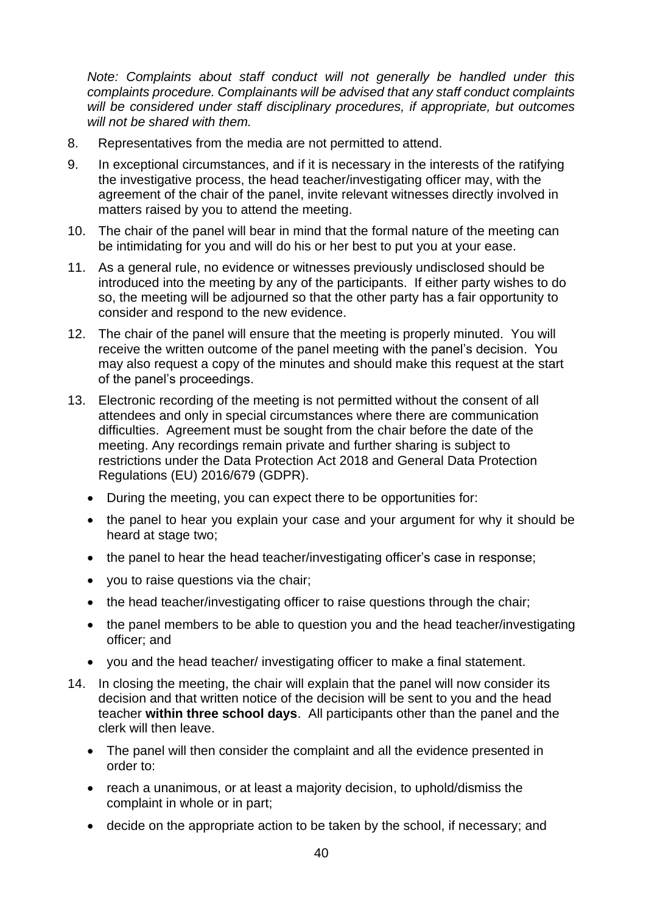*Note: Complaints about staff conduct will not generally be handled under this complaints procedure. Complainants will be advised that any staff conduct complaints will be considered under staff disciplinary procedures, if appropriate, but outcomes will not be shared with them.*

8. Representatives from the media are not permitted to attend.

9. In exceptional circumstances, and if it is necessary in the interests of the ratifying the investigative process, the head teacher/investigating officer may, with the agreement of the chair of the panel, invite relevant witnesses directly involved in matters raised by you to attend the meeting.

10. The chair of the panel will bear in mind that the formal nature of the meeting can be intimidating for you and will do his or her best to put you at your ease.

11. As a general rule, no evidence or witnesses previously undisclosed should be introduced into the meeting by any of the participants. If either party wishes to do so, the meeting will be adjourned so that the other party has a fair opportunity to consider and respond to the new evidence.

12. The chair of the panel will ensure that the meeting is properly minuted. You will receive the written outcome of the panel meeting with the panel's decision. You may also request a copy of the minutes and should make this request at the start of the panel's proceedings.

13. Electronic recording of the meeting is not permitted without the consent of all attendees and only in special circumstances where there are communication difficulties. Agreement must be sought from the chair before the date of the meeting. Any recordings remain private and further sharing is subject to restrictions under the Data Protection Act 2018 and General Data Protection Regulations (EU) 2016/679 (GDPR).

    - During the meeting, you can expect there to be opportunities for:
    - the panel to hear you explain your case and your argument for why it should be heard at stage two;
    - the panel to hear the head teacher/investigating officer's case in response;
    - you to raise questions via the chair;
    - the head teacher/investigating officer to raise questions through the chair;
    - the panel members to be able to question you and the head teacher/investigating officer; and
    - you and the head teacher/ investigating officer to make a final statement.

14. In closing the meeting, the chair will explain that the panel will now consider its decision and that written notice of the decision will be sent to you and the head teacher **within three school days**. All participants other than the panel and the clerk will then leave.

    - The panel will then consider the complaint and all the evidence presented in order to:
    - reach a unanimous, or at least a majority decision, to uphold/dismiss the complaint in whole or in part;
    - decide on the appropriate action to be taken by the school, if necessary; and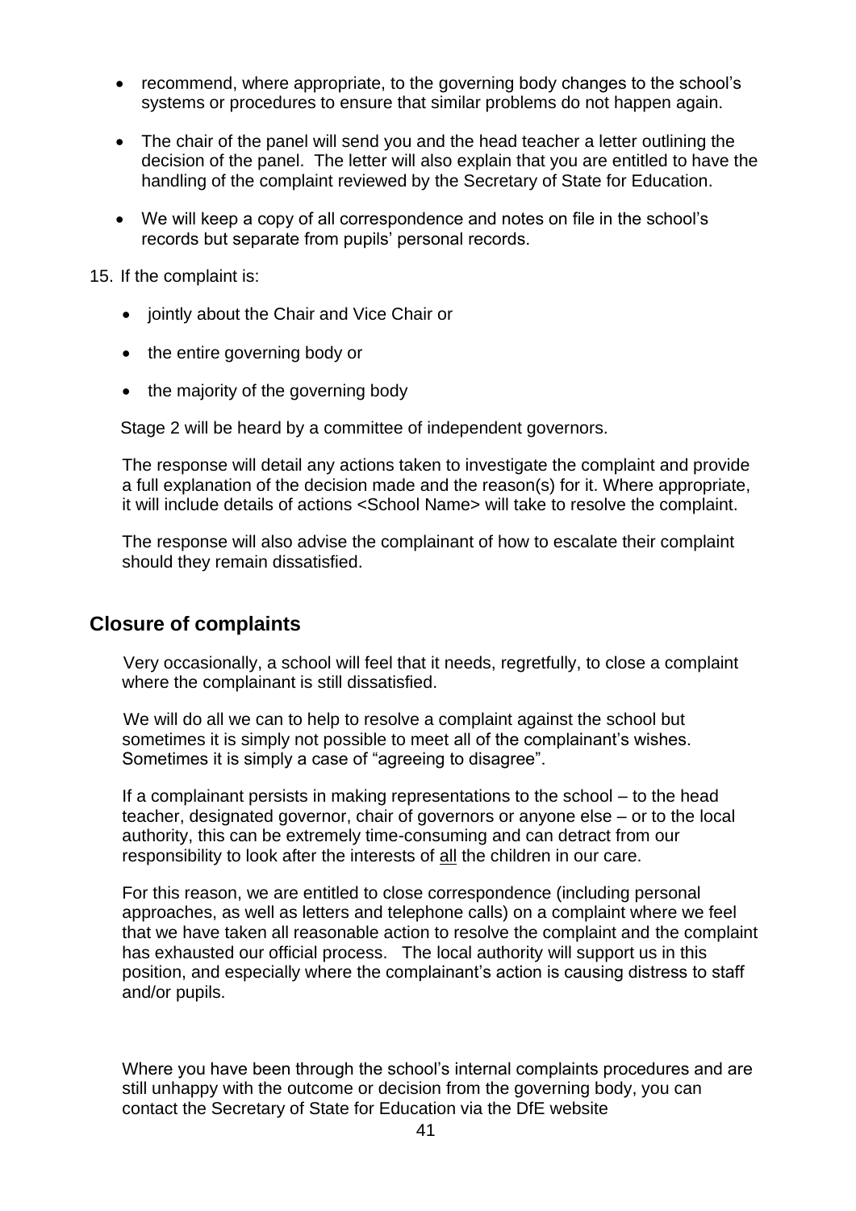- recommend, where appropriate, to the governing body changes to the school's systems or procedures to ensure that similar problems do not happen again.
- The chair of the panel will send you and the head teacher a letter outlining the decision of the panel. The letter will also explain that you are entitled to have the handling of the complaint reviewed by the Secretary of State for Education.
- We will keep a copy of all correspondence and notes on file in the school's records but separate from pupils' personal records.

15. If the complaint is:

    - jointly about the Chair and Vice Chair or
    - the entire governing body or
    - the majority of the governing body

    Stage 2 will be heard by a committee of independent governors.

    The response will detail any actions taken to investigate the complaint and provide a full explanation of the decision made and the reason(s) for it. Where appropriate, it will include details of actions <School Name> will take to resolve the complaint.

    The response will also advise the complainant of how to escalate their complaint should they remain dissatisfied.

## Closure of complaints

Very occasionally, a school will feel that it needs, regretfully, to close a complaint where the complainant is still dissatisfied.

We will do all we can to help to resolve a complaint against the school but sometimes it is simply not possible to meet all of the complainant's wishes. Sometimes it is simply a case of "agreeing to disagree".

If a complainant persists in making representations to the school – to the head teacher, designated governor, chair of governors or anyone else – or to the local authority, this can be extremely time-consuming and can detract from our responsibility to look after the interests of all the children in our care.

For this reason, we are entitled to close correspondence (including personal approaches, as well as letters and telephone calls) on a complaint where we feel that we have taken all reasonable action to resolve the complaint and the complaint has exhausted our official process. The local authority will support us in this position, and especially where the complainant's action is causing distress to staff and/or pupils.

Where you have been through the school's internal complaints procedures and are still unhappy with the outcome or decision from the governing body, you can contact the Secretary of State for Education via the DfE website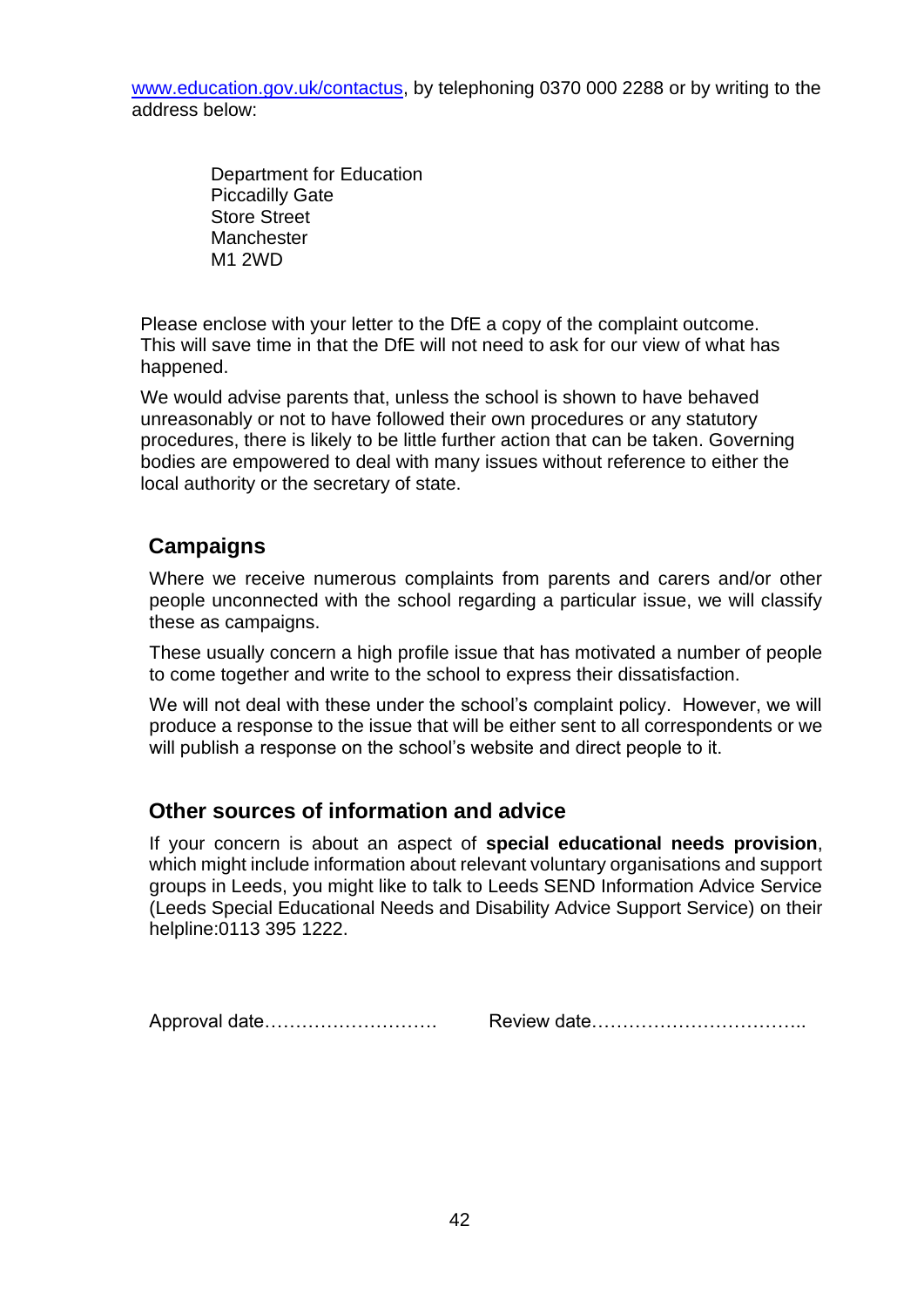www.education.gov.uk/contactus, by telephoning 0370 000 2288 or by writing to the address below:

Department for Education
Piccadilly Gate
Store Street
Manchester
M1 2WD

Please enclose with your letter to the DfE a copy of the complaint outcome. This will save time in that the DfE will not need to ask for our view of what has happened.

We would advise parents that, unless the school is shown to have behaved unreasonably or not to have followed their own procedures or any statutory procedures, there is likely to be little further action that can be taken. Governing bodies are empowered to deal with many issues without reference to either the local authority or the secretary of state.

## Campaigns

Where we receive numerous complaints from parents and carers and/or other people unconnected with the school regarding a particular issue, we will classify these as campaigns.

These usually concern a high profile issue that has motivated a number of people to come together and write to the school to express their dissatisfaction.

We will not deal with these under the school's complaint policy. However, we will produce a response to the issue that will be either sent to all correspondents or we will publish a response on the school's website and direct people to it.

## Other sources of information and advice

If your concern is about an aspect of **special educational needs provision**, which might include information about relevant voluntary organisations and support groups in Leeds, you might like to talk to Leeds SEND Information Advice Service (Leeds Special Educational Needs and Disability Advice Support Service) on their helpline:0113 395 1222.

Approval date……………………… Review date……………………………..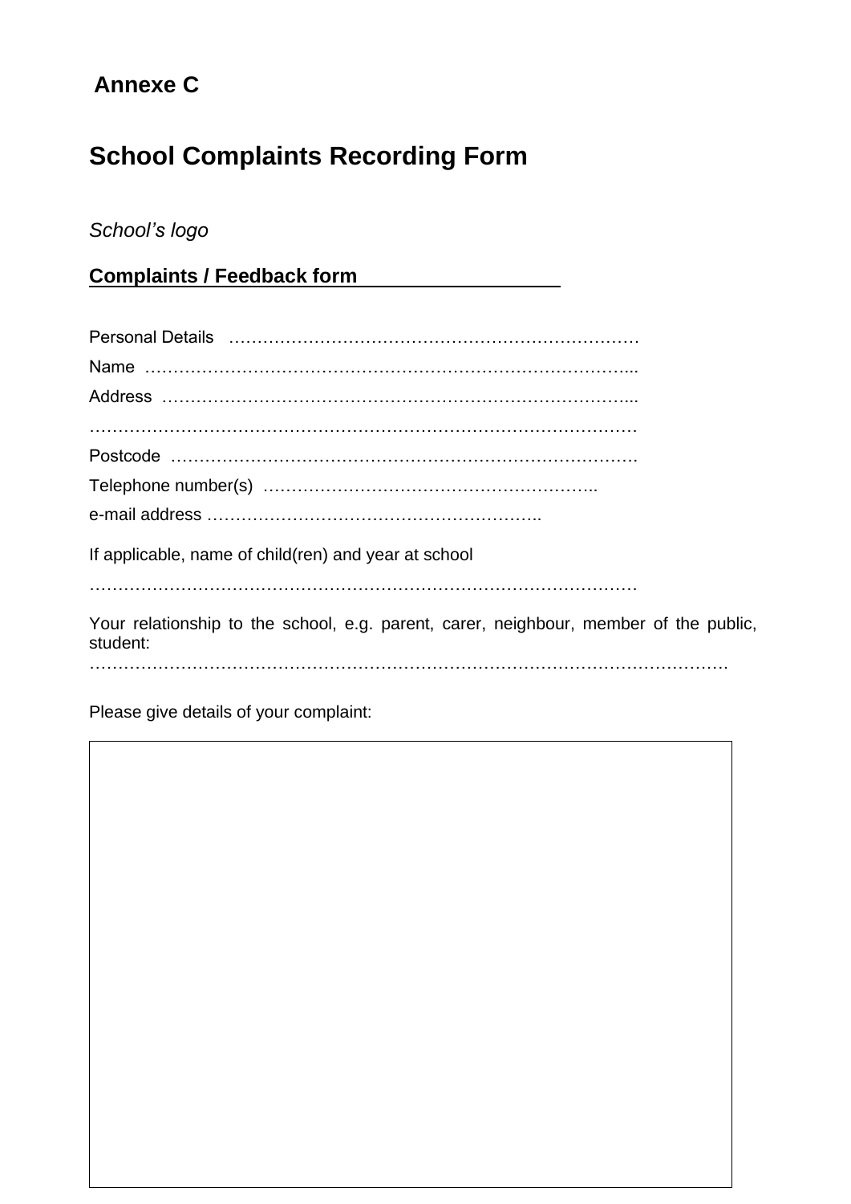**Annexe C**

# School Complaints Recording Form

*School's logo*

**Complaints / Feedback form**

Personal Details ………………………………………………………………

Name ……………………………………………………………………………...

Address ……………………………………………………………………………...

…………………………………………………………………………………………

Postcode ……………………………………………………………………………

Telephone number(s) …………………………………………………..

e-mail address …………………………………………………..

If applicable, name of child(ren) and year at school

…………………………………………………………………………………………

Your relationship to the school, e.g. parent, carer, neighbour, member of the public, student:

………………………………………………………………………………………………………

Please give details of your complaint:

| |
|---|
| |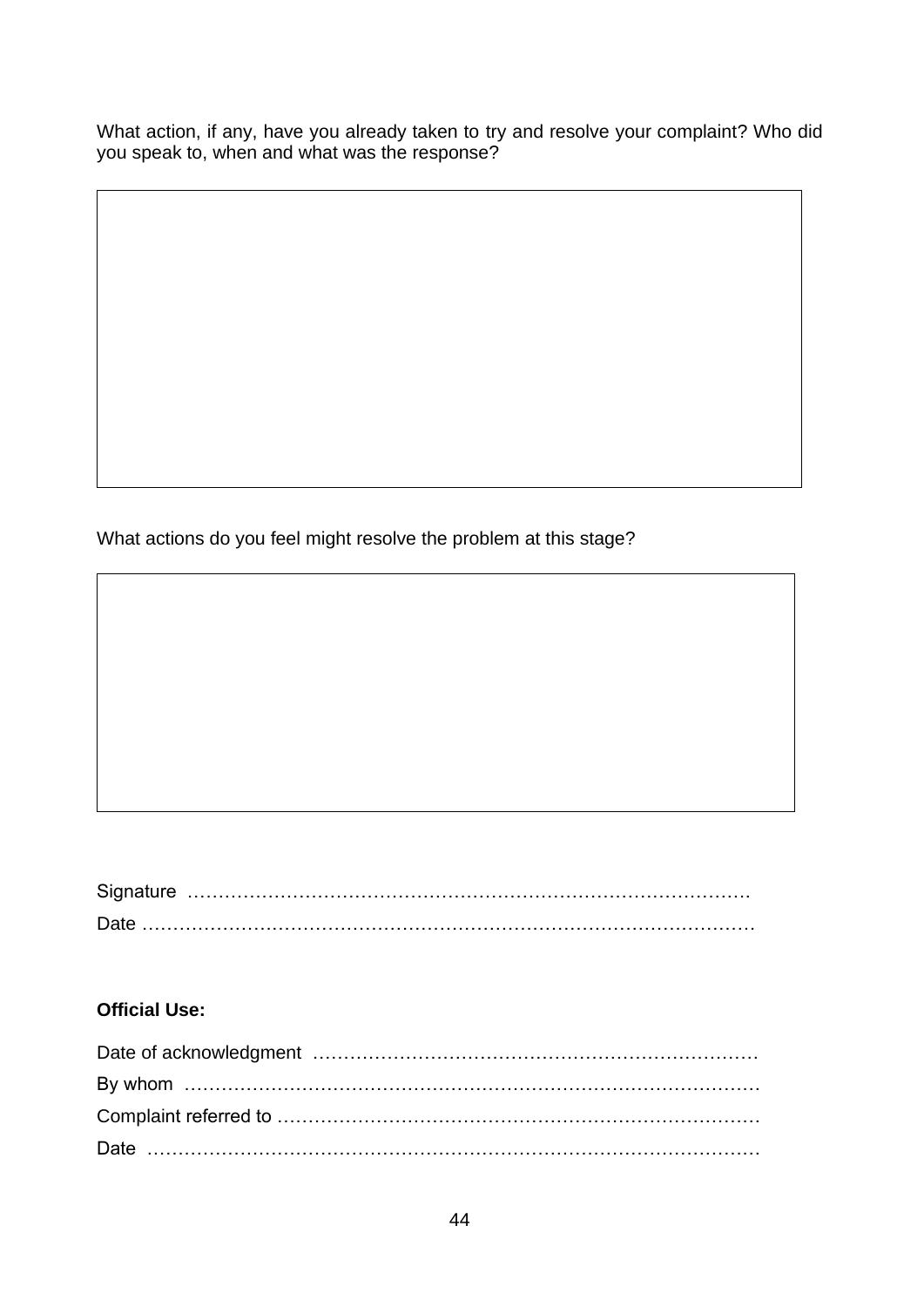What action, if any, have you already taken to try and resolve your complaint? Who did you speak to, when and what was the response?

What actions do you feel might resolve the problem at this stage?

Signature ………………………………………………………………………………

Date ………………………………………………………………………………………

**Official Use:**

Date of acknowledgment ………………………………………………………………

By whom ………………………………………………………………………………

Complaint referred to …………………………………………………………………

Date ………………………………………………………………………………………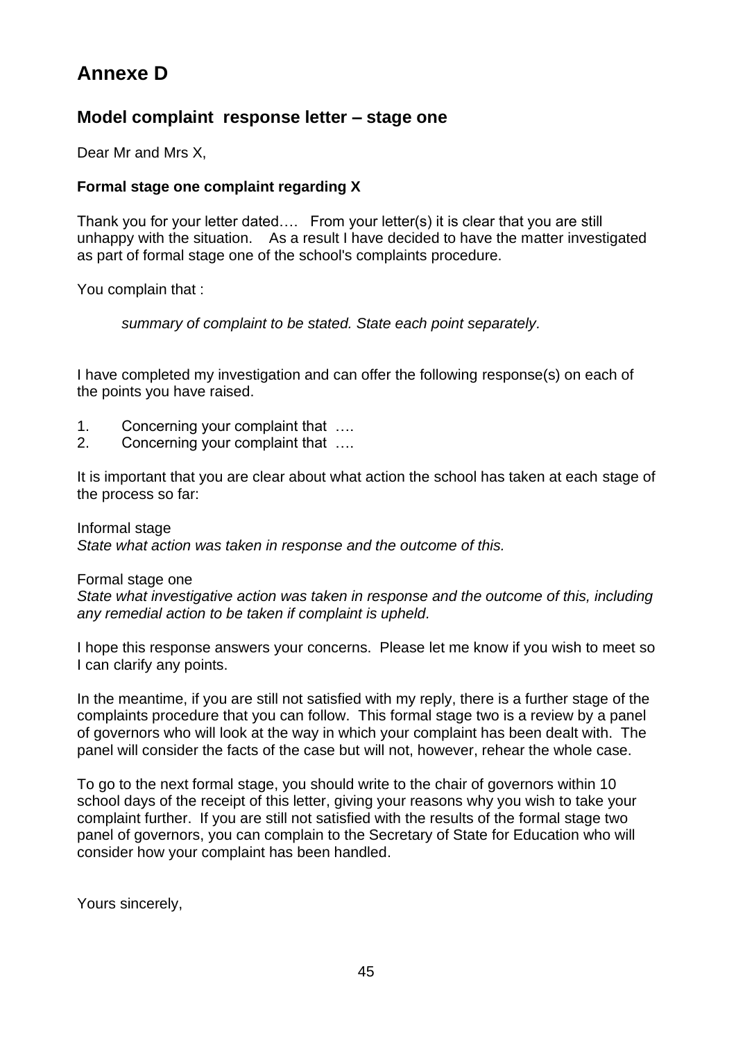# Annexe D

## Model complaint response letter – stage one

Dear Mr and Mrs X,

**Formal stage one complaint regarding X**

Thank you for your letter dated…. From your letter(s) it is clear that you are still unhappy with the situation. As a result I have decided to have the matter investigated as part of formal stage one of the school's complaints procedure.

You complain that :

> *summary of complaint to be stated. State each point separately.*

I have completed my investigation and can offer the following response(s) on each of the points you have raised.

1. Concerning your complaint that ….
2. Concerning your complaint that ….

It is important that you are clear about what action the school has taken at each stage of the process so far:

Informal stage
*State what action was taken in response and the outcome of this.*

Formal stage one
*State what investigative action was taken in response and the outcome of this, including any remedial action to be taken if complaint is upheld.*

I hope this response answers your concerns. Please let me know if you wish to meet so I can clarify any points.

In the meantime, if you are still not satisfied with my reply, there is a further stage of the complaints procedure that you can follow. This formal stage two is a review by a panel of governors who will look at the way in which your complaint has been dealt with. The panel will consider the facts of the case but will not, however, rehear the whole case.

To go to the next formal stage, you should write to the chair of governors within 10 school days of the receipt of this letter, giving your reasons why you wish to take your complaint further. If you are still not satisfied with the results of the formal stage two panel of governors, you can complain to the Secretary of State for Education who will consider how your complaint has been handled.

Yours sincerely,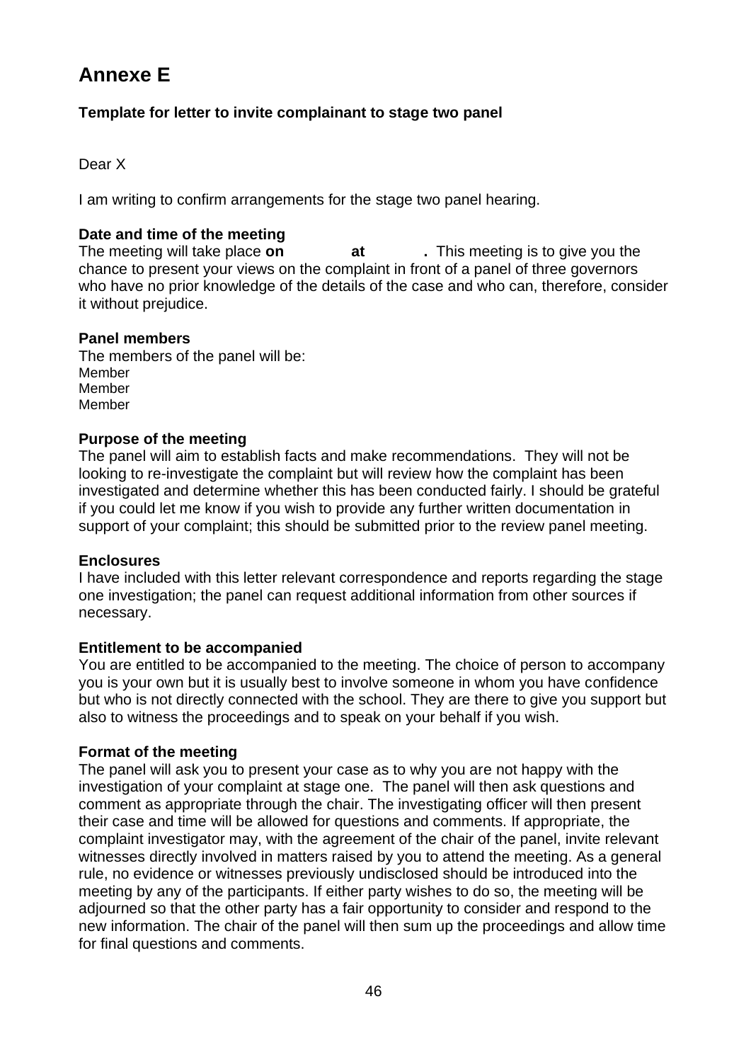# Annexe E

**Template for letter to invite complainant to stage two panel**

Dear X

I am writing to confirm arrangements for the stage two panel hearing.

**Date and time of the meeting**

The meeting will take place **on at .** This meeting is to give you the chance to present your views on the complaint in front of a panel of three governors who have no prior knowledge of the details of the case and who can, therefore, consider it without prejudice.

**Panel members**

The members of the panel will be:

Member
Member
Member

**Purpose of the meeting**

The panel will aim to establish facts and make recommendations. They will not be looking to re-investigate the complaint but will review how the complaint has been investigated and determine whether this has been conducted fairly. I should be grateful if you could let me know if you wish to provide any further written documentation in support of your complaint; this should be submitted prior to the review panel meeting.

**Enclosures**

I have included with this letter relevant correspondence and reports regarding the stage one investigation; the panel can request additional information from other sources if necessary.

**Entitlement to be accompanied**

You are entitled to be accompanied to the meeting. The choice of person to accompany you is your own but it is usually best to involve someone in whom you have confidence but who is not directly connected with the school. They are there to give you support but also to witness the proceedings and to speak on your behalf if you wish.

**Format of the meeting**

The panel will ask you to present your case as to why you are not happy with the investigation of your complaint at stage one. The panel will then ask questions and comment as appropriate through the chair. The investigating officer will then present their case and time will be allowed for questions and comments. If appropriate, the complaint investigator may, with the agreement of the chair of the panel, invite relevant witnesses directly involved in matters raised by you to attend the meeting. As a general rule, no evidence or witnesses previously undisclosed should be introduced into the meeting by any of the participants. If either party wishes to do so, the meeting will be adjourned so that the other party has a fair opportunity to consider and respond to the new information. The chair of the panel will then sum up the proceedings and allow time for final questions and comments.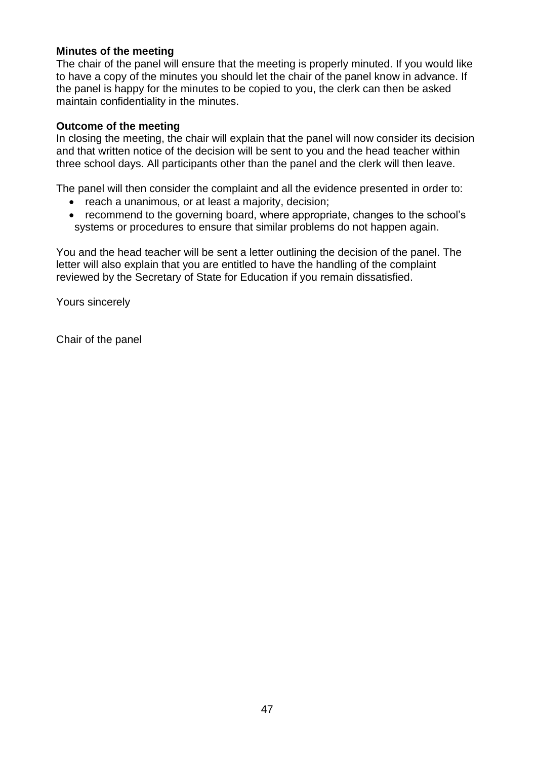**Minutes of the meeting**

The chair of the panel will ensure that the meeting is properly minuted. If you would like to have a copy of the minutes you should let the chair of the panel know in advance. If the panel is happy for the minutes to be copied to you, the clerk can then be asked maintain confidentiality in the minutes.

**Outcome of the meeting**

In closing the meeting, the chair will explain that the panel will now consider its decision and that written notice of the decision will be sent to you and the head teacher within three school days. All participants other than the panel and the clerk will then leave.

The panel will then consider the complaint and all the evidence presented in order to:

- reach a unanimous, or at least a majority, decision;
- recommend to the governing board, where appropriate, changes to the school's systems or procedures to ensure that similar problems do not happen again.

You and the head teacher will be sent a letter outlining the decision of the panel. The letter will also explain that you are entitled to have the handling of the complaint reviewed by the Secretary of State for Education if you remain dissatisfied.

Yours sincerely

Chair of the panel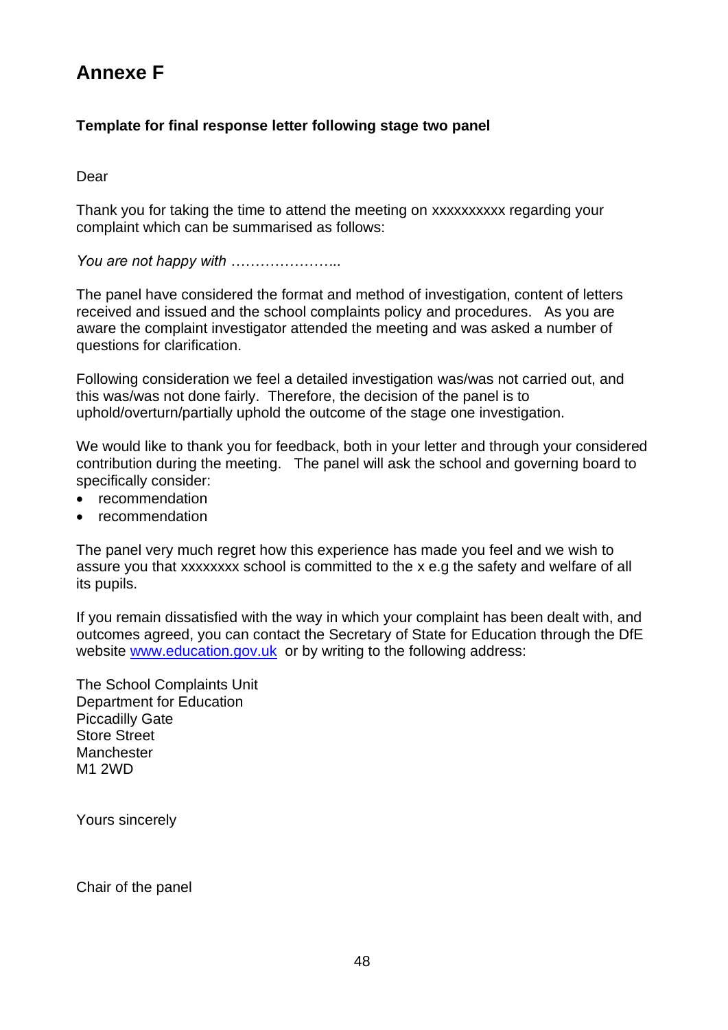# Annexe F

**Template for final response letter following stage two panel**

Dear

Thank you for taking the time to attend the meeting on xxxxxxxxxx regarding your complaint which can be summarised as follows:

*You are not happy with …………………..*

The panel have considered the format and method of investigation, content of letters received and issued and the school complaints policy and procedures. As you are aware the complaint investigator attended the meeting and was asked a number of questions for clarification.

Following consideration we feel a detailed investigation was/was not carried out, and this was/was not done fairly. Therefore, the decision of the panel is to uphold/overturn/partially uphold the outcome of the stage one investigation.

We would like to thank you for feedback, both in your letter and through your considered contribution during the meeting. The panel will ask the school and governing board to specifically consider:

- recommendation
- recommendation

The panel very much regret how this experience has made you feel and we wish to assure you that xxxxxxxx school is committed to the x e.g the safety and welfare of all its pupils.

If you remain dissatisfied with the way in which your complaint has been dealt with, and outcomes agreed, you can contact the Secretary of State for Education through the DfE website [www.education.gov.uk](http://www.education.gov.uk) or by writing to the following address:

The School Complaints Unit
Department for Education
Piccadilly Gate
Store Street
Manchester
M1 2WD

Yours sincerely

Chair of the panel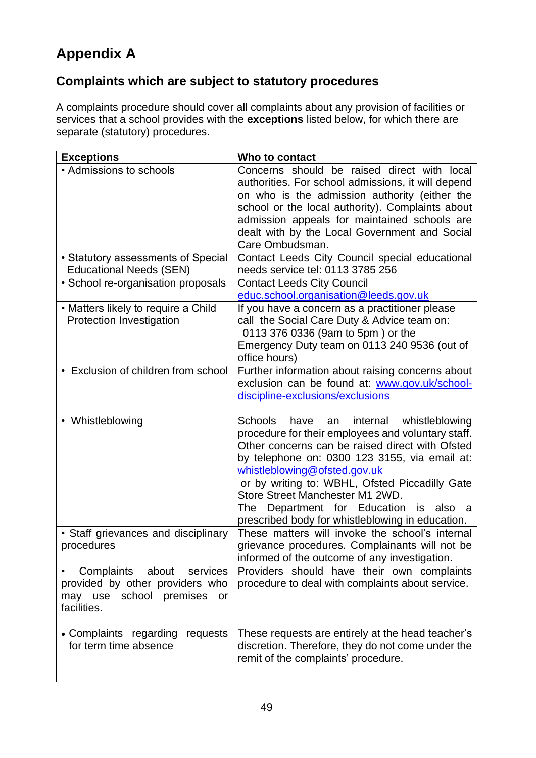# Appendix A

## Complaints which are subject to statutory procedures

A complaints procedure should cover all complaints about any provision of facilities or services that a school provides with the **exceptions** listed below, for which there are separate (statutory) procedures.

| Exceptions | Who to contact |
|---|---|
| • Admissions to schools | Concerns should be raised direct with local authorities. For school admissions, it will depend on who is the admission authority (either the school or the local authority). Complaints about admission appeals for maintained schools are dealt with by the Local Government and Social Care Ombudsman. |
| • Statutory assessments of Special Educational Needs (SEN) | Contact Leeds City Council special educational needs service tel: 0113 3785 256 |
| • School re-organisation proposals | Contact Leeds City Council educ.school.organisation@leeds.gov.uk |
| • Matters likely to require a Child Protection Investigation | If you have a concern as a practitioner please call the Social Care Duty & Advice team on: 0113 376 0336 (9am to 5pm ) or the Emergency Duty team on 0113 240 9536 (out of office hours) |
| • Exclusion of children from school | Further information about raising concerns about exclusion can be found at: www.gov.uk/school-discipline-exclusions/exclusions |
| • Whistleblowing | Schools have an internal whistleblowing procedure for their employees and voluntary staff. Other concerns can be raised direct with Ofsted by telephone on: 0300 123 3155, via email at: whistleblowing@ofsted.gov.uk or by writing to: WBHL, Ofsted Piccadilly Gate Store Street Manchester M1 2WD. The Department for Education is also a prescribed body for whistleblowing in education. |
| • Staff grievances and disciplinary procedures | These matters will invoke the school's internal grievance procedures. Complainants will not be informed of the outcome of any investigation. |
| • Complaints about services provided by other providers who may use school premises or facilities. | Providers should have their own complaints procedure to deal with complaints about service. |
| • Complaints regarding requests for term time absence | These requests are entirely at the head teacher's discretion. Therefore, they do not come under the remit of the complaints' procedure. |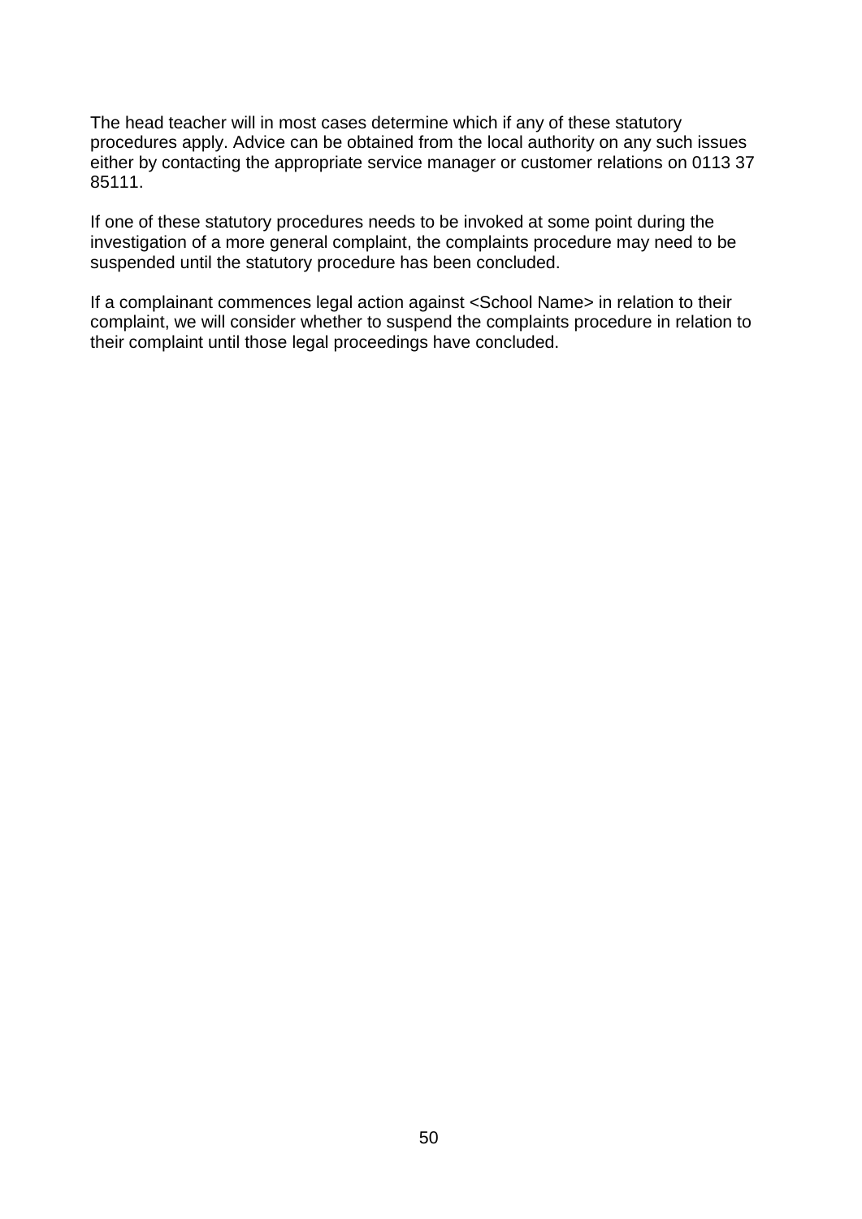The head teacher will in most cases determine which if any of these statutory procedures apply. Advice can be obtained from the local authority on any such issues either by contacting the appropriate service manager or customer relations on 0113 37 85111.

If one of these statutory procedures needs to be invoked at some point during the investigation of a more general complaint, the complaints procedure may need to be suspended until the statutory procedure has been concluded.

If a complainant commences legal action against <School Name> in relation to their complaint, we will consider whether to suspend the complaints procedure in relation to their complaint until those legal proceedings have concluded.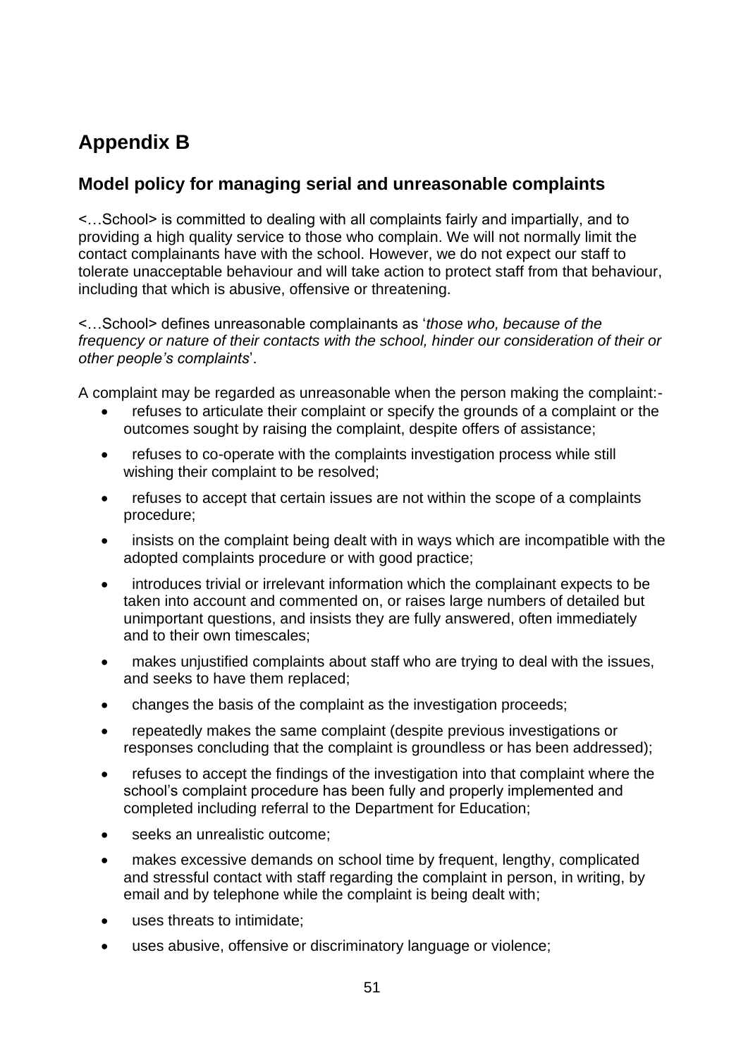# Appendix B

## Model policy for managing serial and unreasonable complaints

<…School> is committed to dealing with all complaints fairly and impartially, and to providing a high quality service to those who complain. We will not normally limit the contact complainants have with the school. However, we do not expect our staff to tolerate unacceptable behaviour and will take action to protect staff from that behaviour, including that which is abusive, offensive or threatening.

<…School> defines unreasonable complainants as '*those who, because of the frequency or nature of their contacts with the school, hinder our consideration of their or other people's complaints*'.

A complaint may be regarded as unreasonable when the person making the complaint:-

- refuses to articulate their complaint or specify the grounds of a complaint or the outcomes sought by raising the complaint, despite offers of assistance;
- refuses to co-operate with the complaints investigation process while still wishing their complaint to be resolved;
- refuses to accept that certain issues are not within the scope of a complaints procedure;
- insists on the complaint being dealt with in ways which are incompatible with the adopted complaints procedure or with good practice;
- introduces trivial or irrelevant information which the complainant expects to be taken into account and commented on, or raises large numbers of detailed but unimportant questions, and insists they are fully answered, often immediately and to their own timescales;
- makes unjustified complaints about staff who are trying to deal with the issues, and seeks to have them replaced;
- changes the basis of the complaint as the investigation proceeds;
- repeatedly makes the same complaint (despite previous investigations or responses concluding that the complaint is groundless or has been addressed);
- refuses to accept the findings of the investigation into that complaint where the school's complaint procedure has been fully and properly implemented and completed including referral to the Department for Education;
- seeks an unrealistic outcome;
- makes excessive demands on school time by frequent, lengthy, complicated and stressful contact with staff regarding the complaint in person, in writing, by email and by telephone while the complaint is being dealt with;
- uses threats to intimidate;
- uses abusive, offensive or discriminatory language or violence;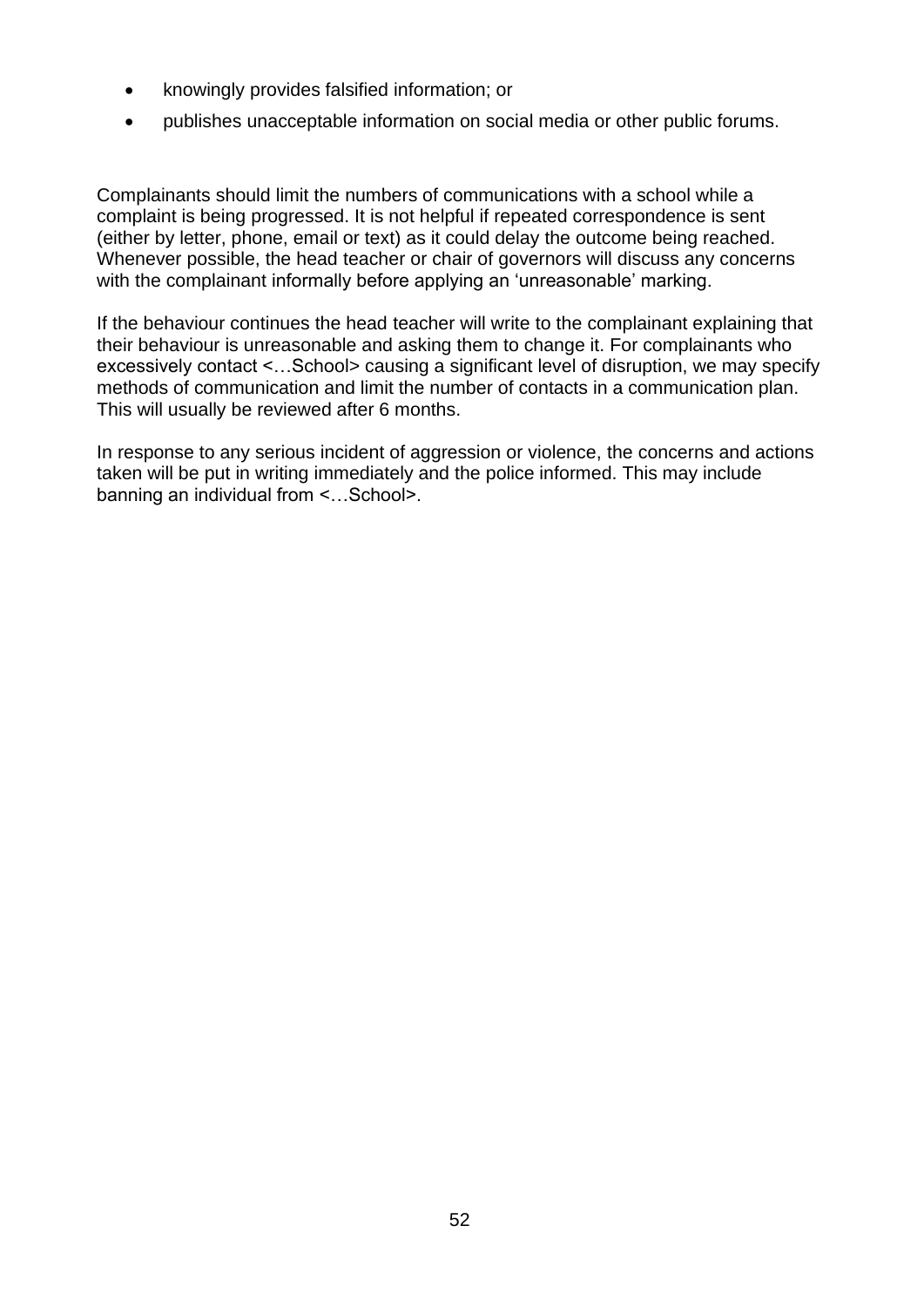- knowingly provides falsified information; or
- publishes unacceptable information on social media or other public forums.

Complainants should limit the numbers of communications with a school while a complaint is being progressed. It is not helpful if repeated correspondence is sent (either by letter, phone, email or text) as it could delay the outcome being reached. Whenever possible, the head teacher or chair of governors will discuss any concerns with the complainant informally before applying an 'unreasonable' marking.

If the behaviour continues the head teacher will write to the complainant explaining that their behaviour is unreasonable and asking them to change it. For complainants who excessively contact <…School> causing a significant level of disruption, we may specify methods of communication and limit the number of contacts in a communication plan. This will usually be reviewed after 6 months.

In response to any serious incident of aggression or violence, the concerns and actions taken will be put in writing immediately and the police informed. This may include banning an individual from <…School>.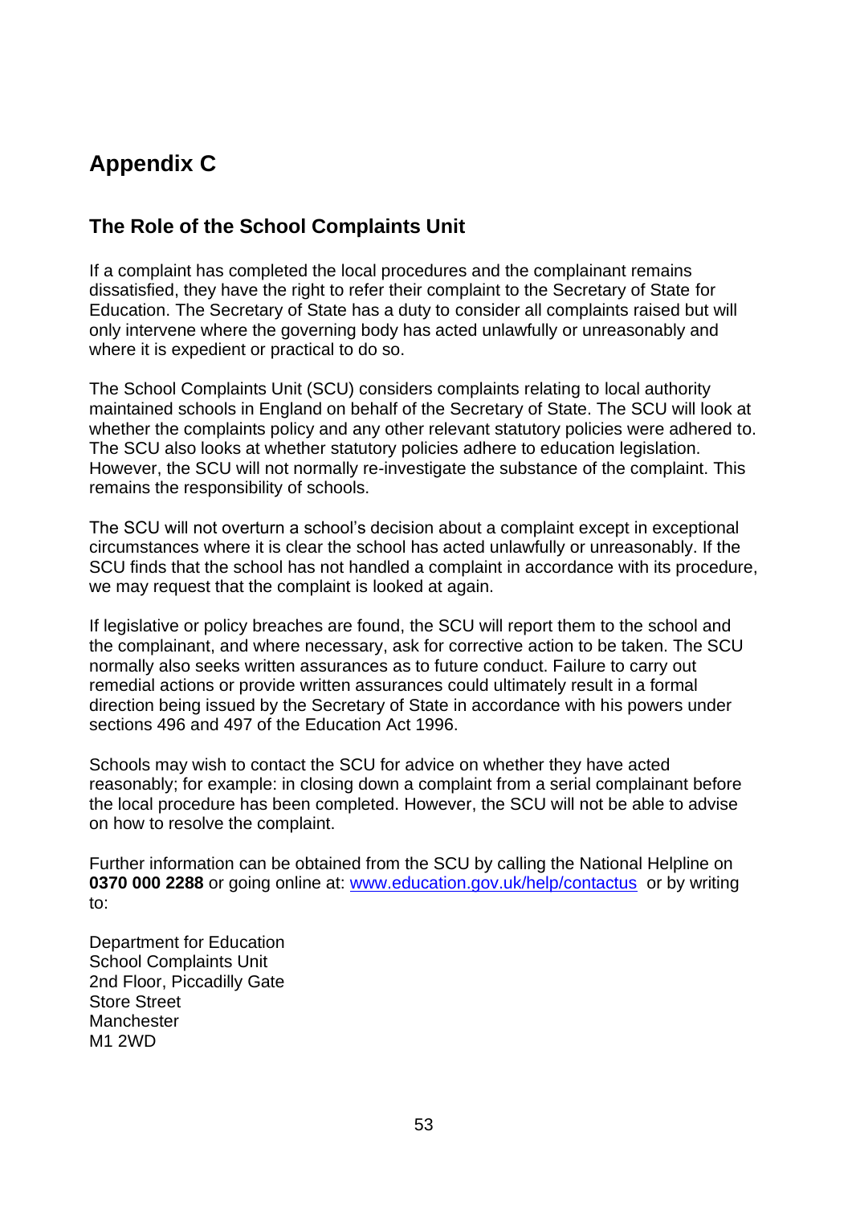# Appendix C

## The Role of the School Complaints Unit

If a complaint has completed the local procedures and the complainant remains dissatisfied, they have the right to refer their complaint to the Secretary of State for Education. The Secretary of State has a duty to consider all complaints raised but will only intervene where the governing body has acted unlawfully or unreasonably and where it is expedient or practical to do so.

The School Complaints Unit (SCU) considers complaints relating to local authority maintained schools in England on behalf of the Secretary of State. The SCU will look at whether the complaints policy and any other relevant statutory policies were adhered to. The SCU also looks at whether statutory policies adhere to education legislation. However, the SCU will not normally re-investigate the substance of the complaint. This remains the responsibility of schools.

The SCU will not overturn a school's decision about a complaint except in exceptional circumstances where it is clear the school has acted unlawfully or unreasonably. If the SCU finds that the school has not handled a complaint in accordance with its procedure, we may request that the complaint is looked at again.

If legislative or policy breaches are found, the SCU will report them to the school and the complainant, and where necessary, ask for corrective action to be taken. The SCU normally also seeks written assurances as to future conduct. Failure to carry out remedial actions or provide written assurances could ultimately result in a formal direction being issued by the Secretary of State in accordance with his powers under sections 496 and 497 of the Education Act 1996.

Schools may wish to contact the SCU for advice on whether they have acted reasonably; for example: in closing down a complaint from a serial complainant before the local procedure has been completed. However, the SCU will not be able to advise on how to resolve the complaint.

Further information can be obtained from the SCU by calling the National Helpline on **0370 000 2288** or going online at: [www.education.gov.uk/help/contactus](www.education.gov.uk/help/contactus) or by writing to:

Department for Education
School Complaints Unit
2nd Floor, Piccadilly Gate
Store Street
Manchester
M1 2WD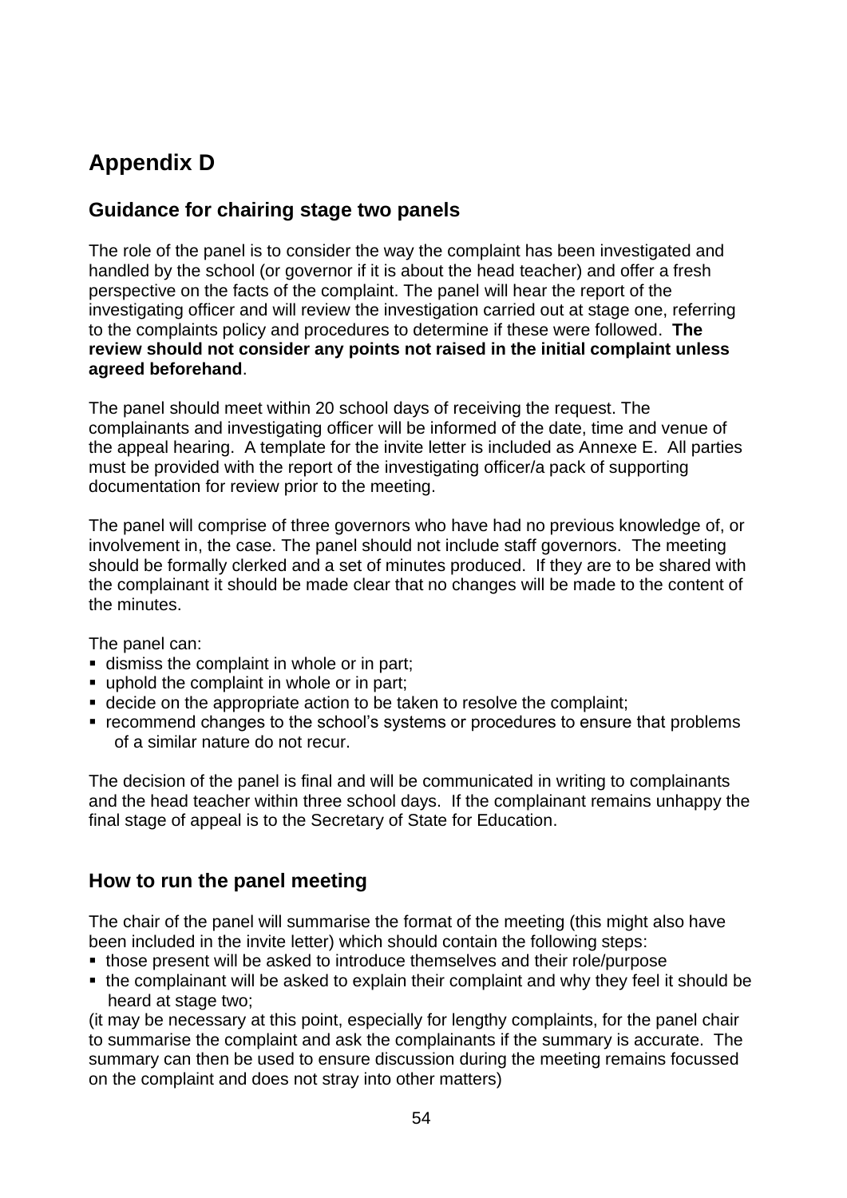# Appendix D

## Guidance for chairing stage two panels

The role of the panel is to consider the way the complaint has been investigated and handled by the school (or governor if it is about the head teacher) and offer a fresh perspective on the facts of the complaint. The panel will hear the report of the investigating officer and will review the investigation carried out at stage one, referring to the complaints policy and procedures to determine if these were followed. **The review should not consider any points not raised in the initial complaint unless agreed beforehand**.

The panel should meet within 20 school days of receiving the request. The complainants and investigating officer will be informed of the date, time and venue of the appeal hearing. A template for the invite letter is included as Annexe E. All parties must be provided with the report of the investigating officer/a pack of supporting documentation for review prior to the meeting.

The panel will comprise of three governors who have had no previous knowledge of, or involvement in, the case. The panel should not include staff governors. The meeting should be formally clerked and a set of minutes produced. If they are to be shared with the complainant it should be made clear that no changes will be made to the content of the minutes.

The panel can:

- dismiss the complaint in whole or in part;
- uphold the complaint in whole or in part;
- decide on the appropriate action to be taken to resolve the complaint;
- recommend changes to the school's systems or procedures to ensure that problems of a similar nature do not recur.

The decision of the panel is final and will be communicated in writing to complainants and the head teacher within three school days. If the complainant remains unhappy the final stage of appeal is to the Secretary of State for Education.

## How to run the panel meeting

The chair of the panel will summarise the format of the meeting (this might also have been included in the invite letter) which should contain the following steps:

- those present will be asked to introduce themselves and their role/purpose
- the complainant will be asked to explain their complaint and why they feel it should be heard at stage two;

(it may be necessary at this point, especially for lengthy complaints, for the panel chair to summarise the complaint and ask the complainants if the summary is accurate. The summary can then be used to ensure discussion during the meeting remains focussed on the complaint and does not stray into other matters)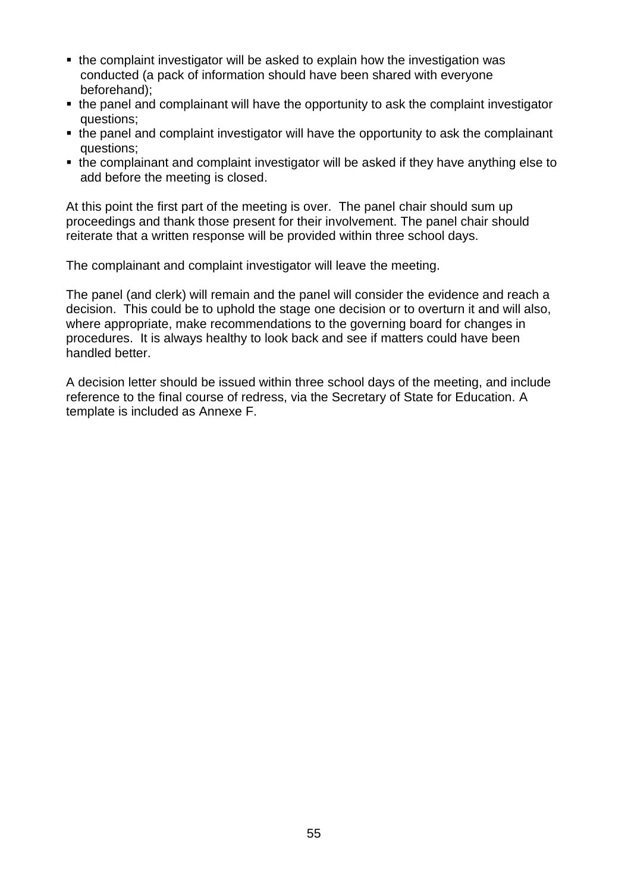- the complaint investigator will be asked to explain how the investigation was conducted (a pack of information should have been shared with everyone beforehand);
- the panel and complainant will have the opportunity to ask the complaint investigator questions;
- the panel and complaint investigator will have the opportunity to ask the complainant questions;
- the complainant and complaint investigator will be asked if they have anything else to add before the meeting is closed.

At this point the first part of the meeting is over. The panel chair should sum up proceedings and thank those present for their involvement. The panel chair should reiterate that a written response will be provided within three school days.

The complainant and complaint investigator will leave the meeting.

The panel (and clerk) will remain and the panel will consider the evidence and reach a decision. This could be to uphold the stage one decision or to overturn it and will also, where appropriate, make recommendations to the governing board for changes in procedures. It is always healthy to look back and see if matters could have been handled better.

A decision letter should be issued within three school days of the meeting, and include reference to the final course of redress, via the Secretary of State for Education. A template is included as Annexe F.